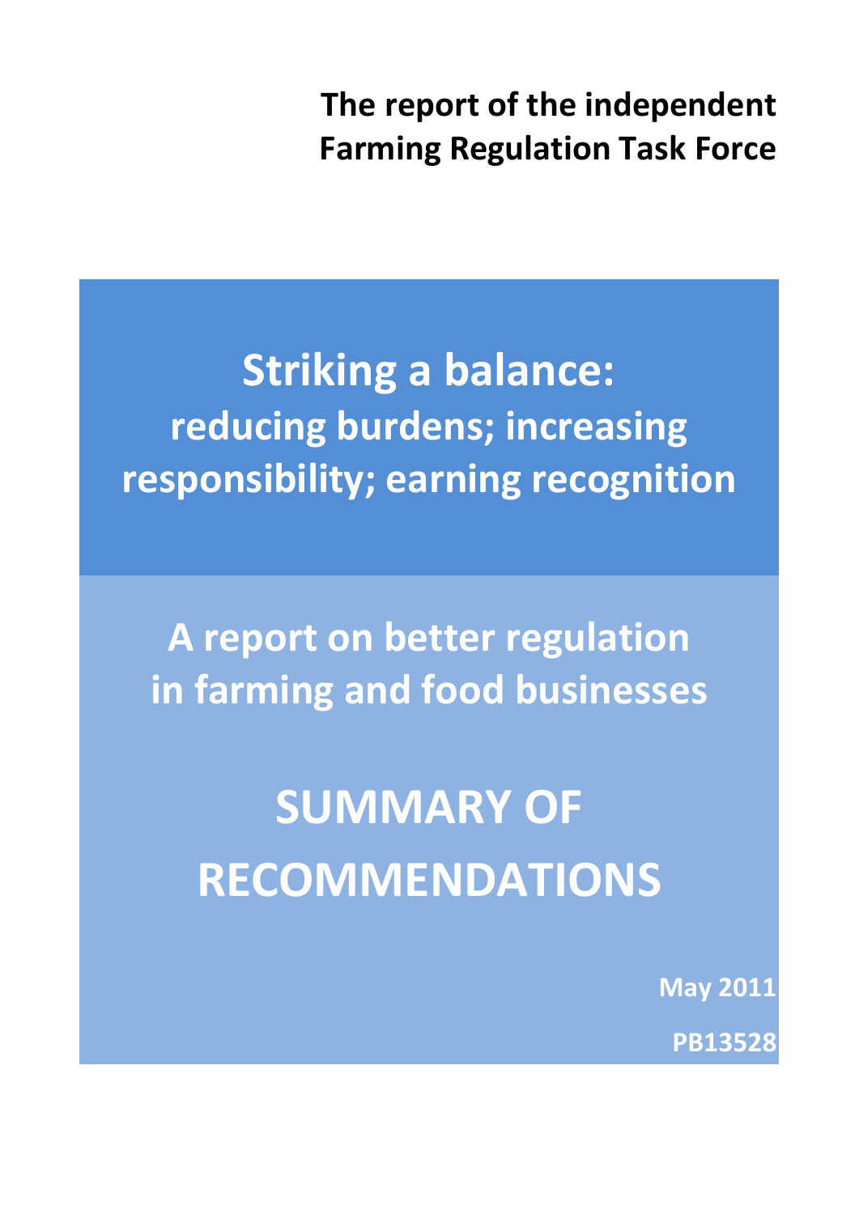**The report of the independent Farming Regulation Task Force**

# Striking a balance:

## reducing burdens; increasing responsibility; earning recognition

## A report on better regulation in farming and food businesses

# SUMMARY OF RECOMMENDATIONS

**May 2011**

**PB13528**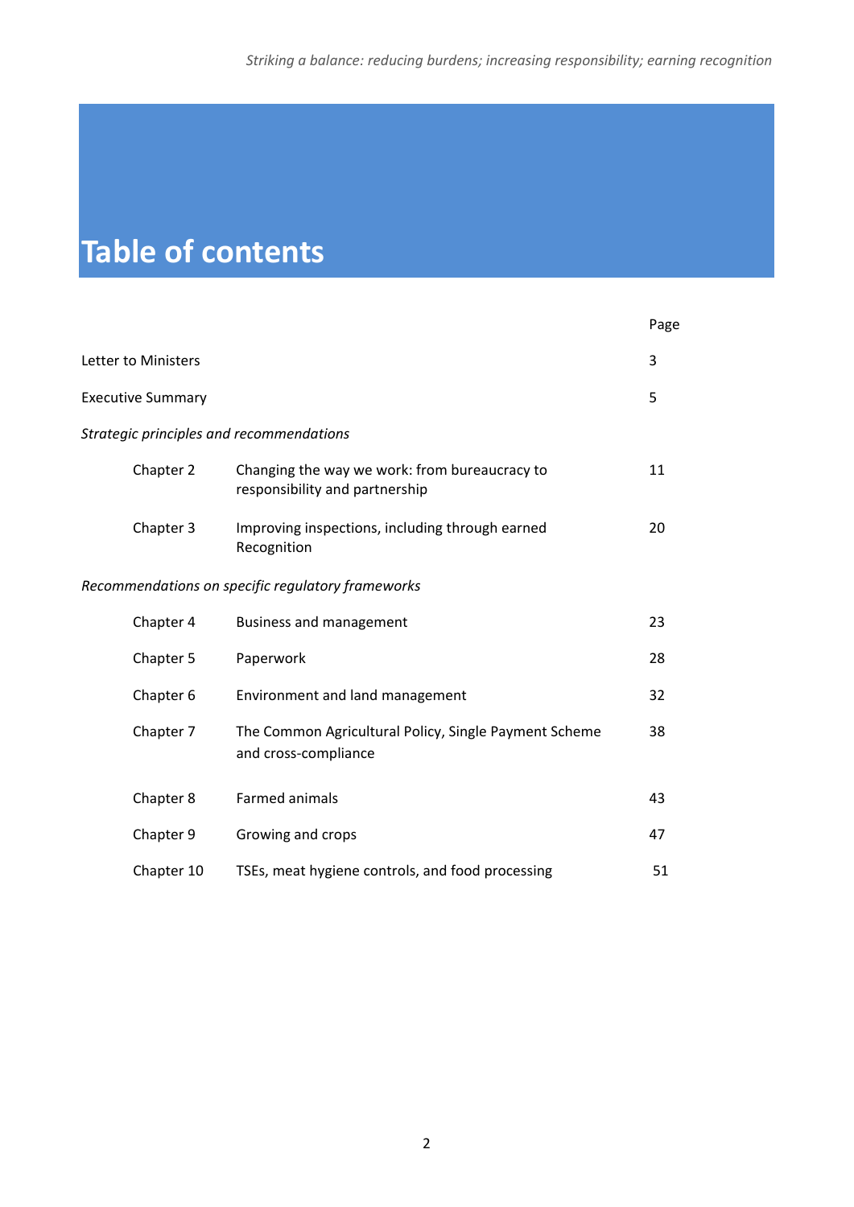# Table of contents

| | | Page |
|---|---|---|
| Letter to Ministers | | 3 |
| Executive Summary | | 5 |
| *Strategic principles and recommendations* | | |
| Chapter 2 | Changing the way we work: from bureaucracy to responsibility and partnership | 11 |
| Chapter 3 | Improving inspections, including through earned Recognition | 20 |
| *Recommendations on specific regulatory frameworks* | | |
| Chapter 4 | Business and management | 23 |
| Chapter 5 | Paperwork | 28 |
| Chapter 6 | Environment and land management | 32 |
| Chapter 7 | The Common Agricultural Policy, Single Payment Scheme and cross-compliance | 38 |
| Chapter 8 | Farmed animals | 43 |
| Chapter 9 | Growing and crops | 47 |
| Chapter 10 | TSEs, meat hygiene controls, and food processing | 51 |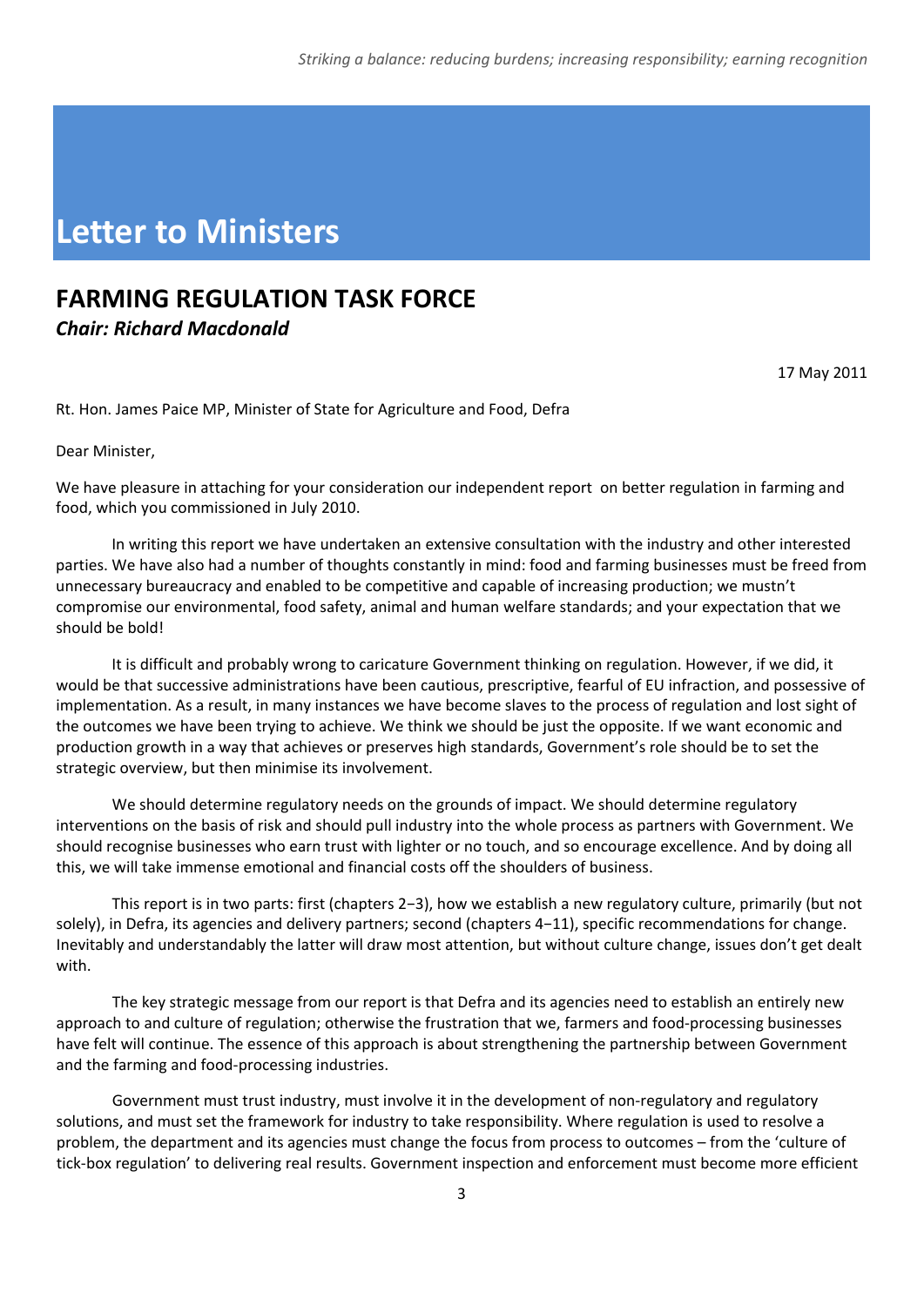# Letter to Ministers

## FARMING REGULATION TASK FORCE

***Chair: Richard Macdonald***

17 May 2011

Rt. Hon. James Paice MP, Minister of State for Agriculture and Food, Defra

Dear Minister,

We have pleasure in attaching for your consideration our independent report on better regulation in farming and food, which you commissioned in July 2010.

In writing this report we have undertaken an extensive consultation with the industry and other interested parties. We have also had a number of thoughts constantly in mind: food and farming businesses must be freed from unnecessary bureaucracy and enabled to be competitive and capable of increasing production; we mustn't compromise our environmental, food safety, animal and human welfare standards; and your expectation that we should be bold!

It is difficult and probably wrong to caricature Government thinking on regulation. However, if we did, it would be that successive administrations have been cautious, prescriptive, fearful of EU infraction, and possessive of implementation. As a result, in many instances we have become slaves to the process of regulation and lost sight of the outcomes we have been trying to achieve. We think we should be just the opposite. If we want economic and production growth in a way that achieves or preserves high standards, Government's role should be to set the strategic overview, but then minimise its involvement.

We should determine regulatory needs on the grounds of impact. We should determine regulatory interventions on the basis of risk and should pull industry into the whole process as partners with Government. We should recognise businesses who earn trust with lighter or no touch, and so encourage excellence. And by doing all this, we will take immense emotional and financial costs off the shoulders of business.

This report is in two parts: first (chapters 2−3), how we establish a new regulatory culture, primarily (but not solely), in Defra, its agencies and delivery partners; second (chapters 4−11), specific recommendations for change. Inevitably and understandably the latter will draw most attention, but without culture change, issues don't get dealt with.

The key strategic message from our report is that Defra and its agencies need to establish an entirely new approach to and culture of regulation; otherwise the frustration that we, farmers and food-processing businesses have felt will continue. The essence of this approach is about strengthening the partnership between Government and the farming and food-processing industries.

Government must trust industry, must involve it in the development of non-regulatory and regulatory solutions, and must set the framework for industry to take responsibility. Where regulation is used to resolve a problem, the department and its agencies must change the focus from process to outcomes – from the 'culture of tick-box regulation' to delivering real results. Government inspection and enforcement must become more efficient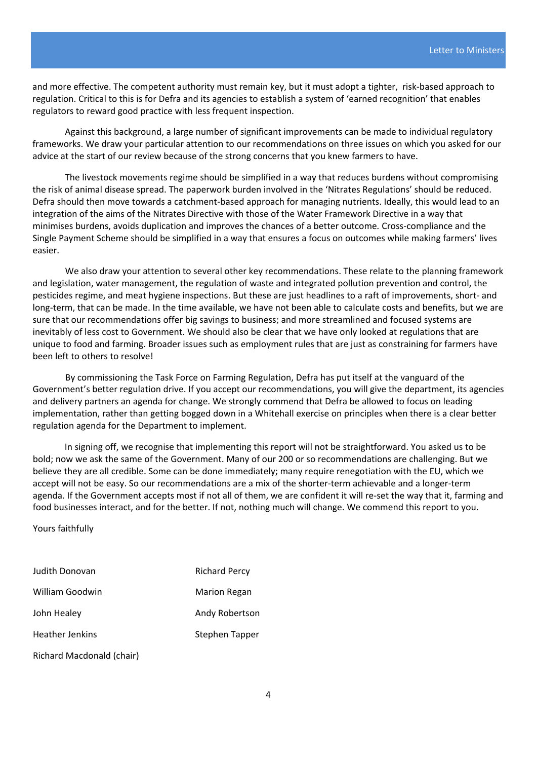and more effective. The competent authority must remain key, but it must adopt a tighter, risk-based approach to regulation. Critical to this is for Defra and its agencies to establish a system of 'earned recognition' that enables regulators to reward good practice with less frequent inspection.

Against this background, a large number of significant improvements can be made to individual regulatory frameworks. We draw your particular attention to our recommendations on three issues on which you asked for our advice at the start of our review because of the strong concerns that you knew farmers to have.

The livestock movements regime should be simplified in a way that reduces burdens without compromising the risk of animal disease spread. The paperwork burden involved in the 'Nitrates Regulations' should be reduced. Defra should then move towards a catchment-based approach for managing nutrients. Ideally, this would lead to an integration of the aims of the Nitrates Directive with those of the Water Framework Directive in a way that minimises burdens, avoids duplication and improves the chances of a better outcome. Cross-compliance and the Single Payment Scheme should be simplified in a way that ensures a focus on outcomes while making farmers' lives easier.

We also draw your attention to several other key recommendations. These relate to the planning framework and legislation, water management, the regulation of waste and integrated pollution prevention and control, the pesticides regime, and meat hygiene inspections. But these are just headlines to a raft of improvements, short- and long-term, that can be made. In the time available, we have not been able to calculate costs and benefits, but we are sure that our recommendations offer big savings to business; and more streamlined and focused systems are inevitably of less cost to Government. We should also be clear that we have only looked at regulations that are unique to food and farming. Broader issues such as employment rules that are just as constraining for farmers have been left to others to resolve!

By commissioning the Task Force on Farming Regulation, Defra has put itself at the vanguard of the Government's better regulation drive. If you accept our recommendations, you will give the department, its agencies and delivery partners an agenda for change. We strongly commend that Defra be allowed to focus on leading implementation, rather than getting bogged down in a Whitehall exercise on principles when there is a clear better regulation agenda for the Department to implement.

In signing off, we recognise that implementing this report will not be straightforward. You asked us to be bold; now we ask the same of the Government. Many of our 200 or so recommendations are challenging. But we believe they are all credible. Some can be done immediately; many require renegotiation with the EU, which we accept will not be easy. So our recommendations are a mix of the shorter-term achievable and a longer-term agenda. If the Government accepts most if not all of them, we are confident it will re-set the way that it, farming and food businesses interact, and for the better. If not, nothing much will change. We commend this report to you.

Yours faithfully

Judith Donovan

William Goodwin

John Healey

Heather Jenkins

Richard Macdonald (chair)

Richard Percy

Marion Regan

Andy Robertson

Stephen Tapper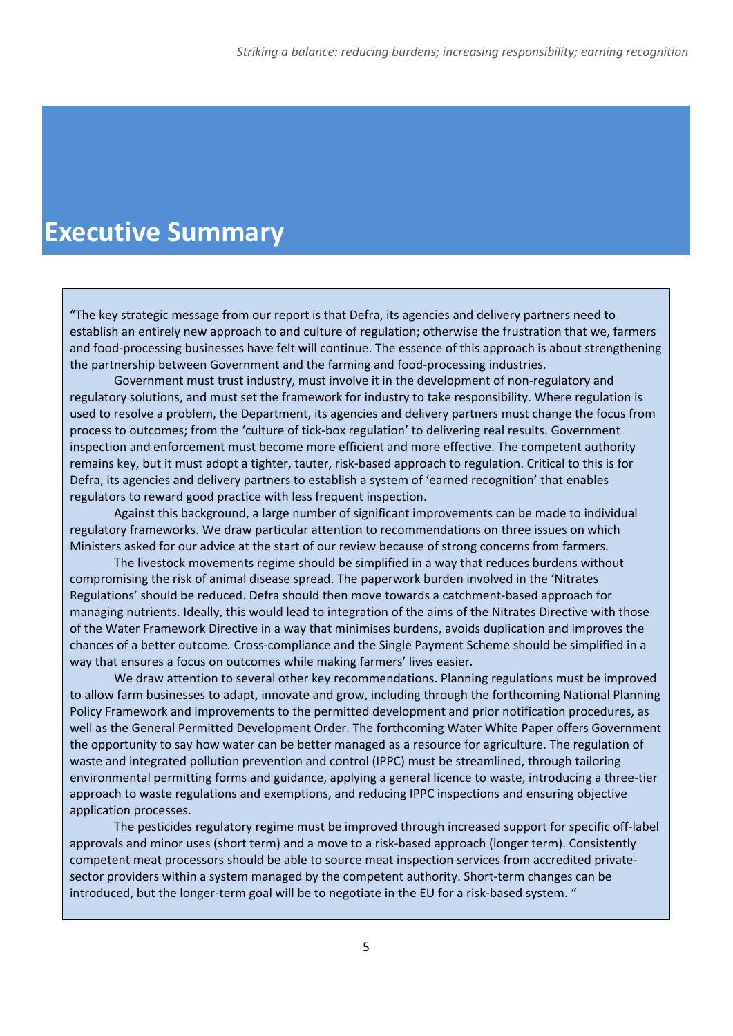# Executive Summary

"The key strategic message from our report is that Defra, its agencies and delivery partners need to establish an entirely new approach to and culture of regulation; otherwise the frustration that we, farmers and food-processing businesses have felt will continue. The essence of this approach is about strengthening the partnership between Government and the farming and food-processing industries.

Government must trust industry, must involve it in the development of non-regulatory and regulatory solutions, and must set the framework for industry to take responsibility. Where regulation is used to resolve a problem, the Department, its agencies and delivery partners must change the focus from process to outcomes; from the 'culture of tick-box regulation' to delivering real results. Government inspection and enforcement must become more efficient and more effective. The competent authority remains key, but it must adopt a tighter, tauter, risk-based approach to regulation. Critical to this is for Defra, its agencies and delivery partners to establish a system of 'earned recognition' that enables regulators to reward good practice with less frequent inspection.

Against this background, a large number of significant improvements can be made to individual regulatory frameworks. We draw particular attention to recommendations on three issues on which Ministers asked for our advice at the start of our review because of strong concerns from farmers.

The livestock movements regime should be simplified in a way that reduces burdens without compromising the risk of animal disease spread. The paperwork burden involved in the 'Nitrates Regulations' should be reduced. Defra should then move towards a catchment-based approach for managing nutrients. Ideally, this would lead to integration of the aims of the Nitrates Directive with those of the Water Framework Directive in a way that minimises burdens, avoids duplication and improves the chances of a better outcome. Cross-compliance and the Single Payment Scheme should be simplified in a way that ensures a focus on outcomes while making farmers' lives easier.

We draw attention to several other key recommendations. Planning regulations must be improved to allow farm businesses to adapt, innovate and grow, including through the forthcoming National Planning Policy Framework and improvements to the permitted development and prior notification procedures, as well as the General Permitted Development Order. The forthcoming Water White Paper offers Government the opportunity to say how water can be better managed as a resource for agriculture. The regulation of waste and integrated pollution prevention and control (IPPC) must be streamlined, through tailoring environmental permitting forms and guidance, applying a general licence to waste, introducing a three-tier approach to waste regulations and exemptions, and reducing IPPC inspections and ensuring objective application processes.

The pesticides regulatory regime must be improved through increased support for specific off-label approvals and minor uses (short term) and a move to a risk-based approach (longer term). Consistently competent meat processors should be able to source meat inspection services from accredited private-sector providers within a system managed by the competent authority. Short-term changes can be introduced, but the longer-term goal will be to negotiate in the EU for a risk-based system. "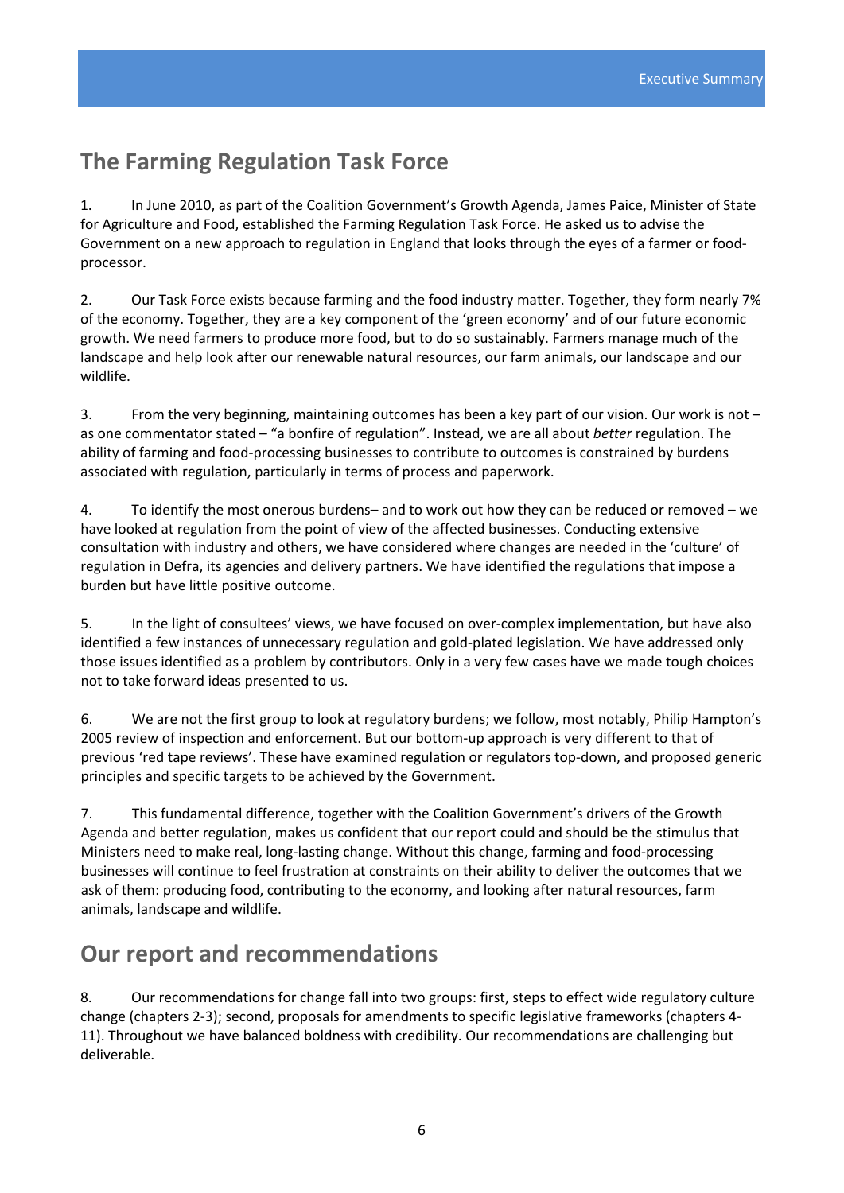## The Farming Regulation Task Force

1. In June 2010, as part of the Coalition Government's Growth Agenda, James Paice, Minister of State for Agriculture and Food, established the Farming Regulation Task Force. He asked us to advise the Government on a new approach to regulation in England that looks through the eyes of a farmer or food-processor.

2. Our Task Force exists because farming and the food industry matter. Together, they form nearly 7% of the economy. Together, they are a key component of the 'green economy' and of our future economic growth. We need farmers to produce more food, but to do so sustainably. Farmers manage much of the landscape and help look after our renewable natural resources, our farm animals, our landscape and our wildlife.

3. From the very beginning, maintaining outcomes has been a key part of our vision. Our work is not – as one commentator stated – "a bonfire of regulation". Instead, we are all about *better* regulation. The ability of farming and food-processing businesses to contribute to outcomes is constrained by burdens associated with regulation, particularly in terms of process and paperwork.

4. To identify the most onerous burdens– and to work out how they can be reduced or removed – we have looked at regulation from the point of view of the affected businesses. Conducting extensive consultation with industry and others, we have considered where changes are needed in the 'culture' of regulation in Defra, its agencies and delivery partners. We have identified the regulations that impose a burden but have little positive outcome.

5. In the light of consultees' views, we have focused on over-complex implementation, but have also identified a few instances of unnecessary regulation and gold-plated legislation. We have addressed only those issues identified as a problem by contributors. Only in a very few cases have we made tough choices not to take forward ideas presented to us.

6. We are not the first group to look at regulatory burdens; we follow, most notably, Philip Hampton's 2005 review of inspection and enforcement. But our bottom-up approach is very different to that of previous 'red tape reviews'. These have examined regulation or regulators top-down, and proposed generic principles and specific targets to be achieved by the Government.

7. This fundamental difference, together with the Coalition Government's drivers of the Growth Agenda and better regulation, makes us confident that our report could and should be the stimulus that Ministers need to make real, long-lasting change. Without this change, farming and food-processing businesses will continue to feel frustration at constraints on their ability to deliver the outcomes that we ask of them: producing food, contributing to the economy, and looking after natural resources, farm animals, landscape and wildlife.

## Our report and recommendations

8. Our recommendations for change fall into two groups: first, steps to effect wide regulatory culture change (chapters 2-3); second, proposals for amendments to specific legislative frameworks (chapters 4-11). Throughout we have balanced boldness with credibility. Our recommendations are challenging but deliverable.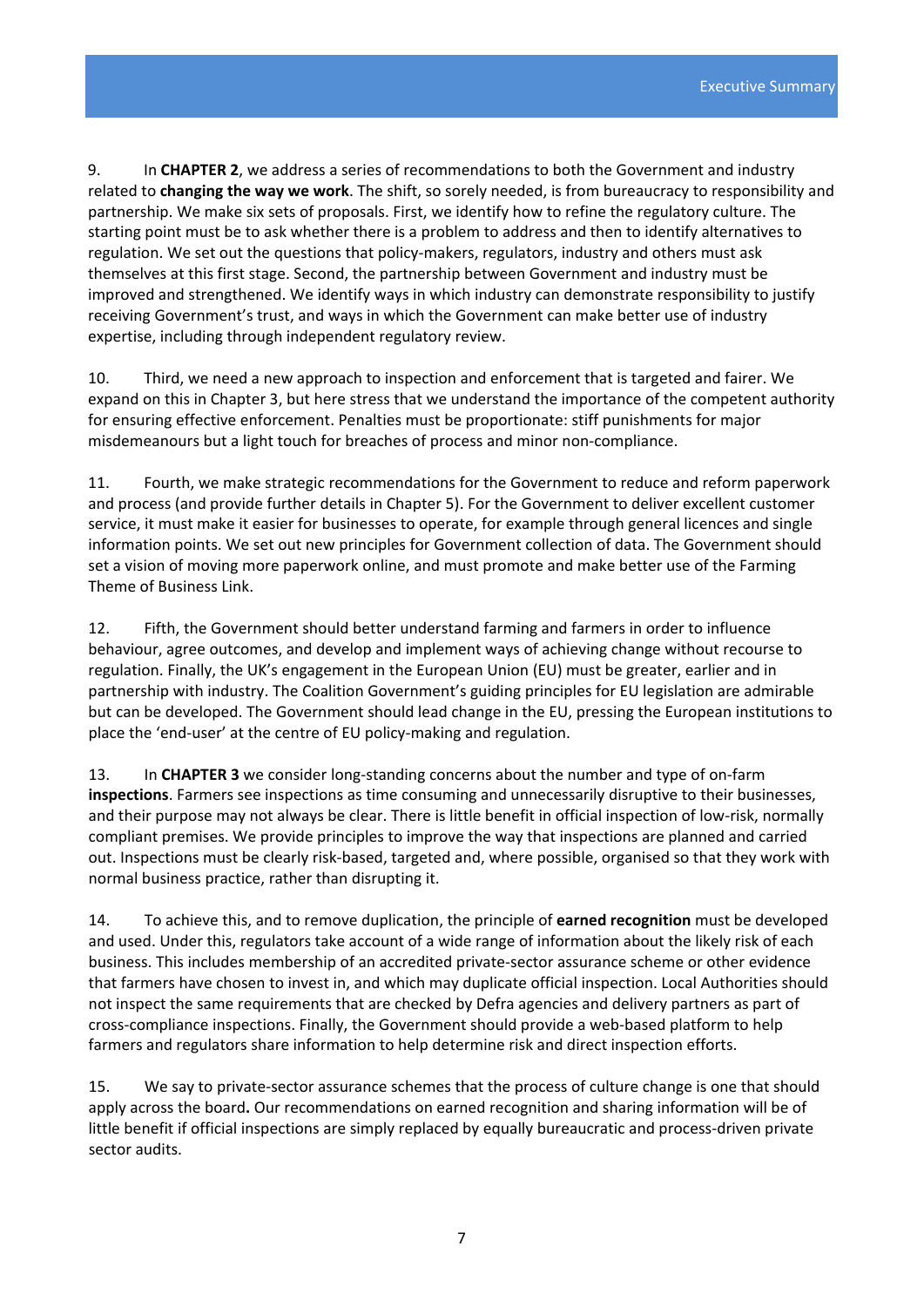9. In **CHAPTER 2**, we address a series of recommendations to both the Government and industry related to **changing the way we work**. The shift, so sorely needed, is from bureaucracy to responsibility and partnership. We make six sets of proposals. First, we identify how to refine the regulatory culture. The starting point must be to ask whether there is a problem to address and then to identify alternatives to regulation. We set out the questions that policy-makers, regulators, industry and others must ask themselves at this first stage. Second, the partnership between Government and industry must be improved and strengthened. We identify ways in which industry can demonstrate responsibility to justify receiving Government's trust, and ways in which the Government can make better use of industry expertise, including through independent regulatory review.

10. Third, we need a new approach to inspection and enforcement that is targeted and fairer. We expand on this in Chapter 3, but here stress that we understand the importance of the competent authority for ensuring effective enforcement. Penalties must be proportionate: stiff punishments for major misdemeanours but a light touch for breaches of process and minor non-compliance.

11. Fourth, we make strategic recommendations for the Government to reduce and reform paperwork and process (and provide further details in Chapter 5). For the Government to deliver excellent customer service, it must make it easier for businesses to operate, for example through general licences and single information points. We set out new principles for Government collection of data. The Government should set a vision of moving more paperwork online, and must promote and make better use of the Farming Theme of Business Link.

12. Fifth, the Government should better understand farming and farmers in order to influence behaviour, agree outcomes, and develop and implement ways of achieving change without recourse to regulation. Finally, the UK's engagement in the European Union (EU) must be greater, earlier and in partnership with industry. The Coalition Government's guiding principles for EU legislation are admirable but can be developed. The Government should lead change in the EU, pressing the European institutions to place the 'end-user' at the centre of EU policy-making and regulation.

13. In **CHAPTER 3** we consider long-standing concerns about the number and type of on-farm **inspections**. Farmers see inspections as time consuming and unnecessarily disruptive to their businesses, and their purpose may not always be clear. There is little benefit in official inspection of low-risk, normally compliant premises. We provide principles to improve the way that inspections are planned and carried out. Inspections must be clearly risk-based, targeted and, where possible, organised so that they work with normal business practice, rather than disrupting it.

14. To achieve this, and to remove duplication, the principle of **earned recognition** must be developed and used. Under this, regulators take account of a wide range of information about the likely risk of each business. This includes membership of an accredited private-sector assurance scheme or other evidence that farmers have chosen to invest in, and which may duplicate official inspection. Local Authorities should not inspect the same requirements that are checked by Defra agencies and delivery partners as part of cross-compliance inspections. Finally, the Government should provide a web-based platform to help farmers and regulators share information to help determine risk and direct inspection efforts.

15. We say to private-sector assurance schemes that the process of culture change is one that should apply across the board**.** Our recommendations on earned recognition and sharing information will be of little benefit if official inspections are simply replaced by equally bureaucratic and process-driven private sector audits.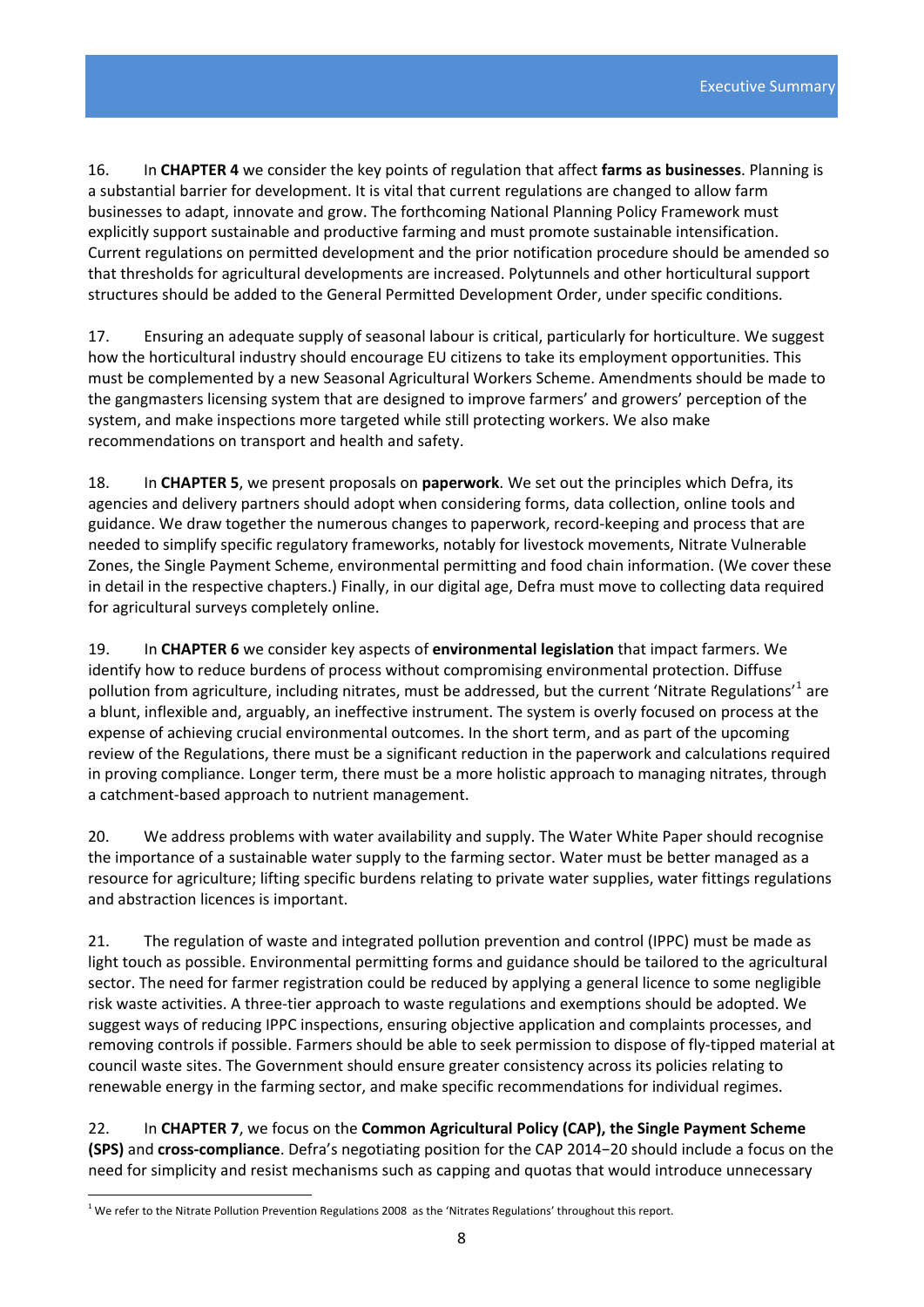16. In **CHAPTER 4** we consider the key points of regulation that affect **farms as businesses**. Planning is a substantial barrier for development. It is vital that current regulations are changed to allow farm businesses to adapt, innovate and grow. The forthcoming National Planning Policy Framework must explicitly support sustainable and productive farming and must promote sustainable intensification. Current regulations on permitted development and the prior notification procedure should be amended so that thresholds for agricultural developments are increased. Polytunnels and other horticultural support structures should be added to the General Permitted Development Order, under specific conditions.

17. Ensuring an adequate supply of seasonal labour is critical, particularly for horticulture. We suggest how the horticultural industry should encourage EU citizens to take its employment opportunities. This must be complemented by a new Seasonal Agricultural Workers Scheme. Amendments should be made to the gangmasters licensing system that are designed to improve farmers' and growers' perception of the system, and make inspections more targeted while still protecting workers. We also make recommendations on transport and health and safety.

18. In **CHAPTER 5**, we present proposals on **paperwork**. We set out the principles which Defra, its agencies and delivery partners should adopt when considering forms, data collection, online tools and guidance. We draw together the numerous changes to paperwork, record-keeping and process that are needed to simplify specific regulatory frameworks, notably for livestock movements, Nitrate Vulnerable Zones, the Single Payment Scheme, environmental permitting and food chain information. (We cover these in detail in the respective chapters.) Finally, in our digital age, Defra must move to collecting data required for agricultural surveys completely online.

19. In **CHAPTER 6** we consider key aspects of **environmental legislation** that impact farmers. We identify how to reduce burdens of process without compromising environmental protection. Diffuse pollution from agriculture, including nitrates, must be addressed, but the current 'Nitrate Regulations'[1] are a blunt, inflexible and, arguably, an ineffective instrument. The system is overly focused on process at the expense of achieving crucial environmental outcomes. In the short term, and as part of the upcoming review of the Regulations, there must be a significant reduction in the paperwork and calculations required in proving compliance. Longer term, there must be a more holistic approach to managing nitrates, through a catchment-based approach to nutrient management.

20. We address problems with water availability and supply. The Water White Paper should recognise the importance of a sustainable water supply to the farming sector. Water must be better managed as a resource for agriculture; lifting specific burdens relating to private water supplies, water fittings regulations and abstraction licences is important.

21. The regulation of waste and integrated pollution prevention and control (IPPC) must be made as light touch as possible. Environmental permitting forms and guidance should be tailored to the agricultural sector. The need for farmer registration could be reduced by applying a general licence to some negligible risk waste activities. A three-tier approach to waste regulations and exemptions should be adopted. We suggest ways of reducing IPPC inspections, ensuring objective application and complaints processes, and removing controls if possible. Farmers should be able to seek permission to dispose of fly-tipped material at council waste sites. The Government should ensure greater consistency across its policies relating to renewable energy in the farming sector, and make specific recommendations for individual regimes.

22. In **CHAPTER 7**, we focus on the **Common Agricultural Policy (CAP), the Single Payment Scheme (SPS)** and **cross-compliance**. Defra's negotiating position for the CAP 2014−20 should include a focus on the need for simplicity and resist mechanisms such as capping and quotas that would introduce unnecessary

[1] We refer to the Nitrate Pollution Prevention Regulations 2008 as the 'Nitrates Regulations' throughout this report.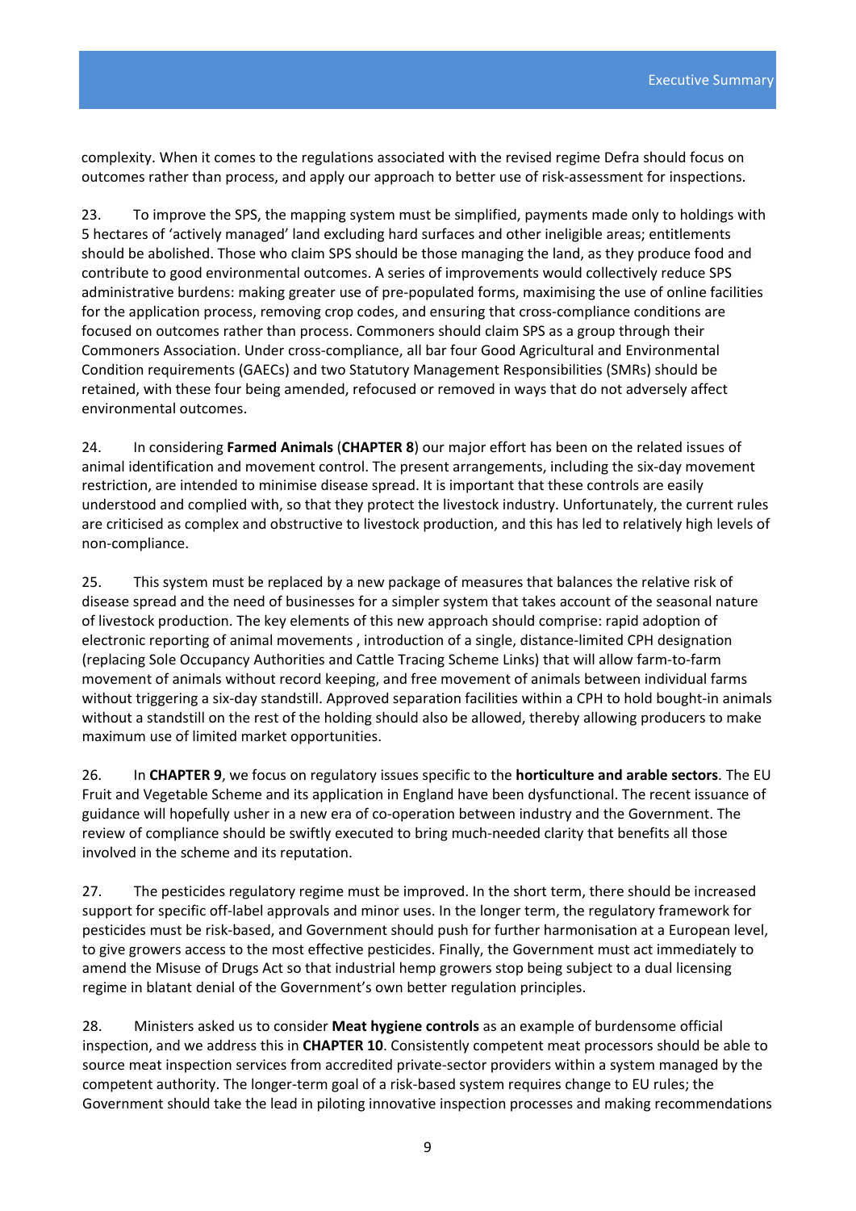complexity. When it comes to the regulations associated with the revised regime Defra should focus on outcomes rather than process, and apply our approach to better use of risk-assessment for inspections.

23. To improve the SPS, the mapping system must be simplified, payments made only to holdings with 5 hectares of 'actively managed' land excluding hard surfaces and other ineligible areas; entitlements should be abolished. Those who claim SPS should be those managing the land, as they produce food and contribute to good environmental outcomes. A series of improvements would collectively reduce SPS administrative burdens: making greater use of pre-populated forms, maximising the use of online facilities for the application process, removing crop codes, and ensuring that cross-compliance conditions are focused on outcomes rather than process. Commoners should claim SPS as a group through their Commoners Association. Under cross-compliance, all bar four Good Agricultural and Environmental Condition requirements (GAECs) and two Statutory Management Responsibilities (SMRs) should be retained, with these four being amended, refocused or removed in ways that do not adversely affect environmental outcomes.

24. In considering **Farmed Animals** (**CHAPTER 8**) our major effort has been on the related issues of animal identification and movement control. The present arrangements, including the six-day movement restriction, are intended to minimise disease spread. It is important that these controls are easily understood and complied with, so that they protect the livestock industry. Unfortunately, the current rules are criticised as complex and obstructive to livestock production, and this has led to relatively high levels of non-compliance.

25. This system must be replaced by a new package of measures that balances the relative risk of disease spread and the need of businesses for a simpler system that takes account of the seasonal nature of livestock production. The key elements of this new approach should comprise: rapid adoption of electronic reporting of animal movements , introduction of a single, distance-limited CPH designation (replacing Sole Occupancy Authorities and Cattle Tracing Scheme Links) that will allow farm-to-farm movement of animals without record keeping, and free movement of animals between individual farms without triggering a six-day standstill. Approved separation facilities within a CPH to hold bought-in animals without a standstill on the rest of the holding should also be allowed, thereby allowing producers to make maximum use of limited market opportunities.

26. In **CHAPTER 9**, we focus on regulatory issues specific to the **horticulture and arable sectors**. The EU Fruit and Vegetable Scheme and its application in England have been dysfunctional. The recent issuance of guidance will hopefully usher in a new era of co-operation between industry and the Government. The review of compliance should be swiftly executed to bring much-needed clarity that benefits all those involved in the scheme and its reputation.

27. The pesticides regulatory regime must be improved. In the short term, there should be increased support for specific off-label approvals and minor uses. In the longer term, the regulatory framework for pesticides must be risk-based, and Government should push for further harmonisation at a European level, to give growers access to the most effective pesticides. Finally, the Government must act immediately to amend the Misuse of Drugs Act so that industrial hemp growers stop being subject to a dual licensing regime in blatant denial of the Government's own better regulation principles.

28. Ministers asked us to consider **Meat hygiene controls** as an example of burdensome official inspection, and we address this in **CHAPTER 10**. Consistently competent meat processors should be able to source meat inspection services from accredited private-sector providers within a system managed by the competent authority. The longer-term goal of a risk-based system requires change to EU rules; the Government should take the lead in piloting innovative inspection processes and making recommendations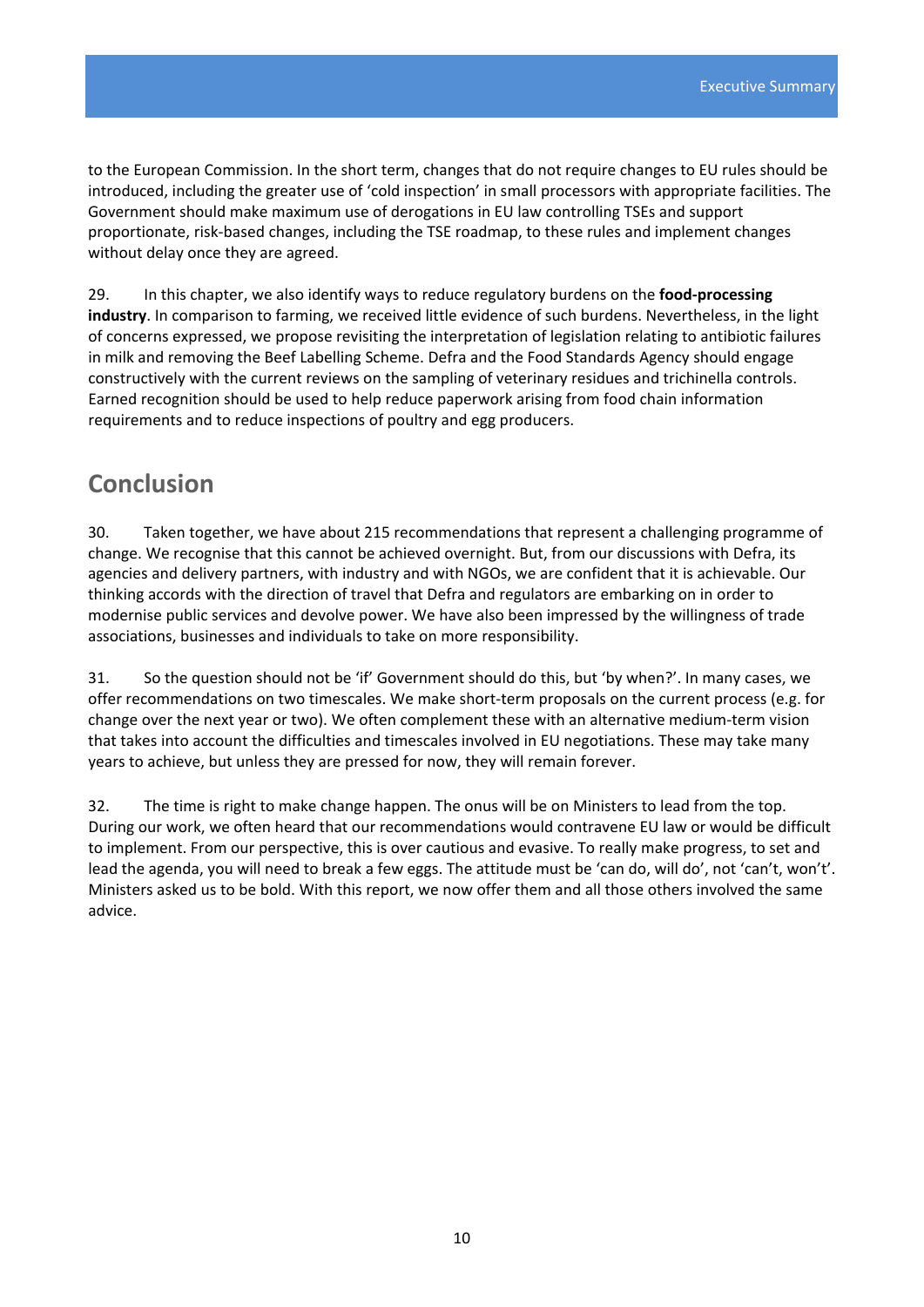to the European Commission. In the short term, changes that do not require changes to EU rules should be introduced, including the greater use of 'cold inspection' in small processors with appropriate facilities. The Government should make maximum use of derogations in EU law controlling TSEs and support proportionate, risk-based changes, including the TSE roadmap, to these rules and implement changes without delay once they are agreed.

29. In this chapter, we also identify ways to reduce regulatory burdens on the **food-processing industry**. In comparison to farming, we received little evidence of such burdens. Nevertheless, in the light of concerns expressed, we propose revisiting the interpretation of legislation relating to antibiotic failures in milk and removing the Beef Labelling Scheme. Defra and the Food Standards Agency should engage constructively with the current reviews on the sampling of veterinary residues and trichinella controls. Earned recognition should be used to help reduce paperwork arising from food chain information requirements and to reduce inspections of poultry and egg producers.

## Conclusion

30. Taken together, we have about 215 recommendations that represent a challenging programme of change. We recognise that this cannot be achieved overnight. But, from our discussions with Defra, its agencies and delivery partners, with industry and with NGOs, we are confident that it is achievable. Our thinking accords with the direction of travel that Defra and regulators are embarking on in order to modernise public services and devolve power. We have also been impressed by the willingness of trade associations, businesses and individuals to take on more responsibility.

31. So the question should not be 'if' Government should do this, but 'by when?'. In many cases, we offer recommendations on two timescales. We make short-term proposals on the current process (e.g. for change over the next year or two). We often complement these with an alternative medium-term vision that takes into account the difficulties and timescales involved in EU negotiations. These may take many years to achieve, but unless they are pressed for now, they will remain forever.

32. The time is right to make change happen. The onus will be on Ministers to lead from the top. During our work, we often heard that our recommendations would contravene EU law or would be difficult to implement. From our perspective, this is over cautious and evasive. To really make progress, to set and lead the agenda, you will need to break a few eggs. The attitude must be 'can do, will do', not 'can't, won't'. Ministers asked us to be bold. With this report, we now offer them and all those others involved the same advice.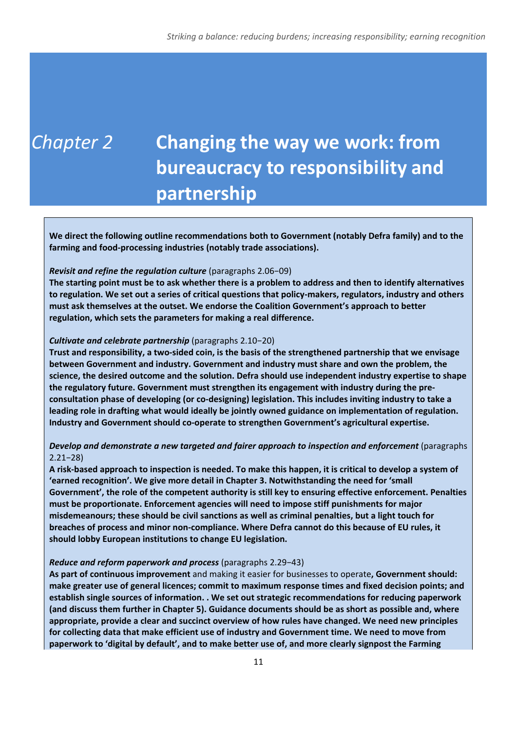# *Chapter 2* Changing the way we work: from bureaucracy to responsibility and partnership

**We direct the following outline recommendations both to Government (notably Defra family) and to the farming and food-processing industries (notably trade associations).**

***Revisit and refine the regulation culture*** (paragraphs 2.06–09)
**The starting point must be to ask whether there is a problem to address and then to identify alternatives to regulation. We set out a series of critical questions that policy-makers, regulators, industry and others must ask themselves at the outset. We endorse the Coalition Government's approach to better regulation, which sets the parameters for making a real difference.**

***Cultivate and celebrate partnership*** (paragraphs 2.10–20)
**Trust and responsibility, a two-sided coin, is the basis of the strengthened partnership that we envisage between Government and industry. Government and industry must share and own the problem, the science, the desired outcome and the solution. Defra should use independent industry expertise to shape the regulatory future. Government must strengthen its engagement with industry during the pre-consultation phase of developing (or co-designing) legislation. This includes inviting industry to take a leading role in drafting what would ideally be jointly owned guidance on implementation of regulation. Industry and Government should co-operate to strengthen Government's agricultural expertise.**

***Develop and demonstrate a new targeted and fairer approach to inspection and enforcement*** (paragraphs 2.21–28)
**A risk-based approach to inspection is needed. To make this happen, it is critical to develop a system of 'earned recognition'. We give more detail in Chapter 3. Notwithstanding the need for 'small Government', the role of the competent authority is still key to ensuring effective enforcement. Penalties must be proportionate. Enforcement agencies will need to impose stiff punishments for major misdemeanours; these should be civil sanctions as well as criminal penalties, but a light touch for breaches of process and minor non-compliance. Where Defra cannot do this because of EU rules, it should lobby European institutions to change EU legislation.**

***Reduce and reform paperwork and process*** (paragraphs 2.29–43)
**As part of continuous improvement** and making it easier for businesses to operate**, Government should: make greater use of general licences; commit to maximum response times and fixed decision points; and establish single sources of information. . We set out strategic recommendations for reducing paperwork (and discuss them further in Chapter 5). Guidance documents should be as short as possible and, where appropriate, provide a clear and succinct overview of how rules have changed. We need new principles for collecting data that make efficient use of industry and Government time. We need to move from paperwork to 'digital by default', and to make better use of, and more clearly signpost the Farming**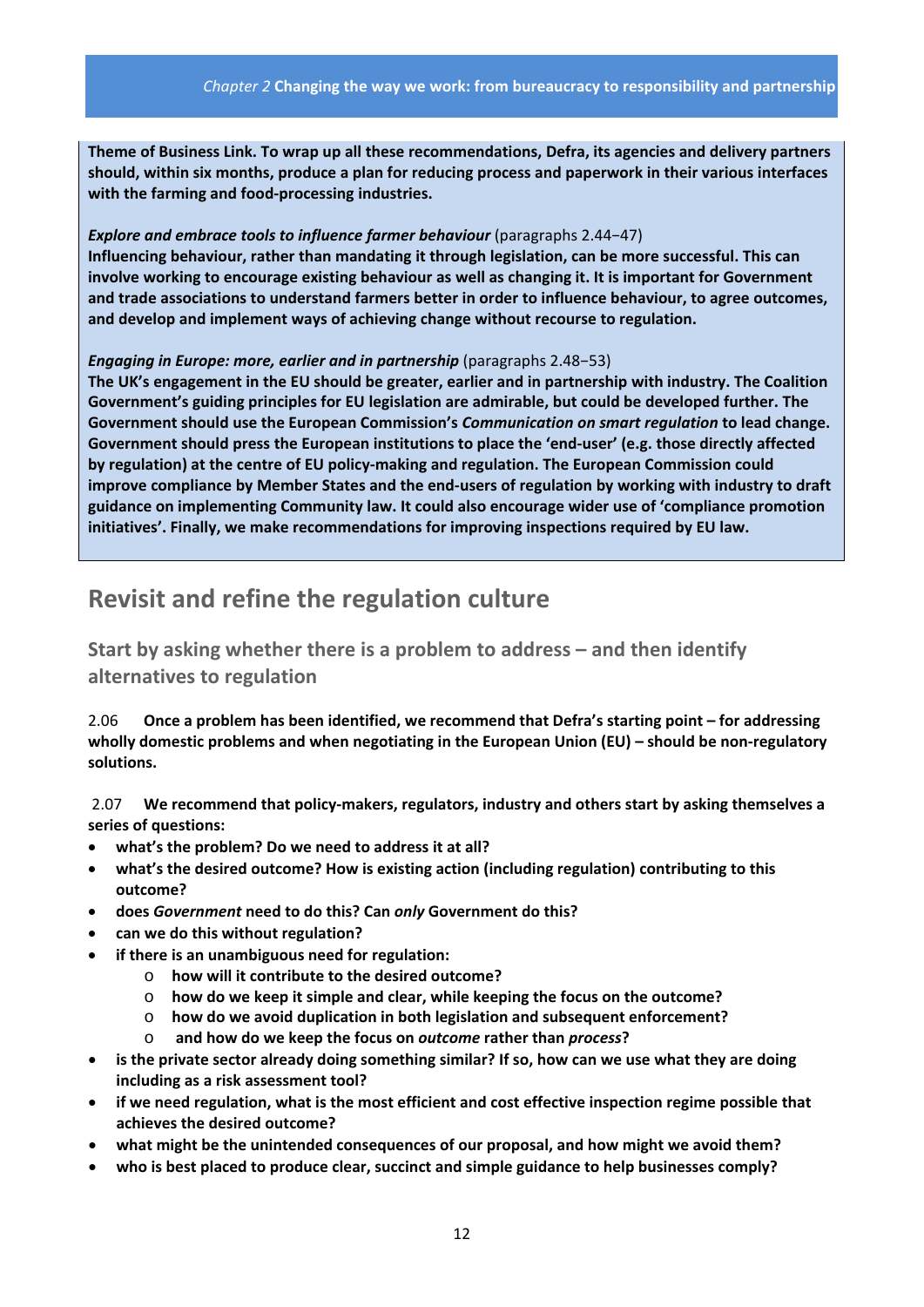**Theme of Business Link. To wrap up all these recommendations, Defra, its agencies and delivery partners should, within six months, produce a plan for reducing process and paperwork in their various interfaces with the farming and food-processing industries.**

***Explore and embrace tools to influence farmer behaviour*** (paragraphs 2.44–47)
**Influencing behaviour, rather than mandating it through legislation, can be more successful. This can involve working to encourage existing behaviour as well as changing it. It is important for Government and trade associations to understand farmers better in order to influence behaviour, to agree outcomes, and develop and implement ways of achieving change without recourse to regulation.**

***Engaging in Europe: more, earlier and in partnership*** (paragraphs 2.48–53)
**The UK's engagement in the EU should be greater, earlier and in partnership with industry. The Coalition Government's guiding principles for EU legislation are admirable, but could be developed further. The Government should use the European Commission's *Communication on smart regulation* to lead change. Government should press the European institutions to place the 'end-user' (e.g. those directly affected by regulation) at the centre of EU policy-making and regulation. The European Commission could improve compliance by Member States and the end-users of regulation by working with industry to draft guidance on implementing Community law. It could also encourage wider use of 'compliance promotion initiatives'. Finally, we make recommendations for improving inspections required by EU law.**

## Revisit and refine the regulation culture

### Start by asking whether there is a problem to address – and then identify alternatives to regulation

2.06 **Once a problem has been identified, we recommend that Defra's starting point – for addressing wholly domestic problems and when negotiating in the European Union (EU) – should be non-regulatory solutions.**

2.07 **We recommend that policy-makers, regulators, industry and others start by asking themselves a series of questions:**

- **what's the problem? Do we need to address it at all?**
- **what's the desired outcome? How is existing action (including regulation) contributing to this outcome?**
- **does *Government* need to do this? Can *only* Government do this?**
- **can we do this without regulation?**
- **if there is an unambiguous need for regulation:**
  - **how will it contribute to the desired outcome?**
  - **how do we keep it simple and clear, while keeping the focus on the outcome?**
  - **how do we avoid duplication in both legislation and subsequent enforcement?**
  - **and how do we keep the focus on *outcome* rather than *process*?**
- **is the private sector already doing something similar? If so, how can we use what they are doing including as a risk assessment tool?**
- **if we need regulation, what is the most efficient and cost effective inspection regime possible that achieves the desired outcome?**
- **what might be the unintended consequences of our proposal, and how might we avoid them?**
- **who is best placed to produce clear, succinct and simple guidance to help businesses comply?**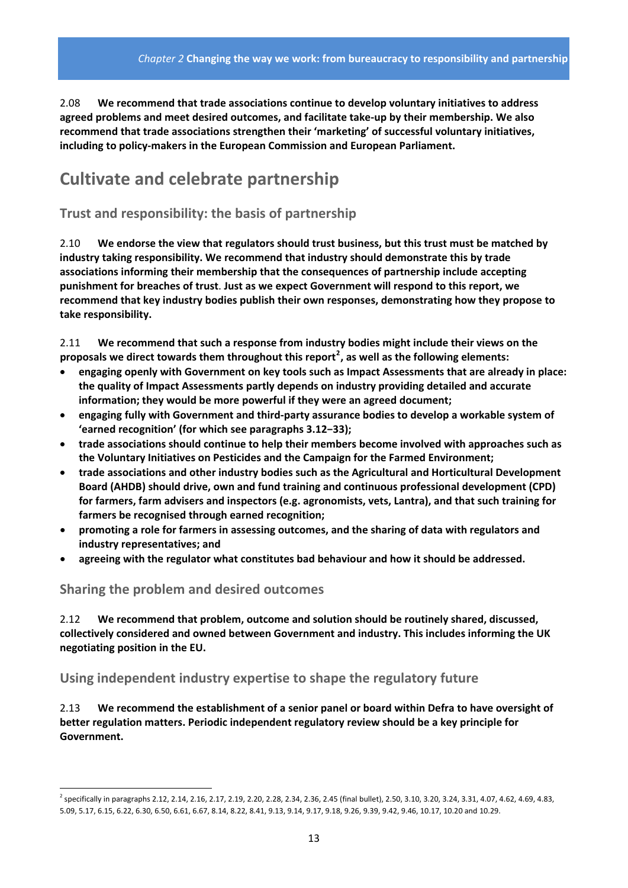2.08 **We recommend that trade associations continue to develop voluntary initiatives to address agreed problems and meet desired outcomes, and facilitate take-up by their membership. We also recommend that trade associations strengthen their 'marketing' of successful voluntary initiatives, including to policy-makers in the European Commission and European Parliament.**

## Cultivate and celebrate partnership

### Trust and responsibility: the basis of partnership

2.10 **We endorse the view that regulators should trust business, but this trust must be matched by industry taking responsibility. We recommend that industry should demonstrate this by trade associations informing their membership that the consequences of partnership include accepting punishment for breaches of trust**. **Just as we expect Government will respond to this report, we recommend that key industry bodies publish their own responses, demonstrating how they propose to take responsibility.**

2.11 **We recommend that such a response from industry bodies might include their views on the proposals we direct towards them throughout this report[2], as well as the following elements:**

- **engaging openly with Government on key tools such as Impact Assessments that are already in place: the quality of Impact Assessments partly depends on industry providing detailed and accurate information; they would be more powerful if they were an agreed document;**
- **engaging fully with Government and third-party assurance bodies to develop a workable system of 'earned recognition' (for which see paragraphs 3.12–33);**
- **trade associations should continue to help their members become involved with approaches such as the Voluntary Initiatives on Pesticides and the Campaign for the Farmed Environment;**
- **trade associations and other industry bodies such as the Agricultural and Horticultural Development Board (AHDB) should drive, own and fund training and continuous professional development (CPD) for farmers, farm advisers and inspectors (e.g. agronomists, vets, Lantra), and that such training for farmers be recognised through earned recognition;**
- **promoting a role for farmers in assessing outcomes, and the sharing of data with regulators and industry representatives; and**
- **agreeing with the regulator what constitutes bad behaviour and how it should be addressed.**

### Sharing the problem and desired outcomes

2.12 **We recommend that problem, outcome and solution should be routinely shared, discussed, collectively considered and owned between Government and industry. This includes informing the UK negotiating position in the EU.**

### Using independent industry expertise to shape the regulatory future

2.13 **We recommend the establishment of a senior panel or board within Defra to have oversight of better regulation matters. Periodic independent regulatory review should be a key principle for Government.**

---

[2] specifically in paragraphs 2.12, 2.14, 2.16, 2.17, 2.19, 2.20, 2.28, 2.34, 2.36, 2.45 (final bullet), 2.50, 3.10, 3.20, 3.24, 3.31, 4.07, 4.62, 4.69, 4.83, 5.09, 5.17, 6.15, 6.22, 6.30, 6.50, 6.61, 6.67, 8.14, 8.22, 8.41, 9.13, 9.14, 9.17, 9.18, 9.26, 9.39, 9.42, 9.46, 10.17, 10.20 and 10.29.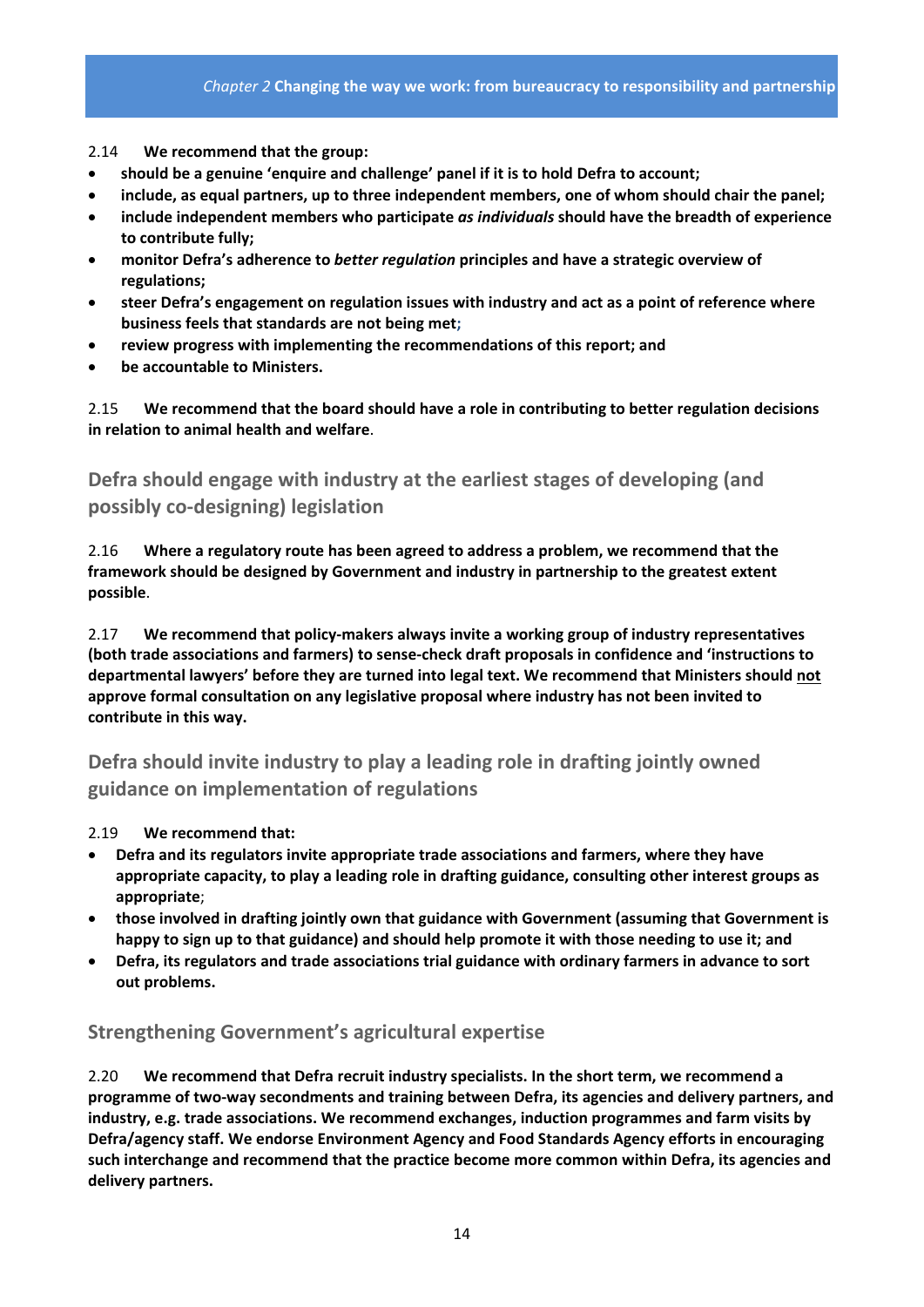2.14 **We recommend that the group:**

- **should be a genuine 'enquire and challenge' panel if it is to hold Defra to account;**
- **include, as equal partners, up to three independent members, one of whom should chair the panel;**
- **include independent members who participate *as individuals* should have the breadth of experience to contribute fully;**
- **monitor Defra's adherence to *better regulation* principles and have a strategic overview of regulations;**
- **steer Defra's engagement on regulation issues with industry and act as a point of reference where business feels that standards are not being met;**
- **review progress with implementing the recommendations of this report; and**
- **be accountable to Ministers.**

2.15 **We recommend that the board should have a role in contributing to better regulation decisions in relation to animal health and welfare**.

## Defra should engage with industry at the earliest stages of developing (and possibly co-designing) legislation

2.16 **Where a regulatory route has been agreed to address a problem, we recommend that the framework should be designed by Government and industry in partnership to the greatest extent possible**.

2.17 **We recommend that policy-makers always invite a working group of industry representatives (both trade associations and farmers) to sense-check draft proposals in confidence and 'instructions to departmental lawyers' before they are turned into legal text. We recommend that Ministers should <u>not</u> approve formal consultation on any legislative proposal where industry has not been invited to contribute in this way.**

## Defra should invite industry to play a leading role in drafting jointly owned guidance on implementation of regulations

2.19 **We recommend that:**

- **Defra and its regulators invite appropriate trade associations and farmers, where they have appropriate capacity, to play a leading role in drafting guidance, consulting other interest groups as appropriate**;
- **those involved in drafting jointly own that guidance with Government (assuming that Government is happy to sign up to that guidance) and should help promote it with those needing to use it; and**
- **Defra, its regulators and trade associations trial guidance with ordinary farmers in advance to sort out problems.**

## Strengthening Government's agricultural expertise

2.20 **We recommend that Defra recruit industry specialists. In the short term, we recommend a programme of two-way secondments and training between Defra, its agencies and delivery partners, and industry, e.g. trade associations. We recommend exchanges, induction programmes and farm visits by Defra/agency staff. We endorse Environment Agency and Food Standards Agency efforts in encouraging such interchange and recommend that the practice become more common within Defra, its agencies and delivery partners.**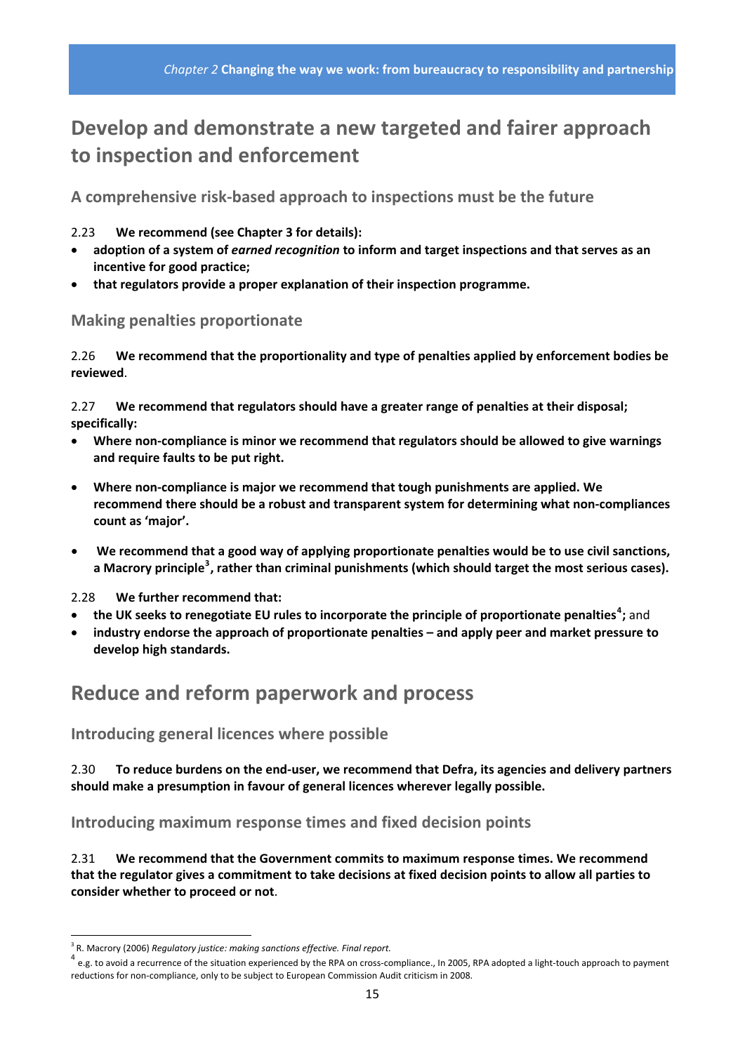# Develop and demonstrate a new targeted and fairer approach to inspection and enforcement

## A comprehensive risk-based approach to inspections must be the future

2.23 **We recommend (see Chapter 3 for details):**

- **adoption of a system of *earned recognition* to inform and target inspections and that serves as an incentive for good practice;**
- **that regulators provide a proper explanation of their inspection programme.**

## Making penalties proportionate

2.26 **We recommend that the proportionality and type of penalties applied by enforcement bodies be reviewed**.

2.27 **We recommend that regulators should have a greater range of penalties at their disposal; specifically:**

- **Where non-compliance is minor we recommend that regulators should be allowed to give warnings and require faults to be put right.**
- **Where non-compliance is major we recommend that tough punishments are applied. We recommend there should be a robust and transparent system for determining what non-compliances count as 'major'.**
- **We recommend that a good way of applying proportionate penalties would be to use civil sanctions, a Macrory principle[3], rather than criminal punishments (which should target the most serious cases).**

2.28 **We further recommend that:**

- **the UK seeks to renegotiate EU rules to incorporate the principle of proportionate penalties[4];** and
- **industry endorse the approach of proportionate penalties – and apply peer and market pressure to develop high standards.**

# Reduce and reform paperwork and process

## Introducing general licences where possible

2.30 **To reduce burdens on the end-user, we recommend that Defra, its agencies and delivery partners should make a presumption in favour of general licences wherever legally possible.**

## Introducing maximum response times and fixed decision points

2.31 **We recommend that the Government commits to maximum response times. We recommend that the regulator gives a commitment to take decisions at fixed decision points to allow all parties to consider whether to proceed or not**.

---

[3] R. Macrory (2006) *Regulatory justice: making sanctions effective. Final report.*

[4] e.g. to avoid a recurrence of the situation experienced by the RPA on cross-compliance., In 2005, RPA adopted a light-touch approach to payment reductions for non-compliance, only to be subject to European Commission Audit criticism in 2008.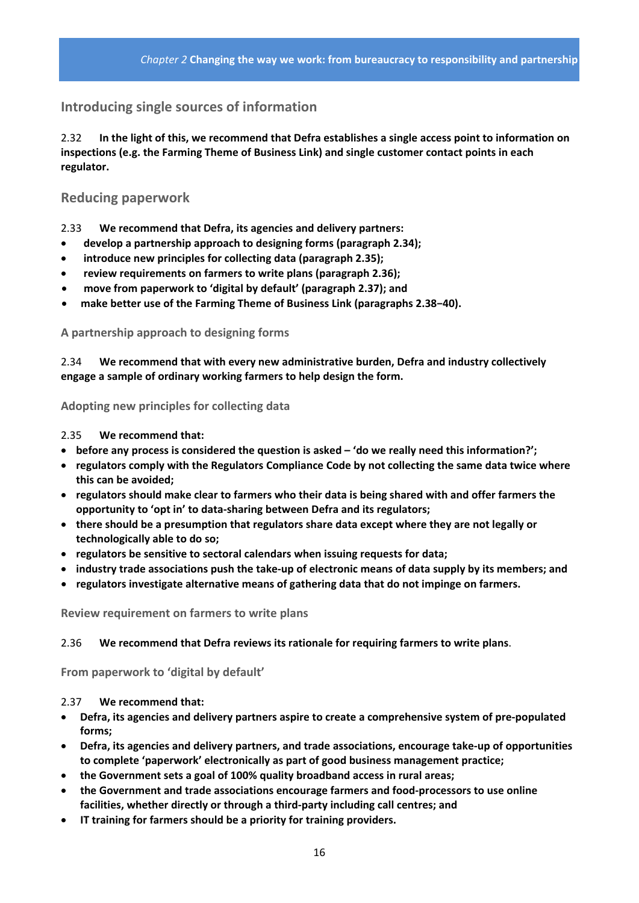## Introducing single sources of information

2.32 **In the light of this, we recommend that Defra establishes a single access point to information on inspections (e.g. the Farming Theme of Business Link) and single customer contact points in each regulator.**

## Reducing paperwork

2.33 **We recommend that Defra, its agencies and delivery partners:**

- **develop a partnership approach to designing forms (paragraph 2.34);**
- **introduce new principles for collecting data (paragraph 2.35);**
- **review requirements on farmers to write plans (paragraph 2.36);**
- **move from paperwork to 'digital by default' (paragraph 2.37); and**
- **make better use of the Farming Theme of Business Link (paragraphs 2.38−40).**

### A partnership approach to designing forms

2.34 **We recommend that with every new administrative burden, Defra and industry collectively engage a sample of ordinary working farmers to help design the form.**

### Adopting new principles for collecting data

2.35 **We recommend that:**

- **before any process is considered the question is asked – 'do we really need this information?';**
- **regulators comply with the Regulators Compliance Code by not collecting the same data twice where this can be avoided;**
- **regulators should make clear to farmers who their data is being shared with and offer farmers the opportunity to 'opt in' to data-sharing between Defra and its regulators;**
- **there should be a presumption that regulators share data except where they are not legally or technologically able to do so;**
- **regulators be sensitive to sectoral calendars when issuing requests for data;**
- **industry trade associations push the take-up of electronic means of data supply by its members; and**
- **regulators investigate alternative means of gathering data that do not impinge on farmers.**

### Review requirement on farmers to write plans

2.36 **We recommend that Defra reviews its rationale for requiring farmers to write plans**.

### From paperwork to 'digital by default'

2.37 **We recommend that:**

- **Defra, its agencies and delivery partners aspire to create a comprehensive system of pre-populated forms;**
- **Defra, its agencies and delivery partners, and trade associations, encourage take-up of opportunities to complete 'paperwork' electronically as part of good business management practice;**
- **the Government sets a goal of 100% quality broadband access in rural areas;**
- **the Government and trade associations encourage farmers and food-processors to use online facilities, whether directly or through a third-party including call centres; and**
- **IT training for farmers should be a priority for training providers.**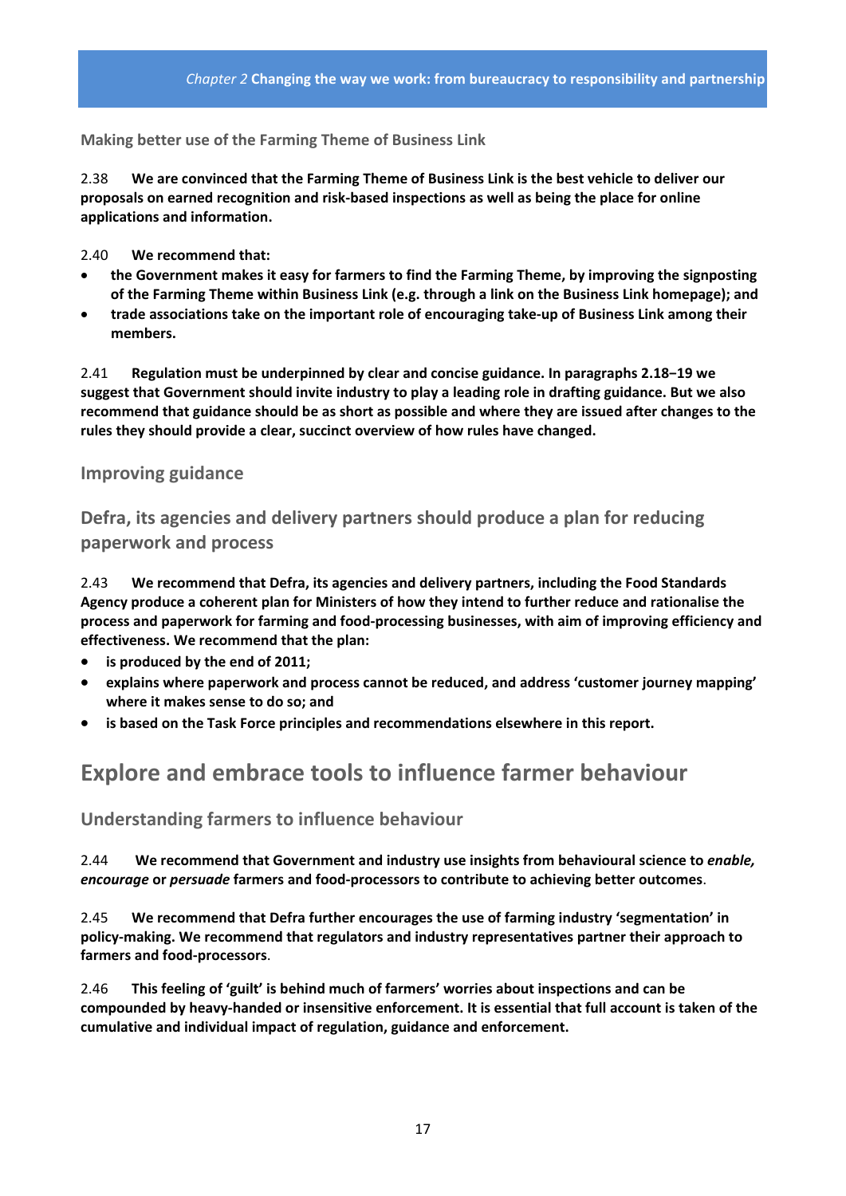### Making better use of the Farming Theme of Business Link

2.38 **We are convinced that the Farming Theme of Business Link is the best vehicle to deliver our proposals on earned recognition and risk-based inspections as well as being the place for online applications and information.**

2.40 **We recommend that:**

- **the Government makes it easy for farmers to find the Farming Theme, by improving the signposting of the Farming Theme within Business Link (e.g. through a link on the Business Link homepage); and**
- **trade associations take on the important role of encouraging take-up of Business Link among their members.**

2.41 **Regulation must be underpinned by clear and concise guidance. In paragraphs 2.18–19 we suggest that Government should invite industry to play a leading role in drafting guidance. But we also recommend that guidance should be as short as possible and where they are issued after changes to the rules they should provide a clear, succinct overview of how rules have changed.**

### Improving guidance

### Defra, its agencies and delivery partners should produce a plan for reducing paperwork and process

2.43 **We recommend that Defra, its agencies and delivery partners, including the Food Standards Agency produce a coherent plan for Ministers of how they intend to further reduce and rationalise the process and paperwork for farming and food-processing businesses, with aim of improving efficiency and effectiveness. We recommend that the plan:**

- **is produced by the end of 2011;**
- **explains where paperwork and process cannot be reduced, and address 'customer journey mapping' where it makes sense to do so; and**
- **is based on the Task Force principles and recommendations elsewhere in this report.**

## Explore and embrace tools to influence farmer behaviour

### Understanding farmers to influence behaviour

2.44 **We recommend that Government and industry use insights from behavioural science to *enable, encourage* or *persuade* farmers and food-processors to contribute to achieving better outcomes**.

2.45 **We recommend that Defra further encourages the use of farming industry 'segmentation' in policy-making. We recommend that regulators and industry representatives partner their approach to farmers and food-processors**.

2.46 **This feeling of 'guilt' is behind much of farmers' worries about inspections and can be compounded by heavy-handed or insensitive enforcement. It is essential that full account is taken of the cumulative and individual impact of regulation, guidance and enforcement.**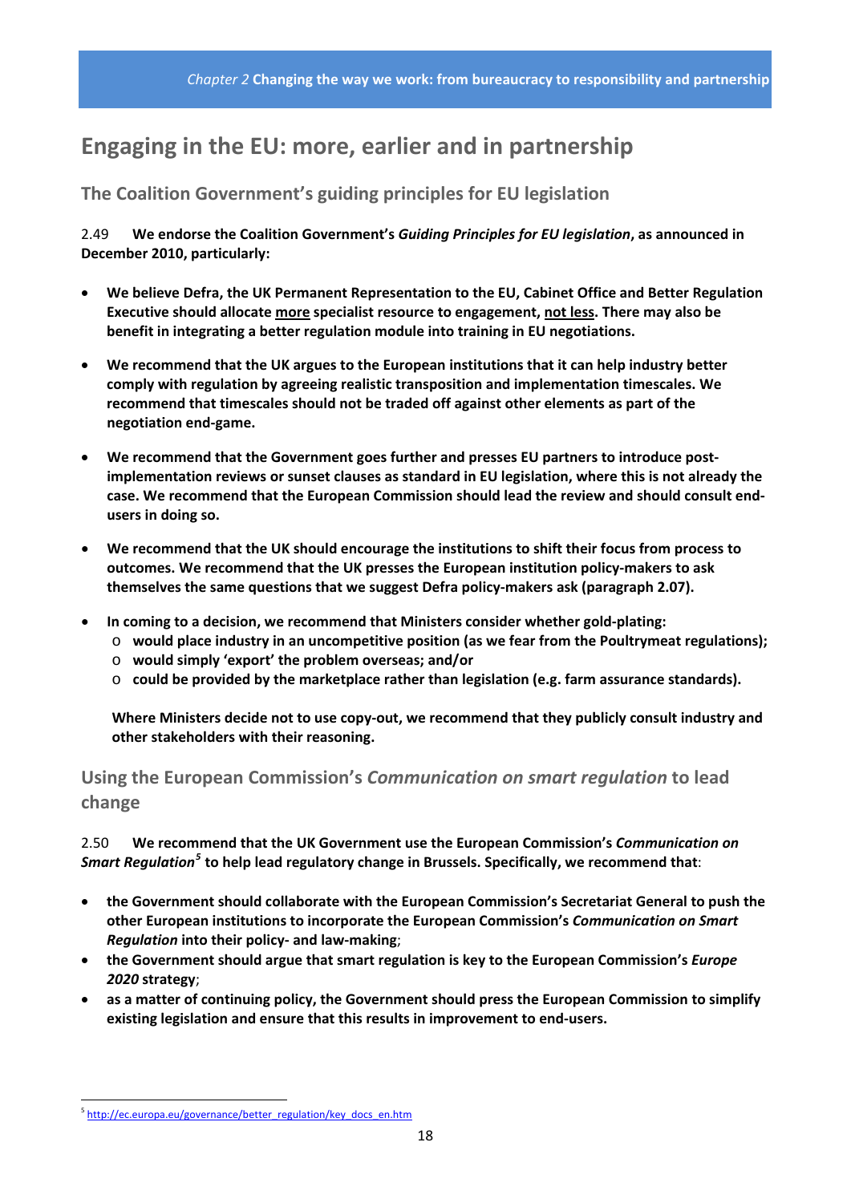## Engaging in the EU: more, earlier and in partnership

### The Coalition Government's guiding principles for EU legislation

2.49 **We endorse the Coalition Government's *Guiding Principles for EU legislation*, as announced in December 2010, particularly:**

- **We believe Defra, the UK Permanent Representation to the EU, Cabinet Office and Better Regulation Executive should allocate <u>more</u> specialist resource to engagement, <u>not less</u>. There may also be benefit in integrating a better regulation module into training in EU negotiations.**

- **We recommend that the UK argues to the European institutions that it can help industry better comply with regulation by agreeing realistic transposition and implementation timescales. We recommend that timescales should not be traded off against other elements as part of the negotiation end-game.**

- **We recommend that the Government goes further and presses EU partners to introduce post-implementation reviews or sunset clauses as standard in EU legislation, where this is not already the case. We recommend that the European Commission should lead the review and should consult end-users in doing so.**

- **We recommend that the UK should encourage the institutions to shift their focus from process to outcomes. We recommend that the UK presses the European institution policy-makers to ask themselves the same questions that we suggest Defra policy-makers ask (paragraph 2.07).**

- **In coming to a decision, we recommend that Ministers consider whether gold-plating:**
  - **would place industry in an uncompetitive position (as we fear from the Poultrymeat regulations);**
  - **would simply 'export' the problem overseas; and/or**
  - **could be provided by the marketplace rather than legislation (e.g. farm assurance standards).**

  **Where Ministers decide not to use copy-out, we recommend that they publicly consult industry and other stakeholders with their reasoning.**

### Using the European Commission's *Communication on smart regulation* to lead change

2.50 **We recommend that the UK Government use the European Commission's *Communication on Smart Regulation*[5] to help lead regulatory change in Brussels. Specifically, we recommend that**:

- **the Government should collaborate with the European Commission's Secretariat General to push the other European institutions to incorporate the European Commission's *Communication on Smart Regulation* into their policy- and law-making**;
- **the Government should argue that smart regulation is key to the European Commission's *Europe 2020* strategy**;
- **as a matter of continuing policy, the Government should press the European Commission to simplify existing legislation and ensure that this results in improvement to end-users.**

[5] http://ec.europa.eu/governance/better_regulation/key_docs_en.htm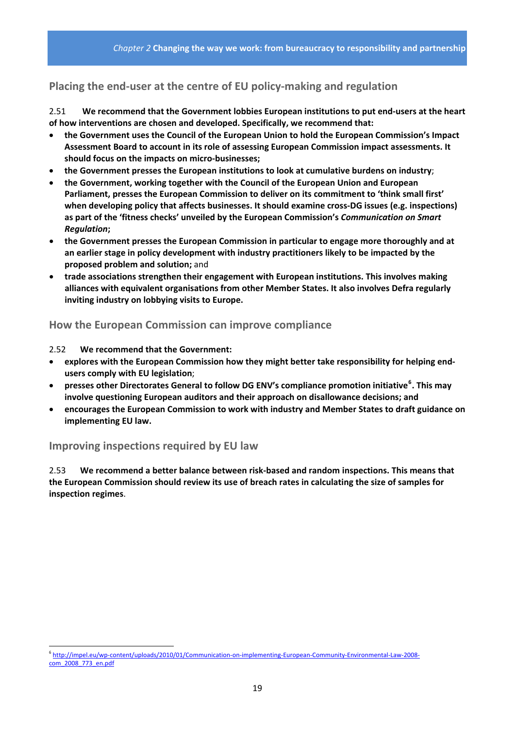## Placing the end-user at the centre of EU policy-making and regulation

2.51 **We recommend that the Government lobbies European institutions to put end-users at the heart of how interventions are chosen and developed. Specifically, we recommend that:**

- **the Government uses the Council of the European Union to hold the European Commission's Impact Assessment Board to account in its role of assessing European Commission impact assessments. It should focus on the impacts on micro-businesses;**
- **the Government presses the European institutions to look at cumulative burdens on industry**;
- **the Government, working together with the Council of the European Union and European Parliament, presses the European Commission to deliver on its commitment to 'think small first' when developing policy that affects businesses. It should examine cross-DG issues (e.g. inspections) as part of the 'fitness checks' unveiled by the European Commission's *Communication on Smart Regulation*;**
- **the Government presses the European Commission in particular to engage more thoroughly and at an earlier stage in policy development with industry practitioners likely to be impacted by the proposed problem and solution;** and
- **trade associations strengthen their engagement with European institutions. This involves making alliances with equivalent organisations from other Member States. It also involves Defra regularly inviting industry on lobbying visits to Europe.**

## How the European Commission can improve compliance

2.52 **We recommend that the Government:**

- **explores with the European Commission how they might better take responsibility for helping end-users comply with EU legislation**;
- **presses other Directorates General to follow DG ENV's compliance promotion initiative[6]. This may involve questioning European auditors and their approach on disallowance decisions; and**
- **encourages the European Commission to work with industry and Member States to draft guidance on implementing EU law.**

## Improving inspections required by EU law

2.53 **We recommend a better balance between risk-based and random inspections. This means that the European Commission should review its use of breach rates in calculating the size of samples for inspection regimes**.

---

[6] http://impel.eu/wp-content/uploads/2010/01/Communication-on-implementing-European-Community-Environmental-Law-2008-com_2008_773_en.pdf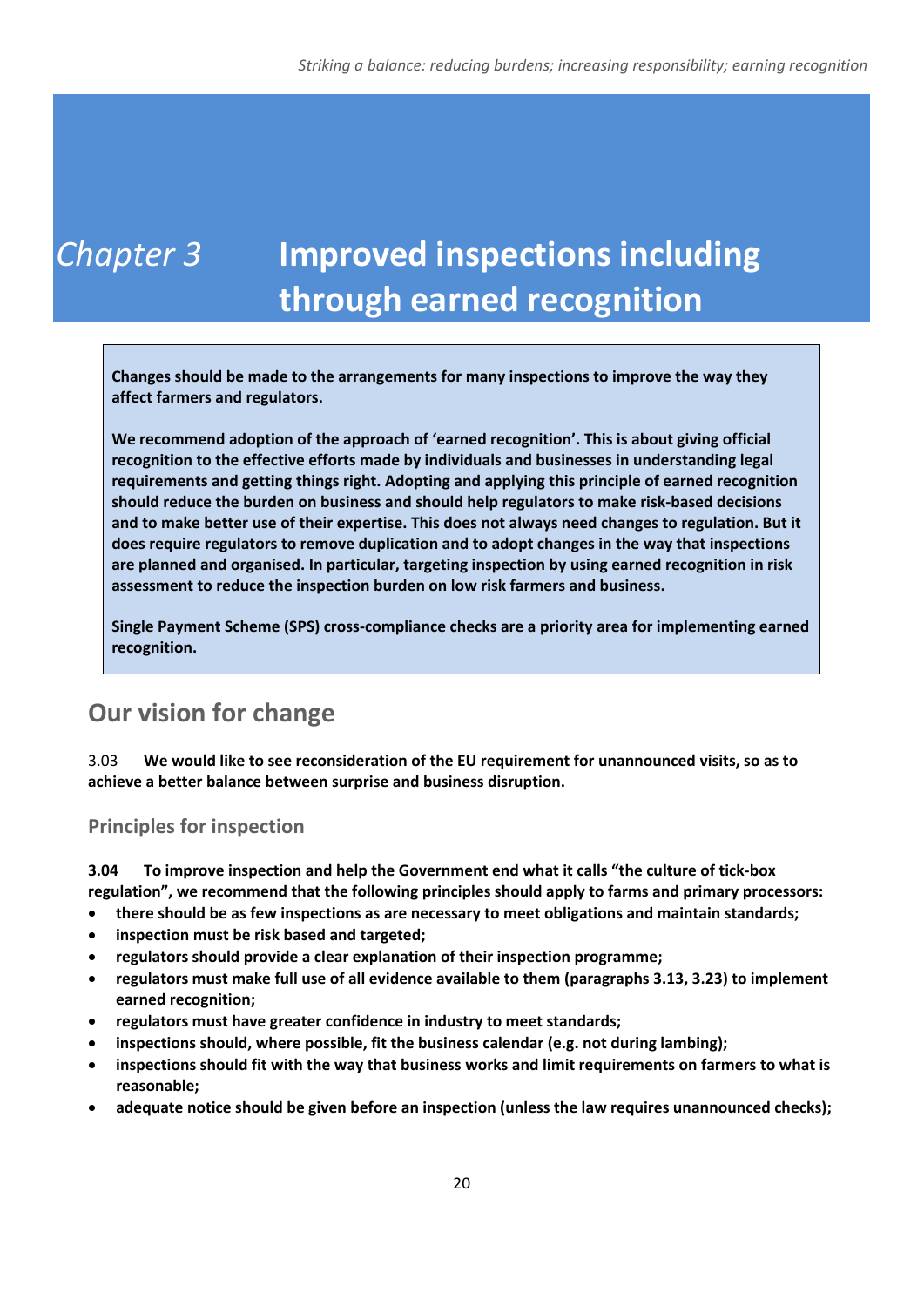# Chapter 3 Improved inspections including through earned recognition

**Changes should be made to the arrangements for many inspections to improve the way they affect farmers and regulators.**

**We recommend adoption of the approach of 'earned recognition'. This is about giving official recognition to the effective efforts made by individuals and businesses in understanding legal requirements and getting things right. Adopting and applying this principle of earned recognition should reduce the burden on business and should help regulators to make risk-based decisions and to make better use of their expertise. This does not always need changes to regulation. But it does require regulators to remove duplication and to adopt changes in the way that inspections are planned and organised. In particular, targeting inspection by using earned recognition in risk assessment to reduce the inspection burden on low risk farmers and business.**

**Single Payment Scheme (SPS) cross-compliance checks are a priority area for implementing earned recognition.**

## Our vision for change

3.03 **We would like to see reconsideration of the EU requirement for unannounced visits, so as to achieve a better balance between surprise and business disruption.**

### Principles for inspection

**3.04 To improve inspection and help the Government end what it calls "the culture of tick-box regulation", we recommend that the following principles should apply to farms and primary processors:**

- **there should be as few inspections as are necessary to meet obligations and maintain standards;**
- **inspection must be risk based and targeted;**
- **regulators should provide a clear explanation of their inspection programme;**
- **regulators must make full use of all evidence available to them (paragraphs 3.13, 3.23) to implement earned recognition;**
- **regulators must have greater confidence in industry to meet standards;**
- **inspections should, where possible, fit the business calendar (e.g. not during lambing);**
- **inspections should fit with the way that business works and limit requirements on farmers to what is reasonable;**
- **adequate notice should be given before an inspection (unless the law requires unannounced checks);**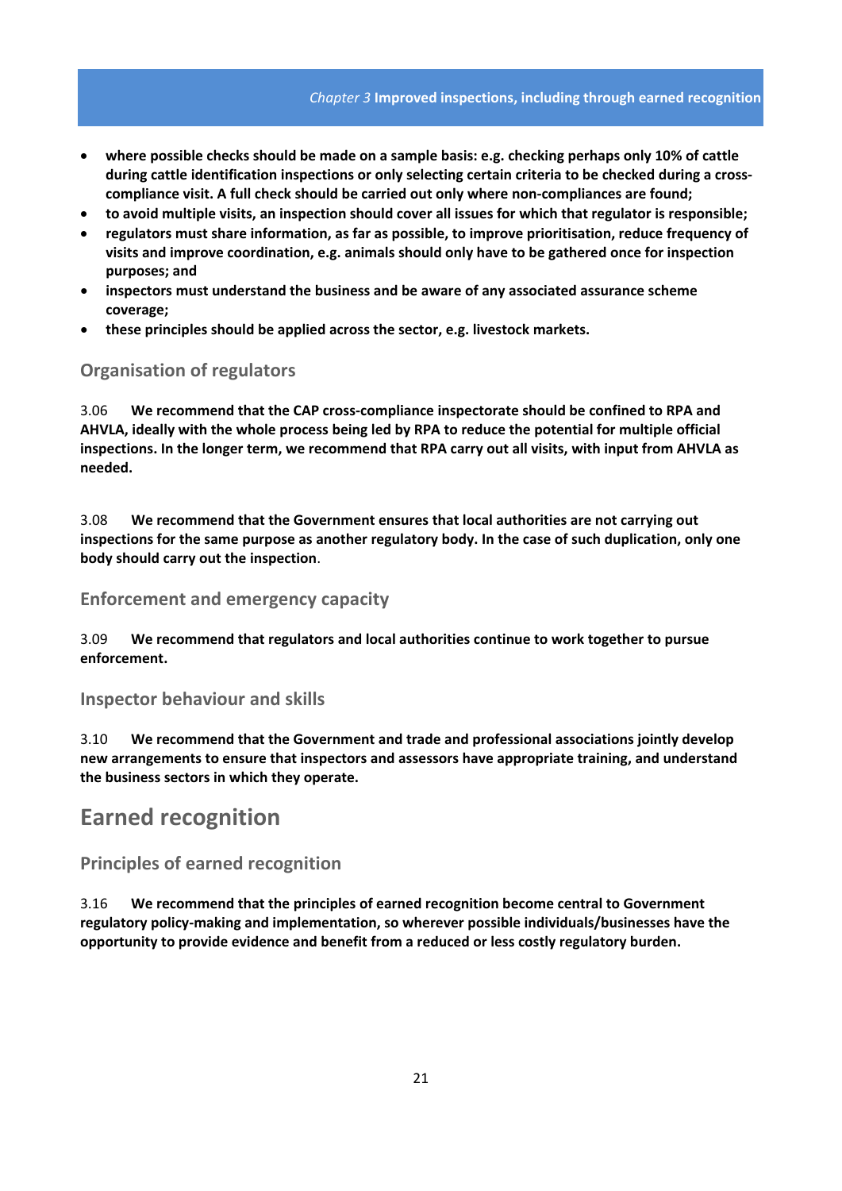- **where possible checks should be made on a sample basis: e.g. checking perhaps only 10% of cattle during cattle identification inspections or only selecting certain criteria to be checked during a cross-compliance visit. A full check should be carried out only where non-compliances are found;**
- **to avoid multiple visits, an inspection should cover all issues for which that regulator is responsible;**
- **regulators must share information, as far as possible, to improve prioritisation, reduce frequency of visits and improve coordination, e.g. animals should only have to be gathered once for inspection purposes; and**
- **inspectors must understand the business and be aware of any associated assurance scheme coverage;**
- **these principles should be applied across the sector, e.g. livestock markets.**

### Organisation of regulators

3.06 **We recommend that the CAP cross-compliance inspectorate should be confined to RPA and AHVLA, ideally with the whole process being led by RPA to reduce the potential for multiple official inspections. In the longer term, we recommend that RPA carry out all visits, with input from AHVLA as needed.**

3.08 **We recommend that the Government ensures that local authorities are not carrying out inspections for the same purpose as another regulatory body. In the case of such duplication, only one body should carry out the inspection**.

### Enforcement and emergency capacity

3.09 **We recommend that regulators and local authorities continue to work together to pursue enforcement.**

### Inspector behaviour and skills

3.10 **We recommend that the Government and trade and professional associations jointly develop new arrangements to ensure that inspectors and assessors have appropriate training, and understand the business sectors in which they operate.**

## Earned recognition

### Principles of earned recognition

3.16 **We recommend that the principles of earned recognition become central to Government regulatory policy-making and implementation, so wherever possible individuals/businesses have the opportunity to provide evidence and benefit from a reduced or less costly regulatory burden.**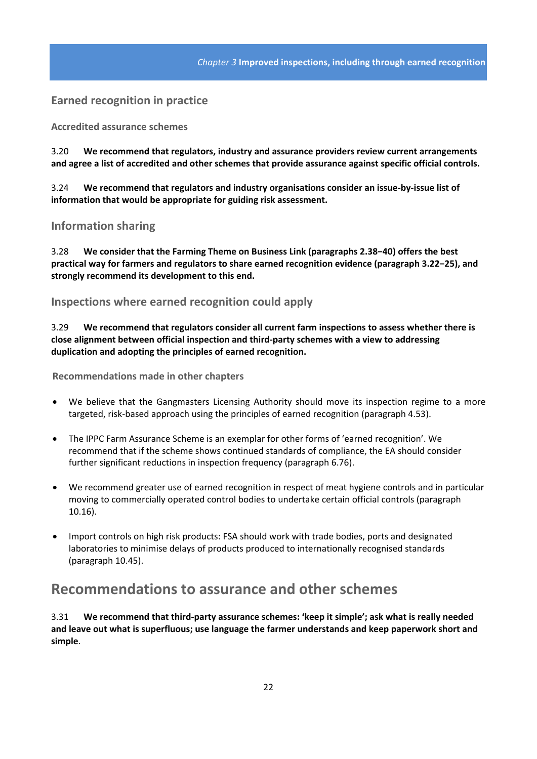## Earned recognition in practice

### Accredited assurance schemes

3.20 **We recommend that regulators, industry and assurance providers review current arrangements and agree a list of accredited and other schemes that provide assurance against specific official controls.**

3.24 **We recommend that regulators and industry organisations consider an issue-by-issue list of information that would be appropriate for guiding risk assessment.**

## Information sharing

3.28 **We consider that the Farming Theme on Business Link (paragraphs 2.38–40) offers the best practical way for farmers and regulators to share earned recognition evidence (paragraph 3.22–25), and strongly recommend its development to this end.**

## Inspections where earned recognition could apply

3.29 **We recommend that regulators consider all current farm inspections to assess whether there is close alignment between official inspection and third-party schemes with a view to addressing duplication and adopting the principles of earned recognition.**

### Recommendations made in other chapters

- We believe that the Gangmasters Licensing Authority should move its inspection regime to a more targeted, risk-based approach using the principles of earned recognition (paragraph 4.53).
- The IPPC Farm Assurance Scheme is an exemplar for other forms of 'earned recognition'. We recommend that if the scheme shows continued standards of compliance, the EA should consider further significant reductions in inspection frequency (paragraph 6.76).
- We recommend greater use of earned recognition in respect of meat hygiene controls and in particular moving to commercially operated control bodies to undertake certain official controls (paragraph 10.16).
- Import controls on high risk products: FSA should work with trade bodies, ports and designated laboratories to minimise delays of products produced to internationally recognised standards (paragraph 10.45).

# Recommendations to assurance and other schemes

3.31 **We recommend that third-party assurance schemes: 'keep it simple'; ask what is really needed and leave out what is superfluous; use language the farmer understands and keep paperwork short and simple**.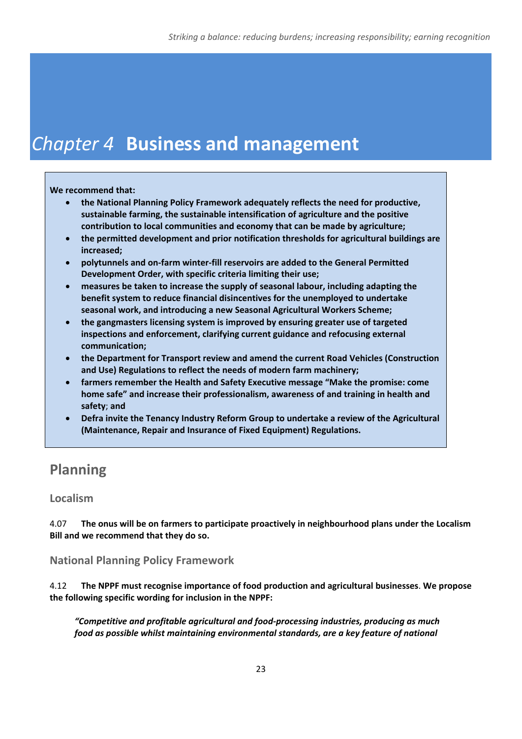# *Chapter 4* Business and management

**We recommend that:**

- **the National Planning Policy Framework adequately reflects the need for productive, sustainable farming, the sustainable intensification of agriculture and the positive contribution to local communities and economy that can be made by agriculture;**
- **the permitted development and prior notification thresholds for agricultural buildings are increased;**
- **polytunnels and on-farm winter-fill reservoirs are added to the General Permitted Development Order, with specific criteria limiting their use;**
- **measures be taken to increase the supply of seasonal labour, including adapting the benefit system to reduce financial disincentives for the unemployed to undertake seasonal work, and introducing a new Seasonal Agricultural Workers Scheme;**
- **the gangmasters licensing system is improved by ensuring greater use of targeted inspections and enforcement, clarifying current guidance and refocusing external communication;**
- **the Department for Transport review and amend the current Road Vehicles (Construction and Use) Regulations to reflect the needs of modern farm machinery;**
- **farmers remember the Health and Safety Executive message "Make the promise: come home safe" and increase their professionalism, awareness of and training in health and safety**; **and**
- **Defra invite the Tenancy Industry Reform Group to undertake a review of the Agricultural (Maintenance, Repair and Insurance of Fixed Equipment) Regulations.**

## Planning

### Localism

4.07 **The onus will be on farmers to participate proactively in neighbourhood plans under the Localism Bill and we recommend that they do so.**

### National Planning Policy Framework

4.12 **The NPPF must recognise importance of food production and agricultural businesses**. **We propose the following specific wording for inclusion in the NPPF:**

> ***"Competitive and profitable agricultural and food-processing industries, producing as much food as possible whilst maintaining environmental standards, are a key feature of national***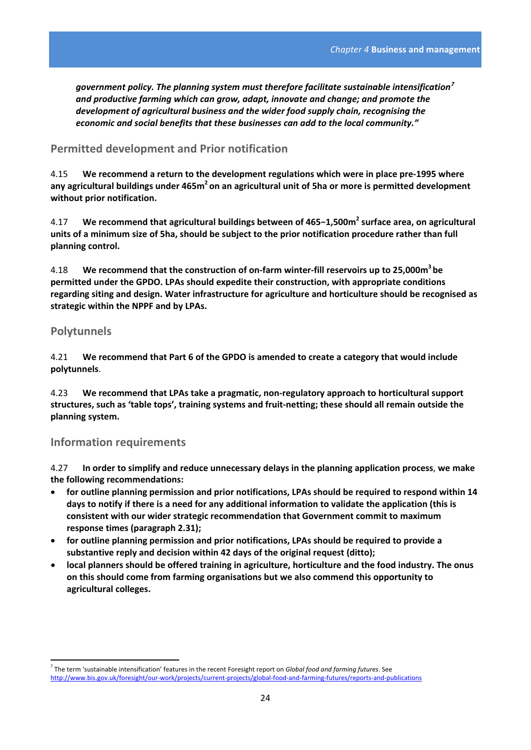***government policy. The planning system must therefore facilitate sustainable intensification[7] and productive farming which can grow, adapt, innovate and change; and promote the development of agricultural business and the wider food supply chain, recognising the economic and social benefits that these businesses can add to the local community."***

## Permitted development and Prior notification

4.15 **We recommend a return to the development regulations which were in place pre-1995 where any agricultural buildings under 465m$^2$ on an agricultural unit of 5ha or more is permitted development without prior notification.**

4.17 **We recommend that agricultural buildings between of 465−1,500m$^2$ surface area, on agricultural units of a minimum size of 5ha, should be subject to the prior notification procedure rather than full planning control.**

4.18 **We recommend that the construction of on-farm winter-fill reservoirs up to 25,000m$^3$ be permitted under the GPDO. LPAs should expedite their construction, with appropriate conditions regarding siting and design. Water infrastructure for agriculture and horticulture should be recognised as strategic within the NPPF and by LPAs.**

## Polytunnels

4.21 **We recommend that Part 6 of the GPDO is amended to create a category that would include polytunnels**.

4.23 **We recommend that LPAs take a pragmatic, non-regulatory approach to horticultural support structures, such as 'table tops', training systems and fruit-netting; these should all remain outside the planning system.**

## Information requirements

4.27 **In order to simplify and reduce unnecessary delays in the planning application process**, **we make the following recommendations:**

- **for outline planning permission and prior notifications, LPAs should be required to respond within 14 days to notify if there is a need for any additional information to validate the application (this is consistent with our wider strategic recommendation that Government commit to maximum response times (paragraph 2.31);**
- **for outline planning permission and prior notifications, LPAs should be required to provide a substantive reply and decision within 42 days of the original request (ditto);**
- **local planners should be offered training in agriculture, horticulture and the food industry. The onus on this should come from farming organisations but we also commend this opportunity to agricultural colleges.**

---

[7] The term 'sustainable intensification' features in the recent Foresight report on *Global food and farming futures*. See http://www.bis.gov.uk/foresight/our-work/projects/current-projects/global-food-and-farming-futures/reports-and-publications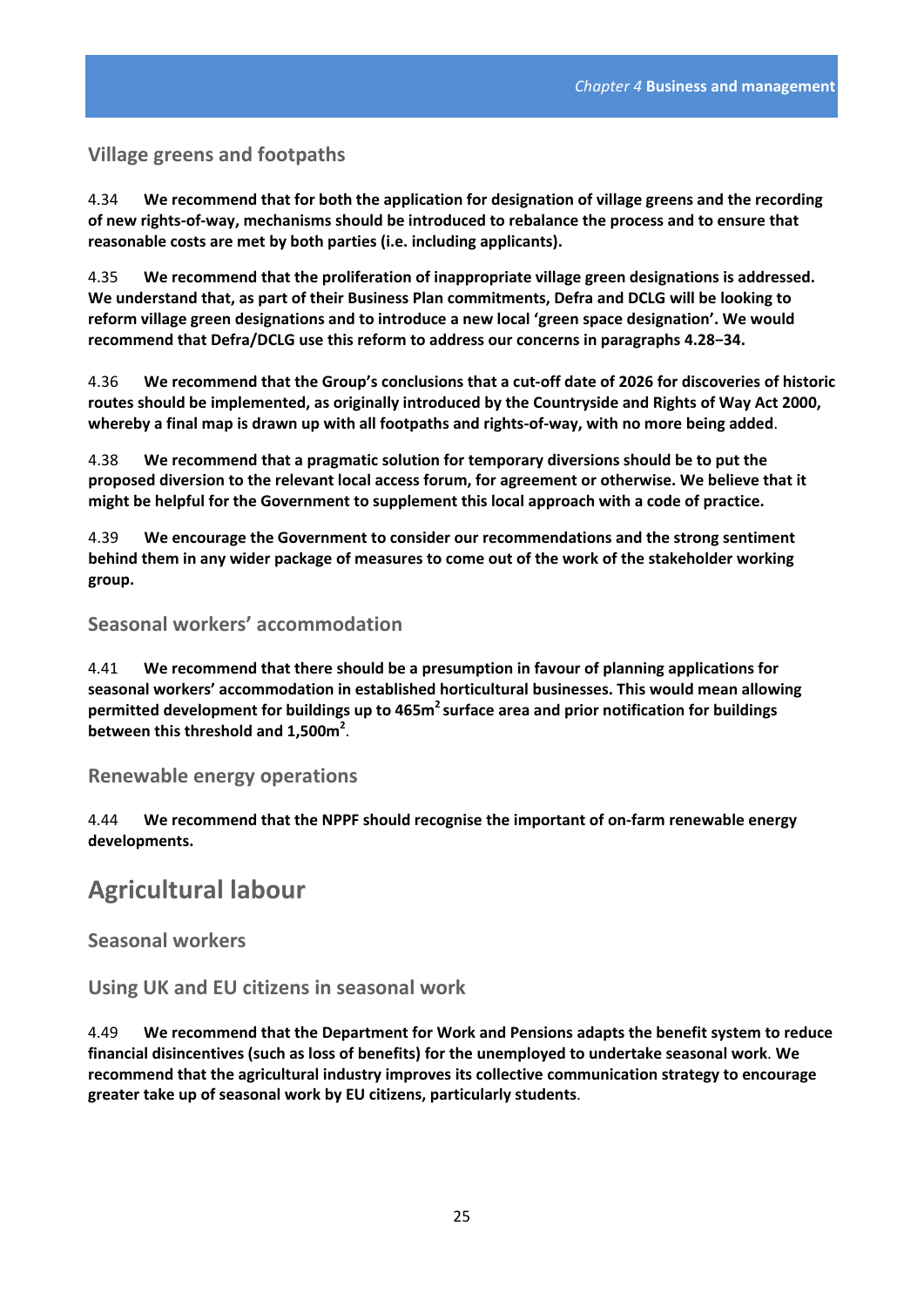### Village greens and footpaths

4.34 **We recommend that for both the application for designation of village greens and the recording of new rights-of-way, mechanisms should be introduced to rebalance the process and to ensure that reasonable costs are met by both parties (i.e. including applicants).**

4.35 **We recommend that the proliferation of inappropriate village green designations is addressed. We understand that, as part of their Business Plan commitments, Defra and DCLG will be looking to reform village green designations and to introduce a new local 'green space designation'. We would recommend that Defra/DCLG use this reform to address our concerns in paragraphs 4.28−34.**

4.36 **We recommend that the Group's conclusions that a cut-off date of 2026 for discoveries of historic routes should be implemented, as originally introduced by the Countryside and Rights of Way Act 2000, whereby a final map is drawn up with all footpaths and rights-of-way, with no more being added**.

4.38 **We recommend that a pragmatic solution for temporary diversions should be to put the proposed diversion to the relevant local access forum, for agreement or otherwise. We believe that it might be helpful for the Government to supplement this local approach with a code of practice.**

4.39 **We encourage the Government to consider our recommendations and the strong sentiment behind them in any wider package of measures to come out of the work of the stakeholder working group.**

### Seasonal workers' accommodation

4.41 **We recommend that there should be a presumption in favour of planning applications for seasonal workers' accommodation in established horticultural businesses. This would mean allowing permitted development for buildings up to 465m$^2$ surface area and prior notification for buildings between this threshold and 1,500m$^2$**.

### Renewable energy operations

4.44 **We recommend that the NPPF should recognise the important of on-farm renewable energy developments.**

## Agricultural labour

### Seasonal workers

### Using UK and EU citizens in seasonal work

4.49 **We recommend that the Department for Work and Pensions adapts the benefit system to reduce financial disincentives (such as loss of benefits) for the unemployed to undertake seasonal work. We recommend that the agricultural industry improves its collective communication strategy to encourage greater take up of seasonal work by EU citizens, particularly students**.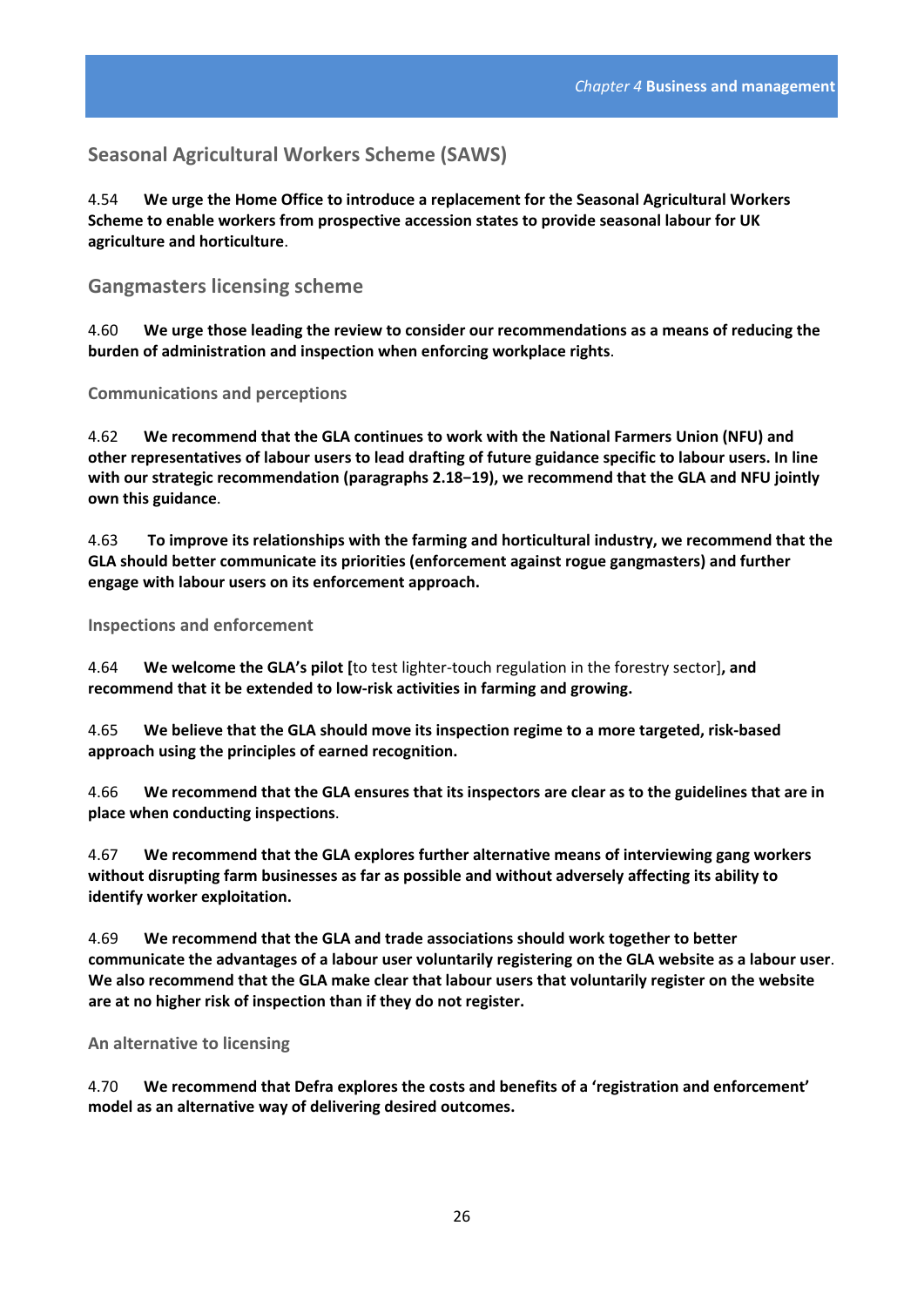## Seasonal Agricultural Workers Scheme (SAWS)

4.54 **We urge the Home Office to introduce a replacement for the Seasonal Agricultural Workers Scheme to enable workers from prospective accession states to provide seasonal labour for UK agriculture and horticulture**.

## Gangmasters licensing scheme

4.60 **We urge those leading the review to consider our recommendations as a means of reducing the burden of administration and inspection when enforcing workplace rights**.

### Communications and perceptions

4.62 **We recommend that the GLA continues to work with the National Farmers Union (NFU) and other representatives of labour users to lead drafting of future guidance specific to labour users. In line with our strategic recommendation (paragraphs 2.18−19), we recommend that the GLA and NFU jointly own this guidance**.

4.63 **To improve its relationships with the farming and horticultural industry, we recommend that the GLA should better communicate its priorities (enforcement against rogue gangmasters) and further engage with labour users on its enforcement approach.**

### Inspections and enforcement

4.64 **We welcome the GLA's pilot [**to test lighter-touch regulation in the forestry sector]**, and recommend that it be extended to low-risk activities in farming and growing.**

4.65 **We believe that the GLA should move its inspection regime to a more targeted, risk-based approach using the principles of earned recognition.**

4.66 **We recommend that the GLA ensures that its inspectors are clear as to the guidelines that are in place when conducting inspections**.

4.67 **We recommend that the GLA explores further alternative means of interviewing gang workers without disrupting farm businesses as far as possible and without adversely affecting its ability to identify worker exploitation.**

4.69 **We recommend that the GLA and trade associations should work together to better communicate the advantages of a labour user voluntarily registering on the GLA website as a labour user**. **We also recommend that the GLA make clear that labour users that voluntarily register on the website are at no higher risk of inspection than if they do not register.**

### An alternative to licensing

4.70 **We recommend that Defra explores the costs and benefits of a 'registration and enforcement' model as an alternative way of delivering desired outcomes.**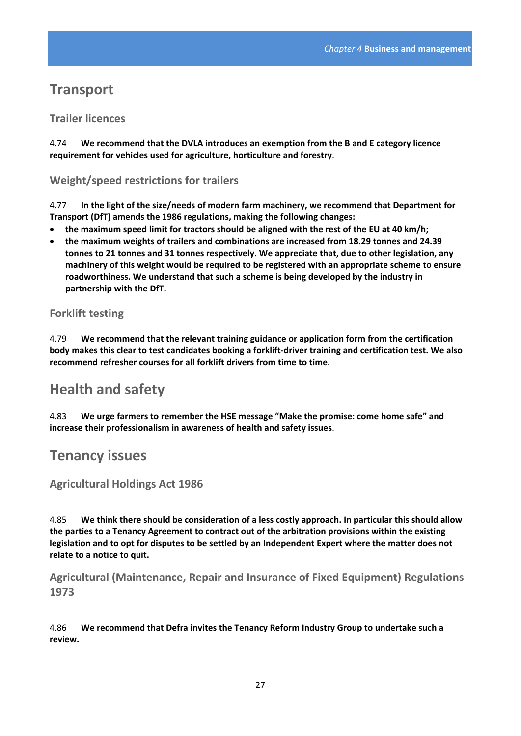## Transport

### Trailer licences

4.74 **We recommend that the DVLA introduces an exemption from the B and E category licence requirement for vehicles used for agriculture, horticulture and forestry**.

### Weight/speed restrictions for trailers

4.77 **In the light of the size/needs of modern farm machinery, we recommend that Department for Transport (DfT) amends the 1986 regulations, making the following changes:**

- **the maximum speed limit for tractors should be aligned with the rest of the EU at 40 km/h;**
- **the maximum weights of trailers and combinations are increased from 18.29 tonnes and 24.39 tonnes to 21 tonnes and 31 tonnes respectively. We appreciate that, due to other legislation, any machinery of this weight would be required to be registered with an appropriate scheme to ensure roadworthiness. We understand that such a scheme is being developed by the industry in partnership with the DfT.**

### Forklift testing

4.79 **We recommend that the relevant training guidance or application form from the certification body makes this clear to test candidates booking a forklift-driver training and certification test. We also recommend refresher courses for all forklift drivers from time to time.**

## Health and safety

4.83 **We urge farmers to remember the HSE message "Make the promise: come home safe" and increase their professionalism in awareness of health and safety issues**.

## Tenancy issues

### Agricultural Holdings Act 1986

4.85 **We think there should be consideration of a less costly approach. In particular this should allow the parties to a Tenancy Agreement to contract out of the arbitration provisions within the existing legislation and to opt for disputes to be settled by an Independent Expert where the matter does not relate to a notice to quit.**

### Agricultural (Maintenance, Repair and Insurance of Fixed Equipment) Regulations 1973

4.86 **We recommend that Defra invites the Tenancy Reform Industry Group to undertake such a review.**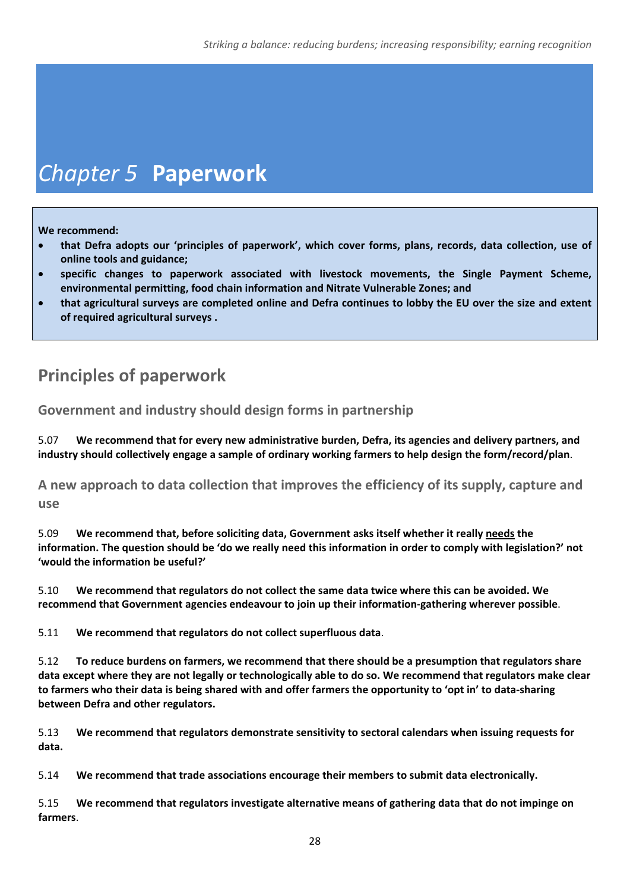# *Chapter 5* Paperwork

**We recommend:**

- **that Defra adopts our 'principles of paperwork', which cover forms, plans, records, data collection, use of online tools and guidance;**
- **specific changes to paperwork associated with livestock movements, the Single Payment Scheme, environmental permitting, food chain information and Nitrate Vulnerable Zones; and**
- **that agricultural surveys are completed online and Defra continues to lobby the EU over the size and extent of required agricultural surveys .**

## Principles of paperwork

### Government and industry should design forms in partnership

5.07 **We recommend that for every new administrative burden, Defra, its agencies and delivery partners, and industry should collectively engage a sample of ordinary working farmers to help design the form/record/plan**.

### A new approach to data collection that improves the efficiency of its supply, capture and use

5.09 **We recommend that, before soliciting data, Government asks itself whether it really <u>needs</u> the information. The question should be 'do we really need this information in order to comply with legislation?' not 'would the information be useful?'**

5.10 **We recommend that regulators do not collect the same data twice where this can be avoided. We recommend that Government agencies endeavour to join up their information-gathering wherever possible**.

5.11 **We recommend that regulators do not collect superfluous data**.

5.12 **To reduce burdens on farmers, we recommend that there should be a presumption that regulators share data except where they are not legally or technologically able to do so. We recommend that regulators make clear to farmers who their data is being shared with and offer farmers the opportunity to 'opt in' to data-sharing between Defra and other regulators.**

5.13 **We recommend that regulators demonstrate sensitivity to sectoral calendars when issuing requests for data.**

5.14 **We recommend that trade associations encourage their members to submit data electronically.**

5.15 **We recommend that regulators investigate alternative means of gathering data that do not impinge on farmers**.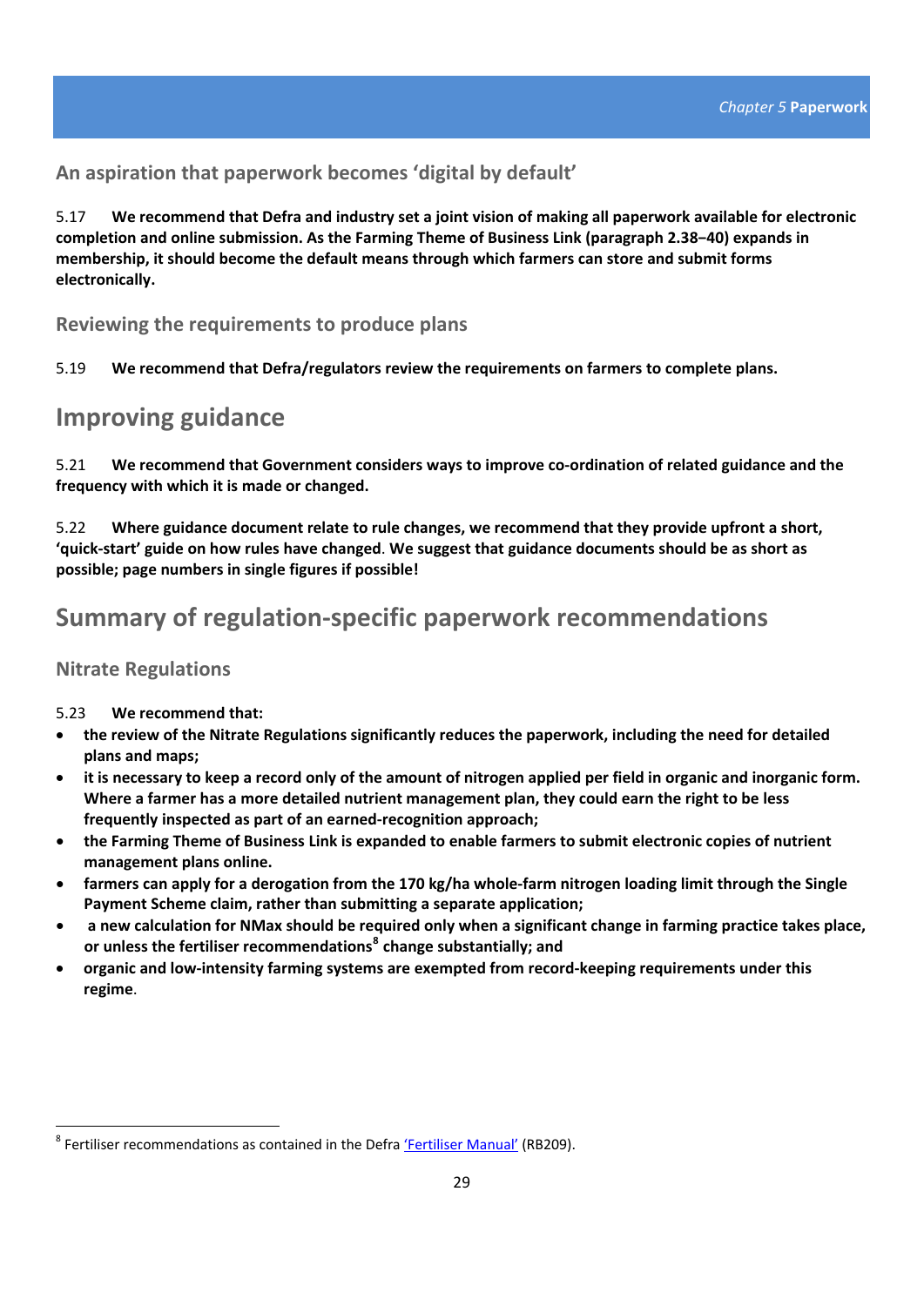### An aspiration that paperwork becomes 'digital by default'

5.17 **We recommend that Defra and industry set a joint vision of making all paperwork available for electronic completion and online submission. As the Farming Theme of Business Link (paragraph 2.38–40) expands in membership, it should become the default means through which farmers can store and submit forms electronically.**

### Reviewing the requirements to produce plans

5.19 **We recommend that Defra/regulators review the requirements on farmers to complete plans.**

## Improving guidance

5.21 **We recommend that Government considers ways to improve co-ordination of related guidance and the frequency with which it is made or changed.**

5.22 **Where guidance document relate to rule changes, we recommend that they provide upfront a short, 'quick-start' guide on how rules have changed**. **We suggest that guidance documents should be as short as possible; page numbers in single figures if possible!**

## Summary of regulation-specific paperwork recommendations

### Nitrate Regulations

5.23 **We recommend that:**

- **the review of the Nitrate Regulations significantly reduces the paperwork, including the need for detailed plans and maps;**
- **it is necessary to keep a record only of the amount of nitrogen applied per field in organic and inorganic form. Where a farmer has a more detailed nutrient management plan, they could earn the right to be less frequently inspected as part of an earned-recognition approach;**
- **the Farming Theme of Business Link is expanded to enable farmers to submit electronic copies of nutrient management plans online.**
- **farmers can apply for a derogation from the 170 kg/ha whole-farm nitrogen loading limit through the Single Payment Scheme claim, rather than submitting a separate application;**
- **a new calculation for NMax should be required only when a significant change in farming practice takes place, or unless the fertiliser recommendations[8] change substantially; and**
- **organic and low-intensity farming systems are exempted from record-keeping requirements under this regime**.

[8] Fertiliser recommendations as contained in the Defra 'Fertiliser Manual' (RB209).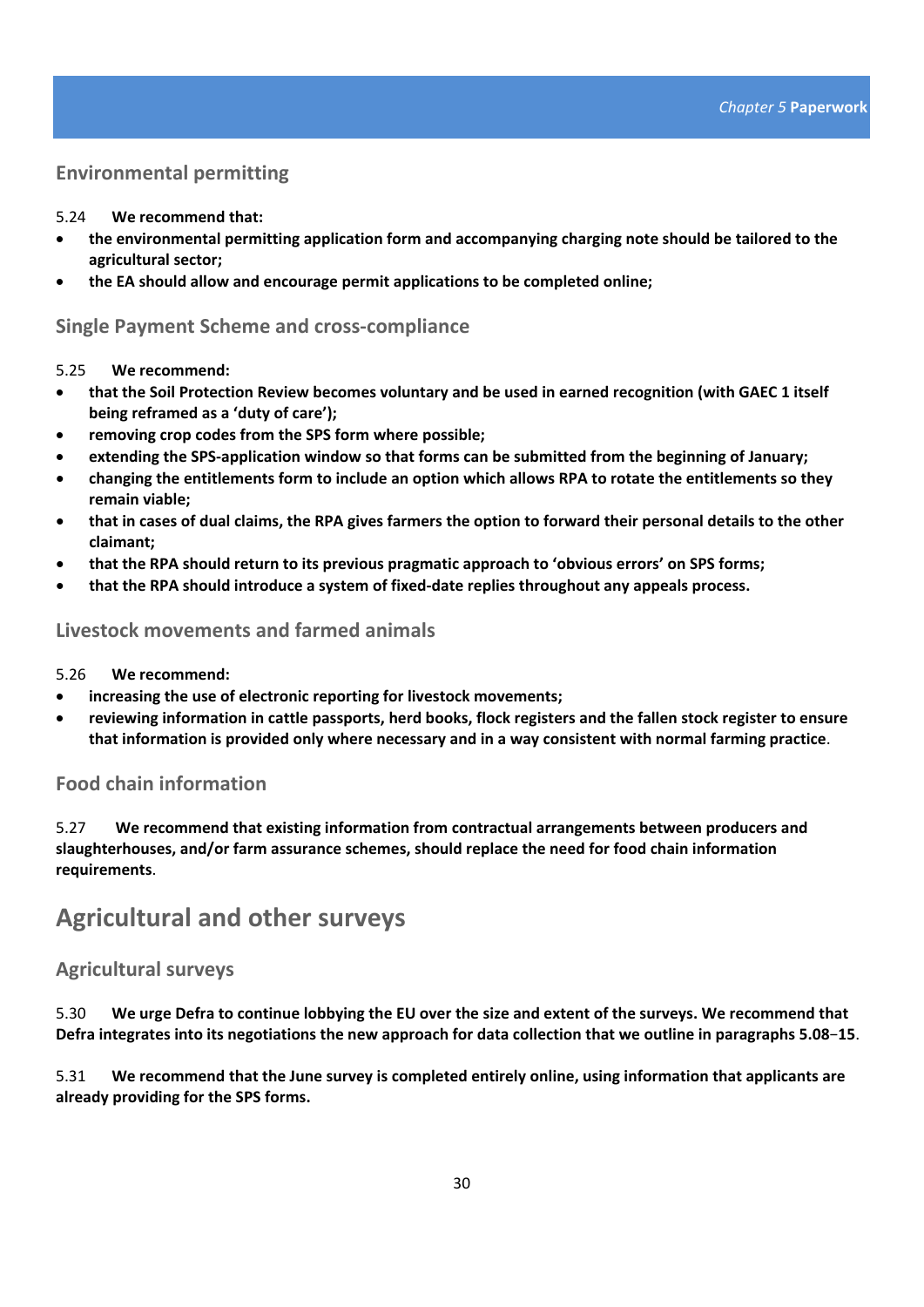### Environmental permitting

5.24 **We recommend that:**

- **the environmental permitting application form and accompanying charging note should be tailored to the agricultural sector;**
- **the EA should allow and encourage permit applications to be completed online;**

### Single Payment Scheme and cross-compliance

5.25 **We recommend:**

- **that the Soil Protection Review becomes voluntary and be used in earned recognition (with GAEC 1 itself being reframed as a 'duty of care');**
- **removing crop codes from the SPS form where possible;**
- **extending the SPS-application window so that forms can be submitted from the beginning of January;**
- **changing the entitlements form to include an option which allows RPA to rotate the entitlements so they remain viable;**
- **that in cases of dual claims, the RPA gives farmers the option to forward their personal details to the other claimant;**
- **that the RPA should return to its previous pragmatic approach to 'obvious errors' on SPS forms;**
- **that the RPA should introduce a system of fixed-date replies throughout any appeals process.**

### Livestock movements and farmed animals

5.26 **We recommend:**

- **increasing the use of electronic reporting for livestock movements;**
- **reviewing information in cattle passports, herd books, flock registers and the fallen stock register to ensure that information is provided only where necessary and in a way consistent with normal farming practice**.

### Food chain information

5.27 **We recommend that existing information from contractual arrangements between producers and slaughterhouses, and/or farm assurance schemes, should replace the need for food chain information requirements**.

## Agricultural and other surveys

### Agricultural surveys

5.30 **We urge Defra to continue lobbying the EU over the size and extent of the surveys. We recommend that Defra integrates into its negotiations the new approach for data collection that we outline in paragraphs 5.08‒15**.

5.31 **We recommend that the June survey is completed entirely online, using information that applicants are already providing for the SPS forms.**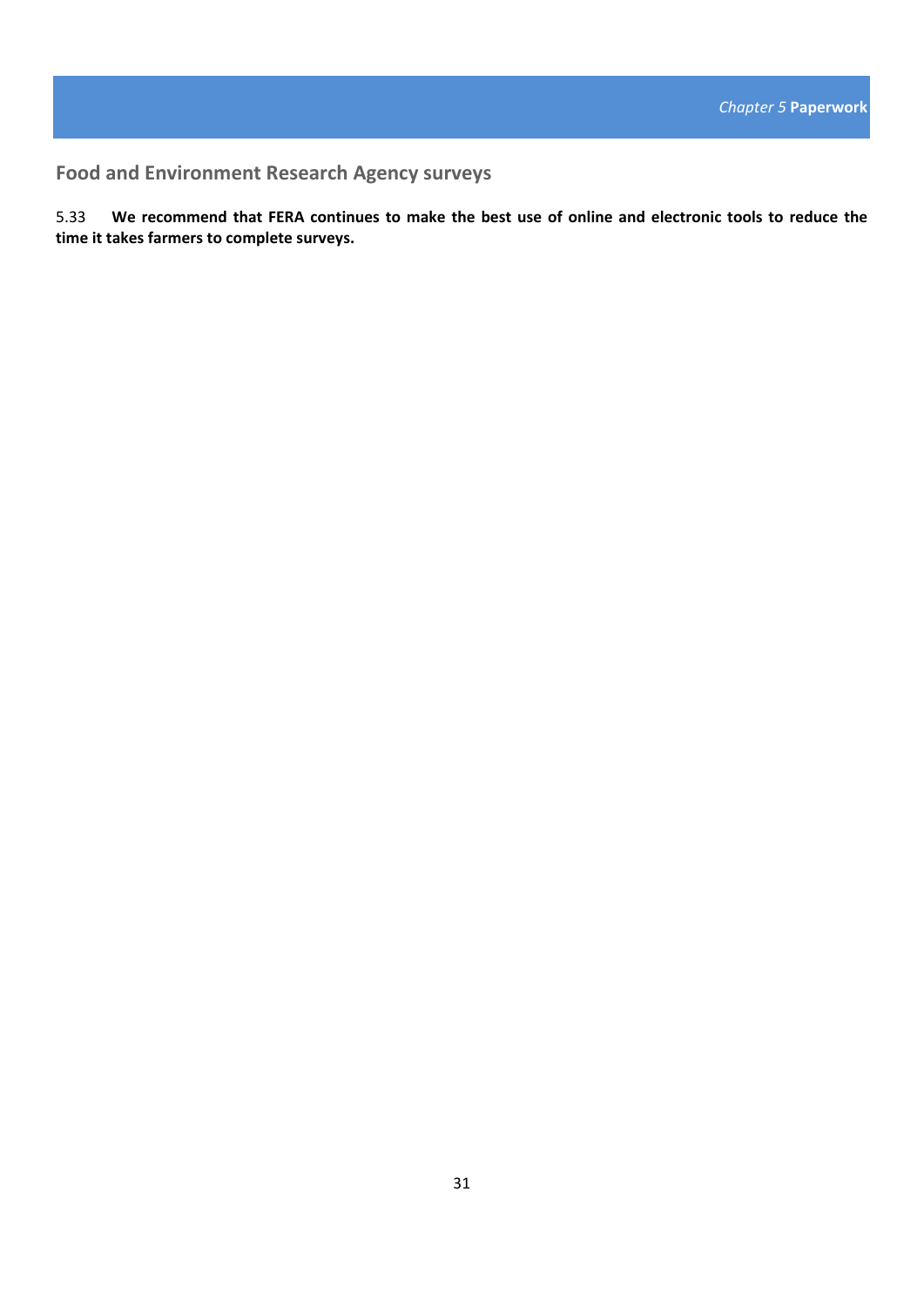## Food and Environment Research Agency surveys

5.33 **We recommend that FERA continues to make the best use of online and electronic tools to reduce the time it takes farmers to complete surveys.**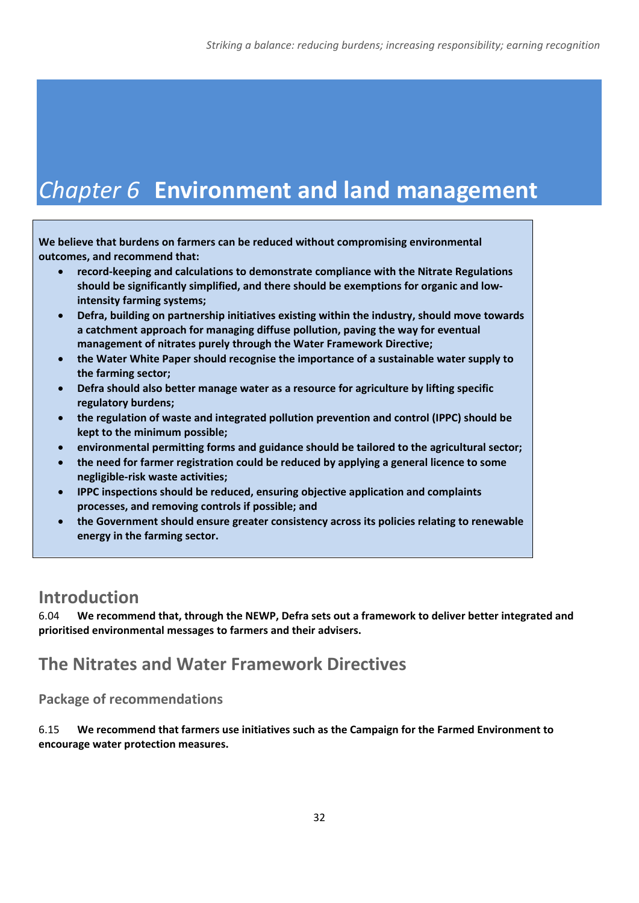# *Chapter 6* Environment and land management

**We believe that burdens on farmers can be reduced without compromising environmental outcomes, and recommend that:**

- **record-keeping and calculations to demonstrate compliance with the Nitrate Regulations should be significantly simplified, and there should be exemptions for organic and low-intensity farming systems;**
- **Defra, building on partnership initiatives existing within the industry, should move towards a catchment approach for managing diffuse pollution, paving the way for eventual management of nitrates purely through the Water Framework Directive;**
- **the Water White Paper should recognise the importance of a sustainable water supply to the farming sector;**
- **Defra should also better manage water as a resource for agriculture by lifting specific regulatory burdens;**
- **the regulation of waste and integrated pollution prevention and control (IPPC) should be kept to the minimum possible;**
- **environmental permitting forms and guidance should be tailored to the agricultural sector;**
- **the need for farmer registration could be reduced by applying a general licence to some negligible-risk waste activities;**
- **IPPC inspections should be reduced, ensuring objective application and complaints processes, and removing controls if possible; and**
- **the Government should ensure greater consistency across its policies relating to renewable energy in the farming sector.**

## Introduction

6.04 **We recommend that, through the NEWP, Defra sets out a framework to deliver better integrated and prioritised environmental messages to farmers and their advisers.**

## The Nitrates and Water Framework Directives

### Package of recommendations

6.15 **We recommend that farmers use initiatives such as the Campaign for the Farmed Environment to encourage water protection measures.**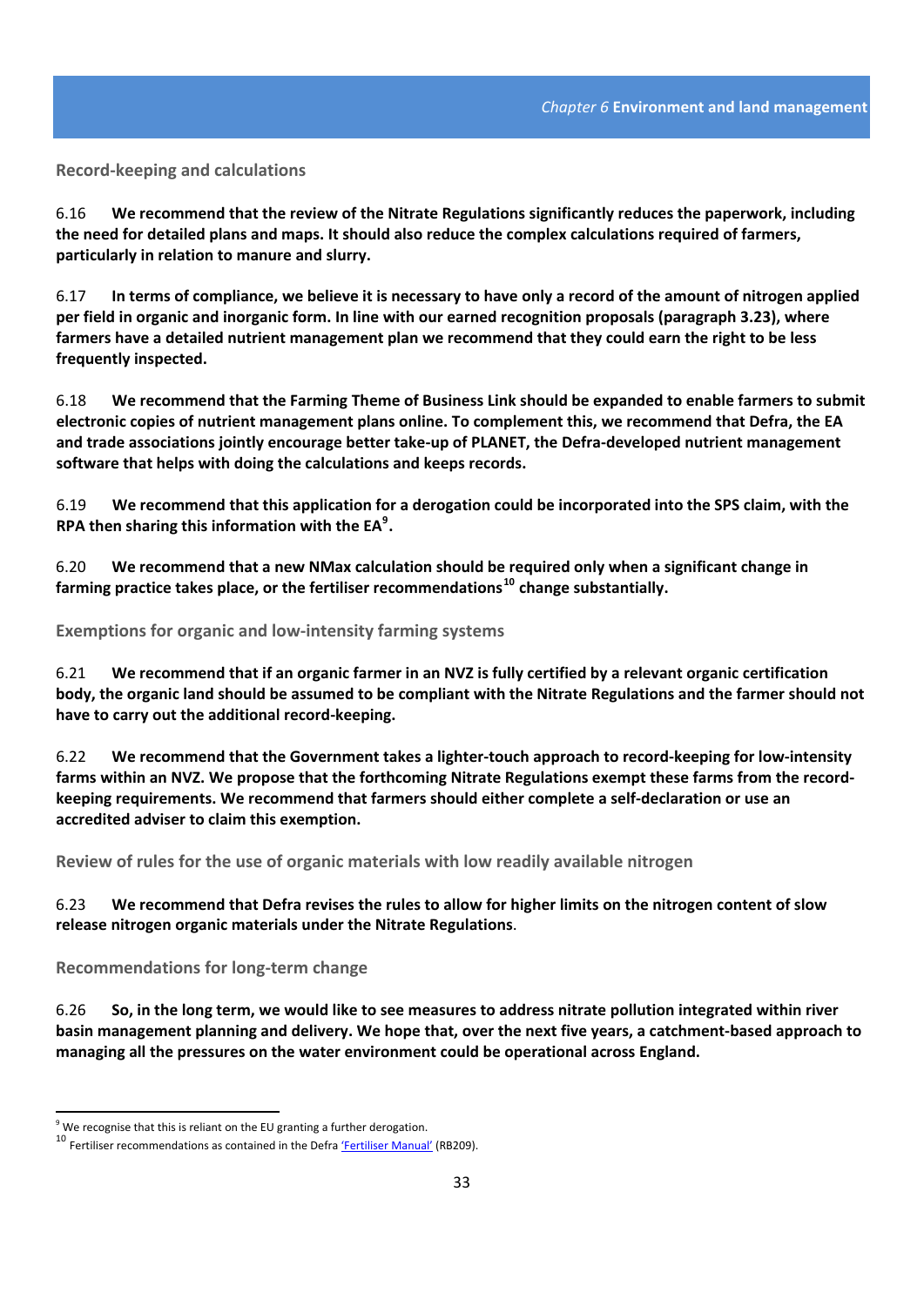### Record-keeping and calculations

6.16 **We recommend that the review of the Nitrate Regulations significantly reduces the paperwork, including the need for detailed plans and maps. It should also reduce the complex calculations required of farmers, particularly in relation to manure and slurry.**

6.17 **In terms of compliance, we believe it is necessary to have only a record of the amount of nitrogen applied per field in organic and inorganic form. In line with our earned recognition proposals (paragraph 3.23), where farmers have a detailed nutrient management plan we recommend that they could earn the right to be less frequently inspected.**

6.18 **We recommend that the Farming Theme of Business Link should be expanded to enable farmers to submit electronic copies of nutrient management plans online. To complement this, we recommend that Defra, the EA and trade associations jointly encourage better take-up of PLANET, the Defra-developed nutrient management software that helps with doing the calculations and keeps records.**

6.19 **We recommend that this application for a derogation could be incorporated into the SPS claim, with the RPA then sharing this information with the EA[9].**

6.20 **We recommend that a new NMax calculation should be required only when a significant change in farming practice takes place, or the fertiliser recommendations[10] change substantially.**

### Exemptions for organic and low-intensity farming systems

6.21 **We recommend that if an organic farmer in an NVZ is fully certified by a relevant organic certification body, the organic land should be assumed to be compliant with the Nitrate Regulations and the farmer should not have to carry out the additional record-keeping.**

6.22 **We recommend that the Government takes a lighter-touch approach to record-keeping for low-intensity farms within an NVZ. We propose that the forthcoming Nitrate Regulations exempt these farms from the record-keeping requirements. We recommend that farmers should either complete a self-declaration or use an accredited adviser to claim this exemption.**

### Review of rules for the use of organic materials with low readily available nitrogen

6.23 **We recommend that Defra revises the rules to allow for higher limits on the nitrogen content of slow release nitrogen organic materials under the Nitrate Regulations**.

### Recommendations for long-term change

6.26 **So, in the long term, we would like to see measures to address nitrate pollution integrated within river basin management planning and delivery. We hope that, over the next five years, a catchment-based approach to managing all the pressures on the water environment could be operational across England.**

---

[9] We recognise that this is reliant on the EU granting a further derogation.

[10] Fertiliser recommendations as contained in the Defra 'Fertiliser Manual' (RB209).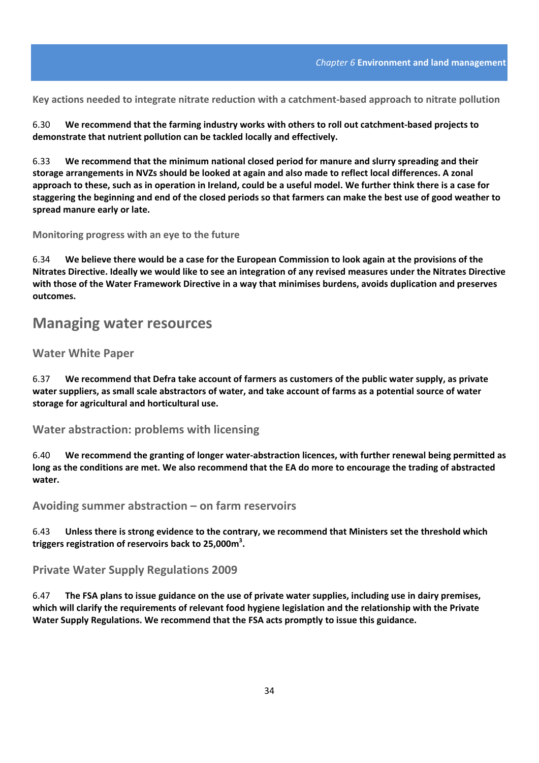### Key actions needed to integrate nitrate reduction with a catchment-based approach to nitrate pollution

6.30 **We recommend that the farming industry works with others to roll out catchment-based projects to demonstrate that nutrient pollution can be tackled locally and effectively.**

6.33 **We recommend that the minimum national closed period for manure and slurry spreading and their storage arrangements in NVZs should be looked at again and also made to reflect local differences. A zonal approach to these, such as in operation in Ireland, could be a useful model. We further think there is a case for staggering the beginning and end of the closed periods so that farmers can make the best use of good weather to spread manure early or late.**

### Monitoring progress with an eye to the future

6.34 **We believe there would be a case for the European Commission to look again at the provisions of the Nitrates Directive. Ideally we would like to see an integration of any revised measures under the Nitrates Directive with those of the Water Framework Directive in a way that minimises burdens, avoids duplication and preserves outcomes.**

## Managing water resources

### Water White Paper

6.37 **We recommend that Defra take account of farmers as customers of the public water supply, as private water suppliers, as small scale abstractors of water, and take account of farms as a potential source of water storage for agricultural and horticultural use.**

### Water abstraction: problems with licensing

6.40 **We recommend the granting of longer water-abstraction licences, with further renewal being permitted as long as the conditions are met. We also recommend that the EA do more to encourage the trading of abstracted water.**

### Avoiding summer abstraction – on farm reservoirs

6.43 **Unless there is strong evidence to the contrary, we recommend that Ministers set the threshold which triggers registration of reservoirs back to 25,000m$^3$.**

### Private Water Supply Regulations 2009

6.47 **The FSA plans to issue guidance on the use of private water supplies, including use in dairy premises, which will clarify the requirements of relevant food hygiene legislation and the relationship with the Private Water Supply Regulations. We recommend that the FSA acts promptly to issue this guidance.**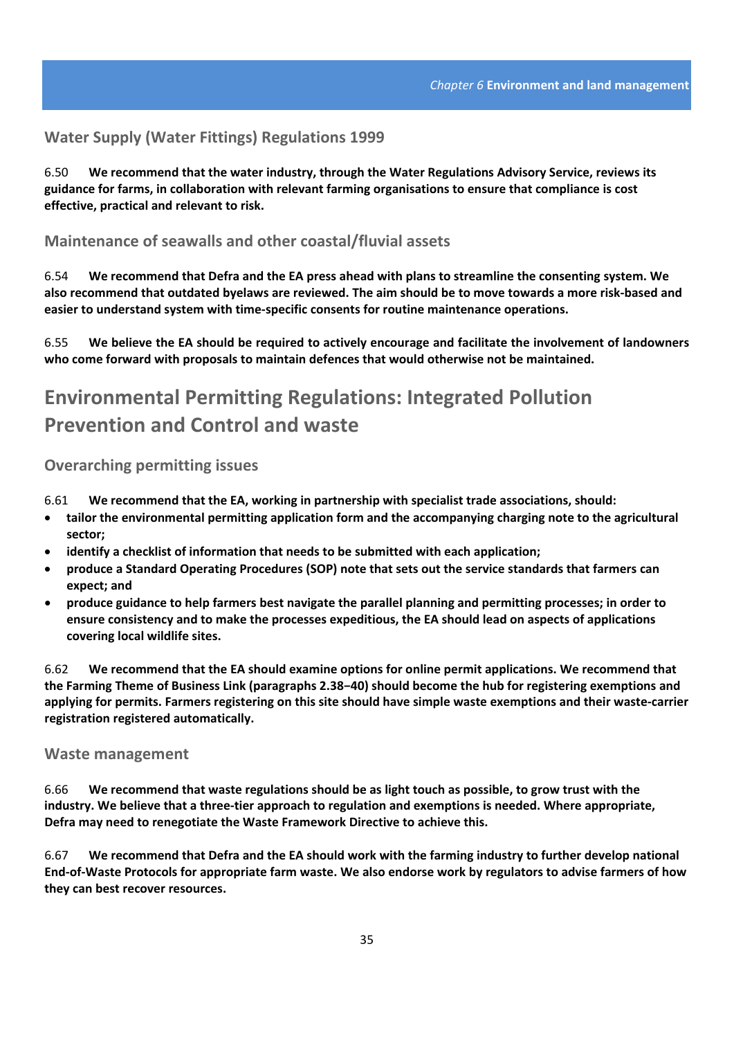### Water Supply (Water Fittings) Regulations 1999

6.50 **We recommend that the water industry, through the Water Regulations Advisory Service, reviews its guidance for farms, in collaboration with relevant farming organisations to ensure that compliance is cost effective, practical and relevant to risk.**

### Maintenance of seawalls and other coastal/fluvial assets

6.54 **We recommend that Defra and the EA press ahead with plans to streamline the consenting system. We also recommend that outdated byelaws are reviewed. The aim should be to move towards a more risk-based and easier to understand system with time-specific consents for routine maintenance operations.**

6.55 **We believe the EA should be required to actively encourage and facilitate the involvement of landowners who come forward with proposals to maintain defences that would otherwise not be maintained.**

## Environmental Permitting Regulations: Integrated Pollution Prevention and Control and waste

### Overarching permitting issues

6.61 **We recommend that the EA, working in partnership with specialist trade associations, should:**

- **tailor the environmental permitting application form and the accompanying charging note to the agricultural sector;**
- **identify a checklist of information that needs to be submitted with each application;**
- **produce a Standard Operating Procedures (SOP) note that sets out the service standards that farmers can expect; and**
- **produce guidance to help farmers best navigate the parallel planning and permitting processes; in order to ensure consistency and to make the processes expeditious, the EA should lead on aspects of applications covering local wildlife sites.**

6.62 **We recommend that the EA should examine options for online permit applications. We recommend that the Farming Theme of Business Link (paragraphs 2.38−40) should become the hub for registering exemptions and applying for permits. Farmers registering on this site should have simple waste exemptions and their waste-carrier registration registered automatically.**

### Waste management

6.66 **We recommend that waste regulations should be as light touch as possible, to grow trust with the industry. We believe that a three-tier approach to regulation and exemptions is needed. Where appropriate, Defra may need to renegotiate the Waste Framework Directive to achieve this.**

6.67 **We recommend that Defra and the EA should work with the farming industry to further develop national End-of-Waste Protocols for appropriate farm waste. We also endorse work by regulators to advise farmers of how they can best recover resources.**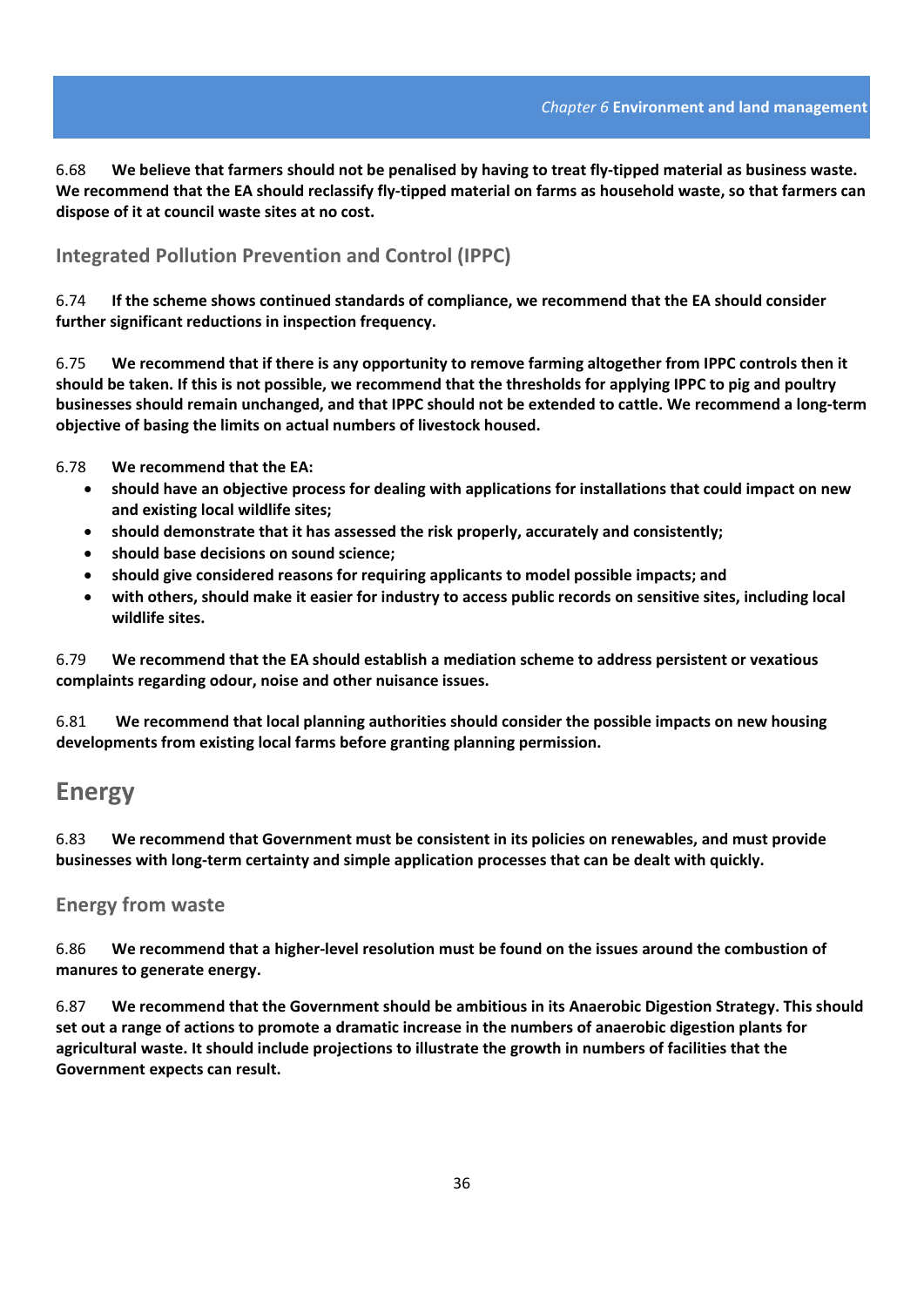6.68 **We believe that farmers should not be penalised by having to treat fly-tipped material as business waste. We recommend that the EA should reclassify fly-tipped material on farms as household waste, so that farmers can dispose of it at council waste sites at no cost.**

### Integrated Pollution Prevention and Control (IPPC)

6.74 **If the scheme shows continued standards of compliance, we recommend that the EA should consider further significant reductions in inspection frequency.**

6.75 **We recommend that if there is any opportunity to remove farming altogether from IPPC controls then it should be taken. If this is not possible, we recommend that the thresholds for applying IPPC to pig and poultry businesses should remain unchanged, and that IPPC should not be extended to cattle. We recommend a long-term objective of basing the limits on actual numbers of livestock housed.**

6.78 **We recommend that the EA:**

- **should have an objective process for dealing with applications for installations that could impact on new and existing local wildlife sites;**
- **should demonstrate that it has assessed the risk properly, accurately and consistently;**
- **should base decisions on sound science;**
- **should give considered reasons for requiring applicants to model possible impacts; and**
- **with others, should make it easier for industry to access public records on sensitive sites, including local wildlife sites.**

6.79 **We recommend that the EA should establish a mediation scheme to address persistent or vexatious complaints regarding odour, noise and other nuisance issues.**

6.81 **We recommend that local planning authorities should consider the possible impacts on new housing developments from existing local farms before granting planning permission.**

## Energy

6.83 **We recommend that Government must be consistent in its policies on renewables, and must provide businesses with long-term certainty and simple application processes that can be dealt with quickly.**

### Energy from waste

6.86 **We recommend that a higher-level resolution must be found on the issues around the combustion of manures to generate energy.**

6.87 **We recommend that the Government should be ambitious in its Anaerobic Digestion Strategy. This should set out a range of actions to promote a dramatic increase in the numbers of anaerobic digestion plants for agricultural waste. It should include projections to illustrate the growth in numbers of facilities that the Government expects can result.**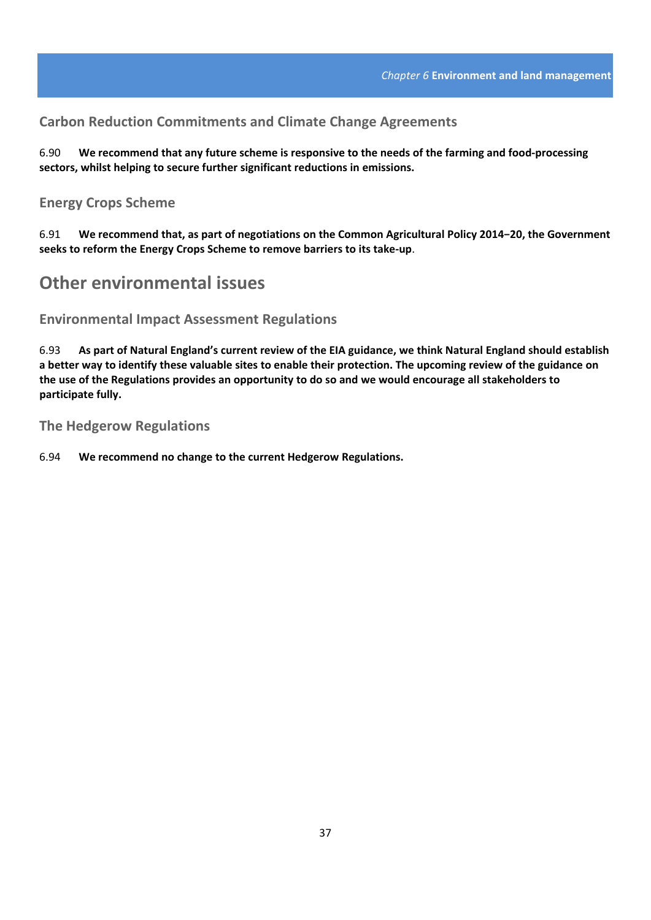### Carbon Reduction Commitments and Climate Change Agreements

6.90 **We recommend that any future scheme is responsive to the needs of the farming and food-processing sectors, whilst helping to secure further significant reductions in emissions.**

### Energy Crops Scheme

6.91 **We recommend that, as part of negotiations on the Common Agricultural Policy 2014−20, the Government seeks to reform the Energy Crops Scheme to remove barriers to its take-up**.

## Other environmental issues

### Environmental Impact Assessment Regulations

6.93 **As part of Natural England's current review of the EIA guidance, we think Natural England should establish a better way to identify these valuable sites to enable their protection. The upcoming review of the guidance on the use of the Regulations provides an opportunity to do so and we would encourage all stakeholders to participate fully.**

### The Hedgerow Regulations

6.94 **We recommend no change to the current Hedgerow Regulations.**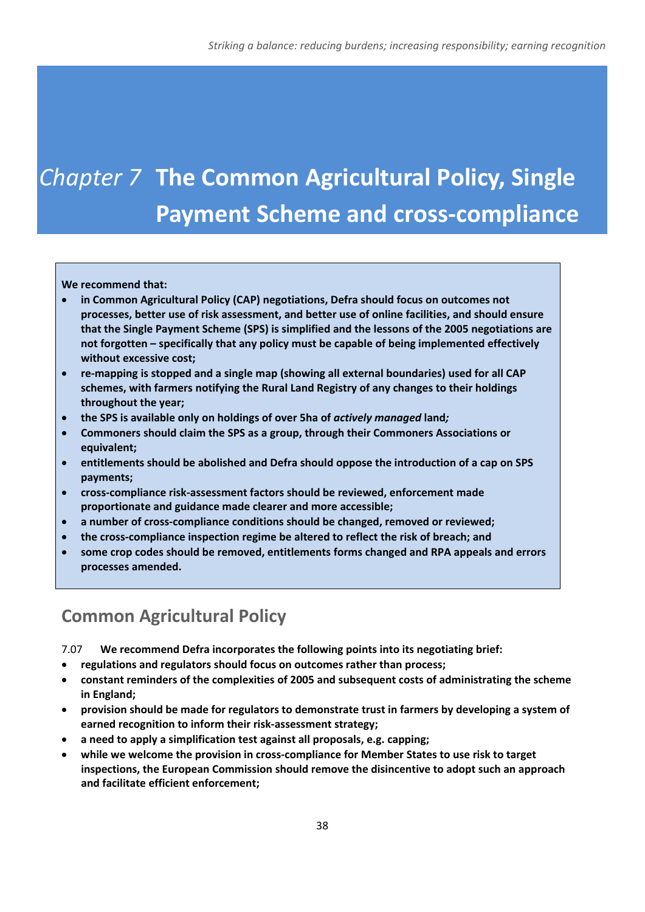# *Chapter 7* The Common Agricultural Policy, Single Payment Scheme and cross-compliance

**We recommend that:**

- **in Common Agricultural Policy (CAP) negotiations, Defra should focus on outcomes not processes, better use of risk assessment, and better use of online facilities, and should ensure that the Single Payment Scheme (SPS) is simplified and the lessons of the 2005 negotiations are not forgotten – specifically that any policy must be capable of being implemented effectively without excessive cost;**
- **re-mapping is stopped and a single map (showing all external boundaries) used for all CAP schemes, with farmers notifying the Rural Land Registry of any changes to their holdings throughout the year;**
- **the SPS is available only on holdings of over 5ha of *actively managed* land*;***
- **Commoners should claim the SPS as a group, through their Commoners Associations or equivalent;**
- **entitlements should be abolished and Defra should oppose the introduction of a cap on SPS payments;**
- **cross-compliance risk-assessment factors should be reviewed, enforcement made proportionate and guidance made clearer and more accessible;**
- **a number of cross-compliance conditions should be changed, removed or reviewed;**
- **the cross-compliance inspection regime be altered to reflect the risk of breach; and**
- **some crop codes should be removed, entitlements forms changed and RPA appeals and errors processes amended.**

## Common Agricultural Policy

7.07 **We recommend Defra incorporates the following points into its negotiating brief:**

- **regulations and regulators should focus on outcomes rather than process;**
- **constant reminders of the complexities of 2005 and subsequent costs of administrating the scheme in England;**
- **provision should be made for regulators to demonstrate trust in farmers by developing a system of earned recognition to inform their risk-assessment strategy;**
- **a need to apply a simplification test against all proposals, e.g. capping;**
- **while we welcome the provision in cross-compliance for Member States to use risk to target inspections, the European Commission should remove the disincentive to adopt such an approach and facilitate efficient enforcement;**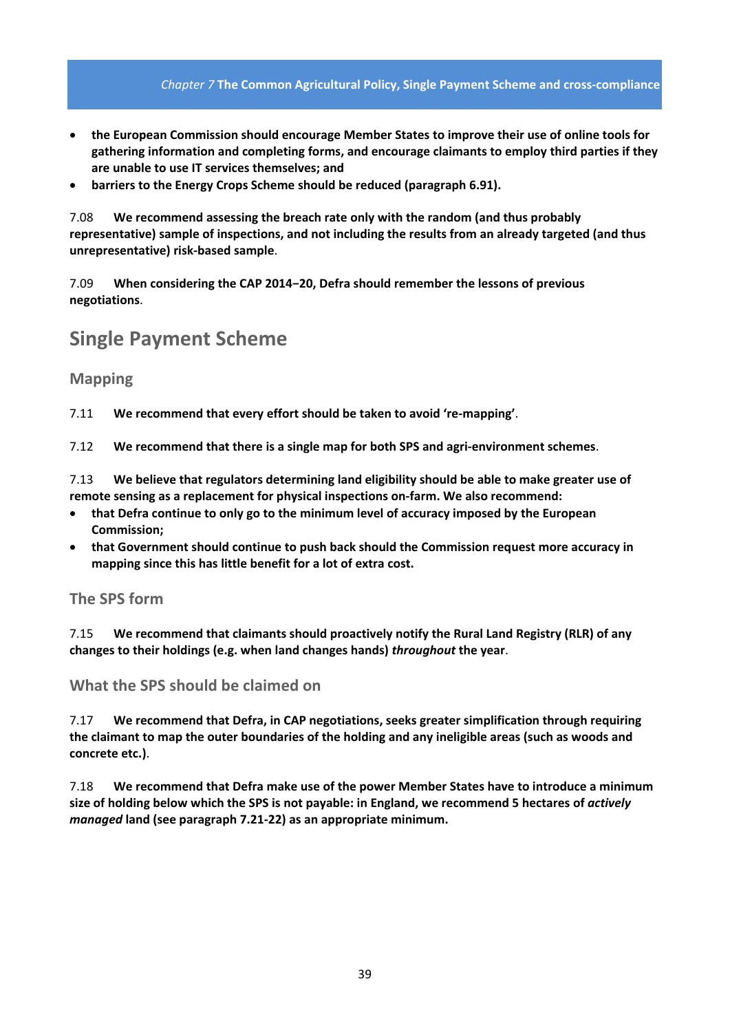- **the European Commission should encourage Member States to improve their use of online tools for gathering information and completing forms, and encourage claimants to employ third parties if they are unable to use IT services themselves; and**
- **barriers to the Energy Crops Scheme should be reduced (paragraph 6.91).**

7.08 **We recommend assessing the breach rate only with the random (and thus probably representative) sample of inspections, and not including the results from an already targeted (and thus unrepresentative) risk-based sample**.

7.09 **When considering the CAP 2014−20, Defra should remember the lessons of previous negotiations**.

## Single Payment Scheme

### Mapping

7.11 **We recommend that every effort should be taken to avoid 're-mapping'**.

7.12 **We recommend that there is a single map for both SPS and agri-environment schemes**.

7.13 **We believe that regulators determining land eligibility should be able to make greater use of remote sensing as a replacement for physical inspections on-farm. We also recommend:**

- **that Defra continue to only go to the minimum level of accuracy imposed by the European Commission;**
- **that Government should continue to push back should the Commission request more accuracy in mapping since this has little benefit for a lot of extra cost.**

### The SPS form

7.15 **We recommend that claimants should proactively notify the Rural Land Registry (RLR) of any changes to their holdings (e.g. when land changes hands) *throughout* the year**.

### What the SPS should be claimed on

7.17 **We recommend that Defra, in CAP negotiations, seeks greater simplification through requiring the claimant to map the outer boundaries of the holding and any ineligible areas (such as woods and concrete etc.)**.

7.18 **We recommend that Defra make use of the power Member States have to introduce a minimum size of holding below which the SPS is not payable: in England, we recommend 5 hectares of *actively managed* land (see paragraph 7.21-22) as an appropriate minimum.**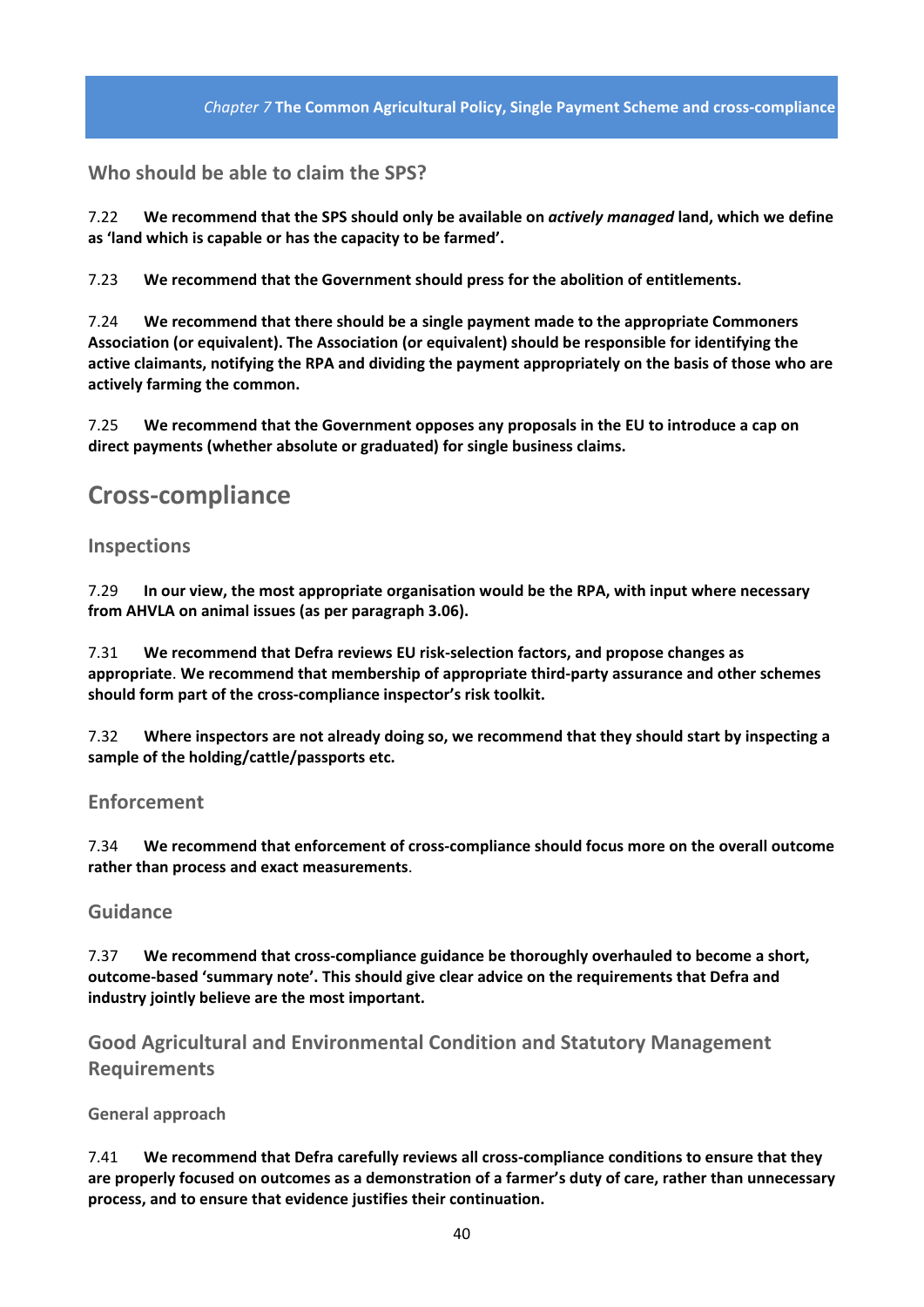### Who should be able to claim the SPS?

7.22 **We recommend that the SPS should only be available on *actively managed* land, which we define as 'land which is capable or has the capacity to be farmed'.**

7.23 **We recommend that the Government should press for the abolition of entitlements.**

7.24 **We recommend that there should be a single payment made to the appropriate Commoners Association (or equivalent). The Association (or equivalent) should be responsible for identifying the active claimants, notifying the RPA and dividing the payment appropriately on the basis of those who are actively farming the common.**

7.25 **We recommend that the Government opposes any proposals in the EU to introduce a cap on direct payments (whether absolute or graduated) for single business claims.**

## Cross-compliance

### Inspections

7.29 **In our view, the most appropriate organisation would be the RPA, with input where necessary from AHVLA on animal issues (as per paragraph 3.06).**

7.31 **We recommend that Defra reviews EU risk-selection factors, and propose changes as appropriate**. **We recommend that membership of appropriate third-party assurance and other schemes should form part of the cross-compliance inspector's risk toolkit.**

7.32 **Where inspectors are not already doing so, we recommend that they should start by inspecting a sample of the holding/cattle/passports etc.**

### Enforcement

7.34 **We recommend that enforcement of cross-compliance should focus more on the overall outcome rather than process and exact measurements**.

### Guidance

7.37 **We recommend that cross-compliance guidance be thoroughly overhauled to become a short, outcome-based 'summary note'. This should give clear advice on the requirements that Defra and industry jointly believe are the most important.**

### Good Agricultural and Environmental Condition and Statutory Management Requirements

#### General approach

7.41 **We recommend that Defra carefully reviews all cross-compliance conditions to ensure that they are properly focused on outcomes as a demonstration of a farmer's duty of care, rather than unnecessary process, and to ensure that evidence justifies their continuation.**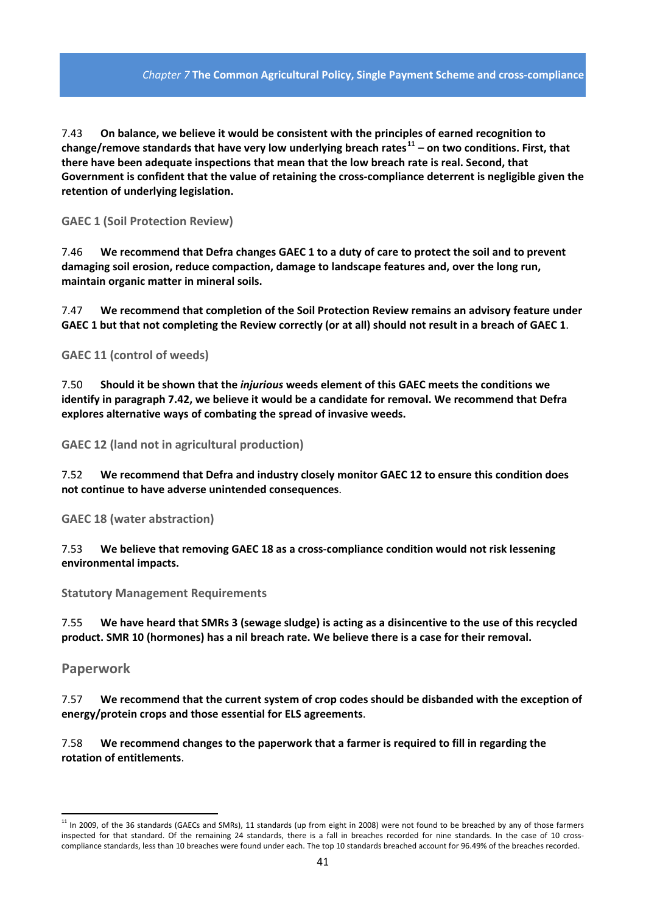7.43 **On balance, we believe it would be consistent with the principles of earned recognition to change/remove standards that have very low underlying breach rates[11] – on two conditions. First, that there have been adequate inspections that mean that the low breach rate is real. Second, that Government is confident that the value of retaining the cross-compliance deterrent is negligible given the retention of underlying legislation.**

### GAEC 1 (Soil Protection Review)

7.46 **We recommend that Defra changes GAEC 1 to a duty of care to protect the soil and to prevent damaging soil erosion, reduce compaction, damage to landscape features and, over the long run, maintain organic matter in mineral soils.**

7.47 **We recommend that completion of the Soil Protection Review remains an advisory feature under GAEC 1 but that not completing the Review correctly (or at all) should not result in a breach of GAEC 1**.

### GAEC 11 (control of weeds)

7.50 **Should it be shown that the *injurious* weeds element of this GAEC meets the conditions we identify in paragraph 7.42, we believe it would be a candidate for removal. We recommend that Defra explores alternative ways of combating the spread of invasive weeds.**

### GAEC 12 (land not in agricultural production)

7.52 **We recommend that Defra and industry closely monitor GAEC 12 to ensure this condition does not continue to have adverse unintended consequences**.

### GAEC 18 (water abstraction)

7.53 **We believe that removing GAEC 18 as a cross-compliance condition would not risk lessening environmental impacts.**

### Statutory Management Requirements

7.55 **We have heard that SMRs 3 (sewage sludge) is acting as a disincentive to the use of this recycled product. SMR 10 (hormones) has a nil breach rate. We believe there is a case for their removal.**

## Paperwork

7.57 **We recommend that the current system of crop codes should be disbanded with the exception of energy/protein crops and those essential for ELS agreements**.

7.58 **We recommend changes to the paperwork that a farmer is required to fill in regarding the rotation of entitlements**.

---

[11] In 2009, of the 36 standards (GAECs and SMRs), 11 standards (up from eight in 2008) were not found to be breached by any of those farmers inspected for that standard. Of the remaining 24 standards, there is a fall in breaches recorded for nine standards. In the case of 10 cross-compliance standards, less than 10 breaches were found under each. The top 10 standards breached account for 96.49% of the breaches recorded.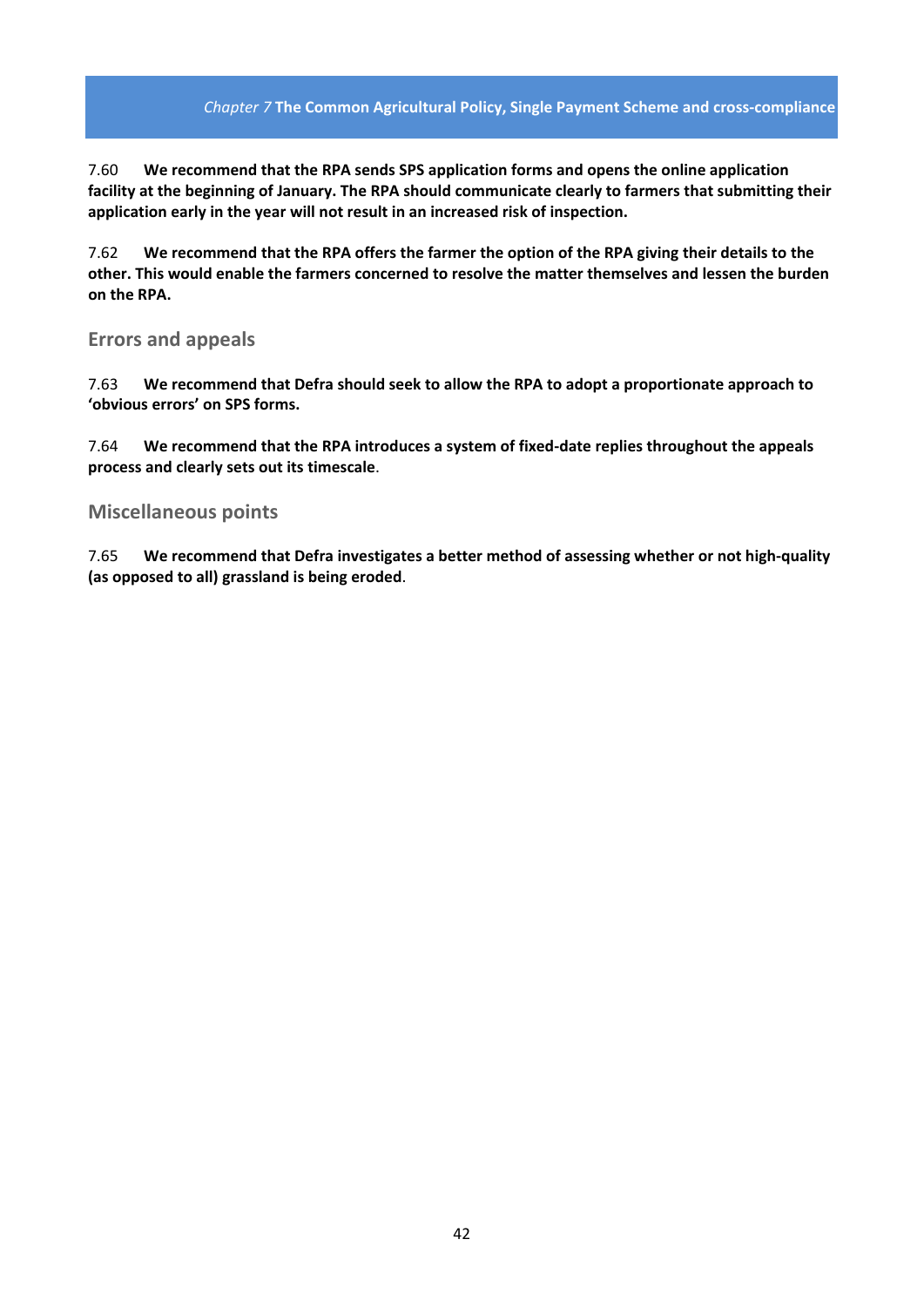7.60 **We recommend that the RPA sends SPS application forms and opens the online application facility at the beginning of January. The RPA should communicate clearly to farmers that submitting their application early in the year will not result in an increased risk of inspection.**

7.62 **We recommend that the RPA offers the farmer the option of the RPA giving their details to the other. This would enable the farmers concerned to resolve the matter themselves and lessen the burden on the RPA.**

## Errors and appeals

7.63 **We recommend that Defra should seek to allow the RPA to adopt a proportionate approach to 'obvious errors' on SPS forms.**

7.64 **We recommend that the RPA introduces a system of fixed-date replies throughout the appeals process and clearly sets out its timescale**.

## Miscellaneous points

7.65 **We recommend that Defra investigates a better method of assessing whether or not high-quality (as opposed to all) grassland is being eroded**.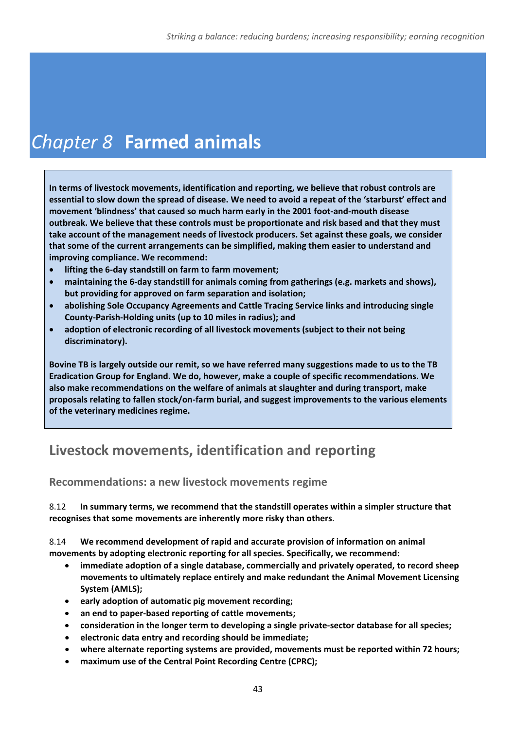# *Chapter 8* Farmed animals

**In terms of livestock movements, identification and reporting, we believe that robust controls are essential to slow down the spread of disease. We need to avoid a repeat of the 'starburst' effect and movement 'blindness' that caused so much harm early in the 2001 foot-and-mouth disease outbreak. We believe that these controls must be proportionate and risk based and that they must take account of the management needs of livestock producers. Set against these goals, we consider that some of the current arrangements can be simplified, making them easier to understand and improving compliance. We recommend:**

- **lifting the 6-day standstill on farm to farm movement;**
- **maintaining the 6-day standstill for animals coming from gatherings (e.g. markets and shows), but providing for approved on farm separation and isolation;**
- **abolishing Sole Occupancy Agreements and Cattle Tracing Service links and introducing single County-Parish-Holding units (up to 10 miles in radius); and**
- **adoption of electronic recording of all livestock movements (subject to their not being discriminatory).**

**Bovine TB is largely outside our remit, so we have referred many suggestions made to us to the TB Eradication Group for England. We do, however, make a couple of specific recommendations. We also make recommendations on the welfare of animals at slaughter and during transport, make proposals relating to fallen stock/on-farm burial, and suggest improvements to the various elements of the veterinary medicines regime.**

## Livestock movements, identification and reporting

### Recommendations: a new livestock movements regime

8.12 **In summary terms, we recommend that the standstill operates within a simpler structure that recognises that some movements are inherently more risky than others**.

8.14 **We recommend development of rapid and accurate provision of information on animal movements by adopting electronic reporting for all species. Specifically, we recommend:**

- **immediate adoption of a single database, commercially and privately operated, to record sheep movements to ultimately replace entirely and make redundant the Animal Movement Licensing System (AMLS);**
- **early adoption of automatic pig movement recording;**
- **an end to paper-based reporting of cattle movements;**
- **consideration in the longer term to developing a single private-sector database for all species;**
- **electronic data entry and recording should be immediate;**
- **where alternate reporting systems are provided, movements must be reported within 72 hours;**
- **maximum use of the Central Point Recording Centre (CPRC);**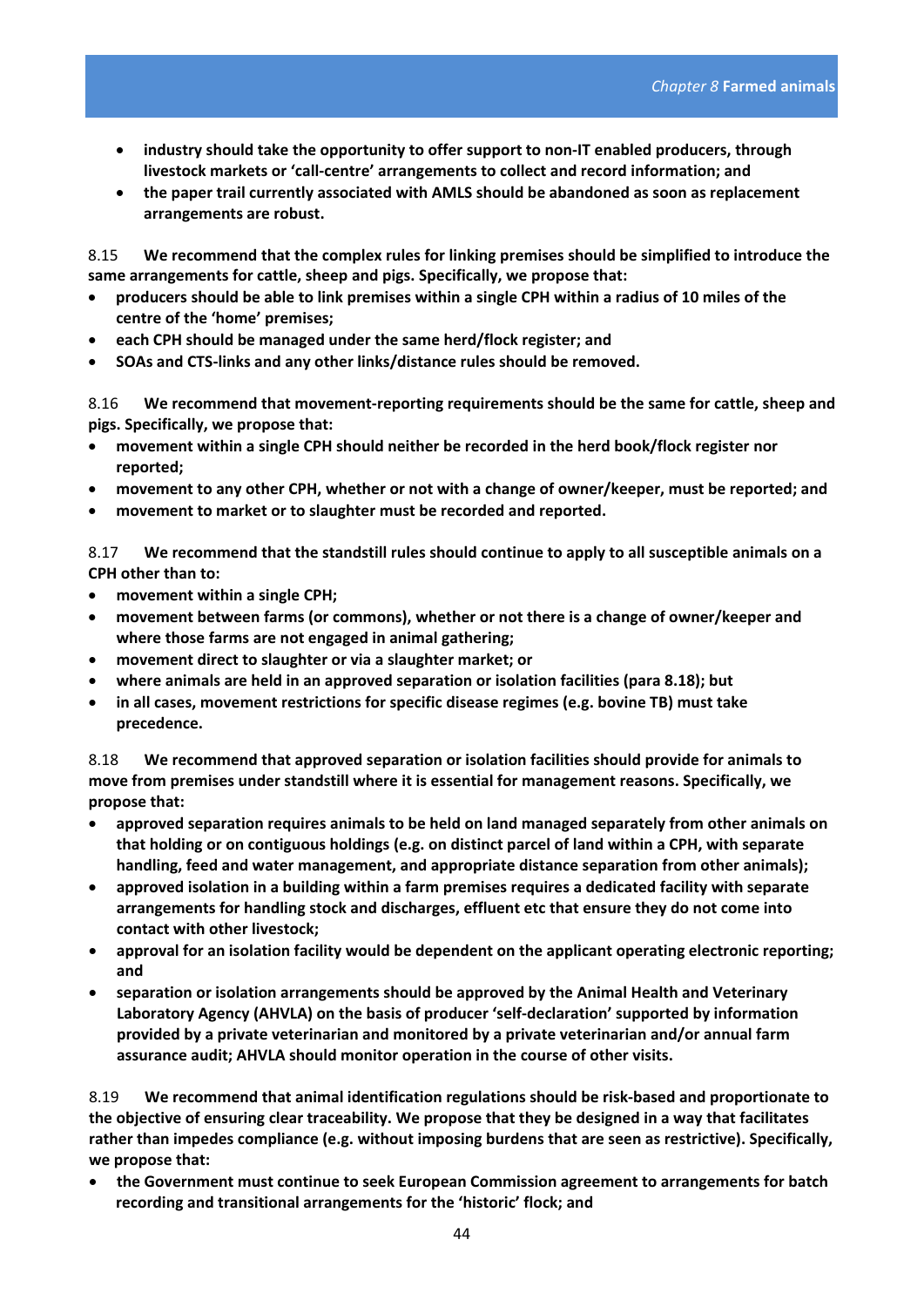- **industry should take the opportunity to offer support to non-IT enabled producers, through livestock markets or 'call-centre' arrangements to collect and record information; and**
- **the paper trail currently associated with AMLS should be abandoned as soon as replacement arrangements are robust.**

8.15 **We recommend that the complex rules for linking premises should be simplified to introduce the same arrangements for cattle, sheep and pigs. Specifically, we propose that:**

- **producers should be able to link premises within a single CPH within a radius of 10 miles of the centre of the 'home' premises;**
- **each CPH should be managed under the same herd/flock register; and**
- **SOAs and CTS-links and any other links/distance rules should be removed.**

8.16 **We recommend that movement-reporting requirements should be the same for cattle, sheep and pigs. Specifically, we propose that:**

- **movement within a single CPH should neither be recorded in the herd book/flock register nor reported;**
- **movement to any other CPH, whether or not with a change of owner/keeper, must be reported; and**
- **movement to market or to slaughter must be recorded and reported.**

8.17 **We recommend that the standstill rules should continue to apply to all susceptible animals on a CPH other than to:**

- **movement within a single CPH;**
- **movement between farms (or commons), whether or not there is a change of owner/keeper and where those farms are not engaged in animal gathering;**
- **movement direct to slaughter or via a slaughter market; or**
- **where animals are held in an approved separation or isolation facilities (para 8.18); but**
- **in all cases, movement restrictions for specific disease regimes (e.g. bovine TB) must take precedence.**

8.18 **We recommend that approved separation or isolation facilities should provide for animals to move from premises under standstill where it is essential for management reasons. Specifically, we propose that:**

- **approved separation requires animals to be held on land managed separately from other animals on that holding or on contiguous holdings (e.g. on distinct parcel of land within a CPH, with separate handling, feed and water management, and appropriate distance separation from other animals);**
- **approved isolation in a building within a farm premises requires a dedicated facility with separate arrangements for handling stock and discharges, effluent etc that ensure they do not come into contact with other livestock;**
- **approval for an isolation facility would be dependent on the applicant operating electronic reporting; and**
- **separation or isolation arrangements should be approved by the Animal Health and Veterinary Laboratory Agency (AHVLA) on the basis of producer 'self-declaration' supported by information provided by a private veterinarian and monitored by a private veterinarian and/or annual farm assurance audit; AHVLA should monitor operation in the course of other visits.**

8.19 **We recommend that animal identification regulations should be risk-based and proportionate to the objective of ensuring clear traceability. We propose that they be designed in a way that facilitates rather than impedes compliance (e.g. without imposing burdens that are seen as restrictive). Specifically, we propose that:**

- **the Government must continue to seek European Commission agreement to arrangements for batch recording and transitional arrangements for the 'historic' flock; and**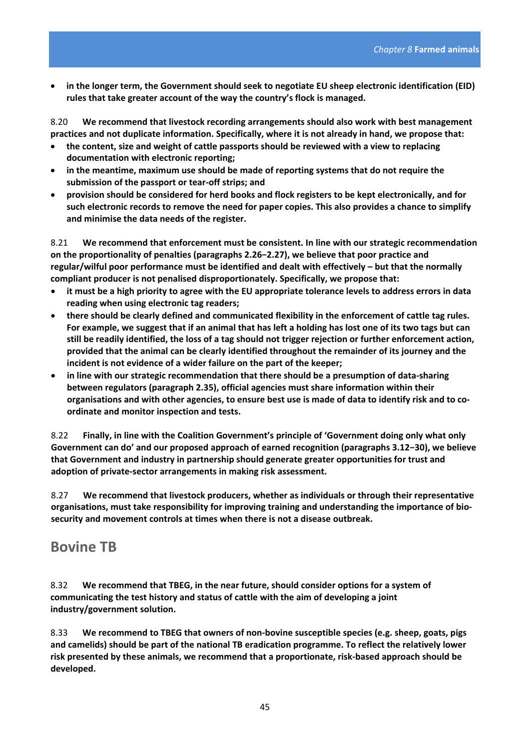- **in the longer term, the Government should seek to negotiate EU sheep electronic identification (EID) rules that take greater account of the way the country's flock is managed.**

8.20 **We recommend that livestock recording arrangements should also work with best management practices and not duplicate information. Specifically, where it is not already in hand, we propose that:**

- **the content, size and weight of cattle passports should be reviewed with a view to replacing documentation with electronic reporting;**
- **in the meantime, maximum use should be made of reporting systems that do not require the submission of the passport or tear-off strips; and**
- **provision should be considered for herd books and flock registers to be kept electronically, and for such electronic records to remove the need for paper copies. This also provides a chance to simplify and minimise the data needs of the register.**

8.21 **We recommend that enforcement must be consistent. In line with our strategic recommendation on the proportionality of penalties (paragraphs 2.26–2.27), we believe that poor practice and regular/wilful poor performance must be identified and dealt with effectively – but that the normally compliant producer is not penalised disproportionately. Specifically, we propose that:**

- **it must be a high priority to agree with the EU appropriate tolerance levels to address errors in data reading when using electronic tag readers;**
- **there should be clearly defined and communicated flexibility in the enforcement of cattle tag rules. For example, we suggest that if an animal that has left a holding has lost one of its two tags but can still be readily identified, the loss of a tag should not trigger rejection or further enforcement action, provided that the animal can be clearly identified throughout the remainder of its journey and the incident is not evidence of a wider failure on the part of the keeper;**
- **in line with our strategic recommendation that there should be a presumption of data-sharing between regulators (paragraph 2.35), official agencies must share information within their organisations and with other agencies, to ensure best use is made of data to identify risk and to co-ordinate and monitor inspection and tests.**

8.22 **Finally, in line with the Coalition Government's principle of 'Government doing only what only Government can do' and our proposed approach of earned recognition (paragraphs 3.12–30), we believe that Government and industry in partnership should generate greater opportunities for trust and adoption of private-sector arrangements in making risk assessment.**

8.27 **We recommend that livestock producers, whether as individuals or through their representative organisations, must take responsibility for improving training and understanding the importance of bio-security and movement controls at times when there is not a disease outbreak.**

## Bovine TB

8.32 **We recommend that TBEG, in the near future, should consider options for a system of communicating the test history and status of cattle with the aim of developing a joint industry/government solution.**

8.33 **We recommend to TBEG that owners of non-bovine susceptible species (e.g. sheep, goats, pigs and camelids) should be part of the national TB eradication programme. To reflect the relatively lower risk presented by these animals, we recommend that a proportionate, risk-based approach should be developed.**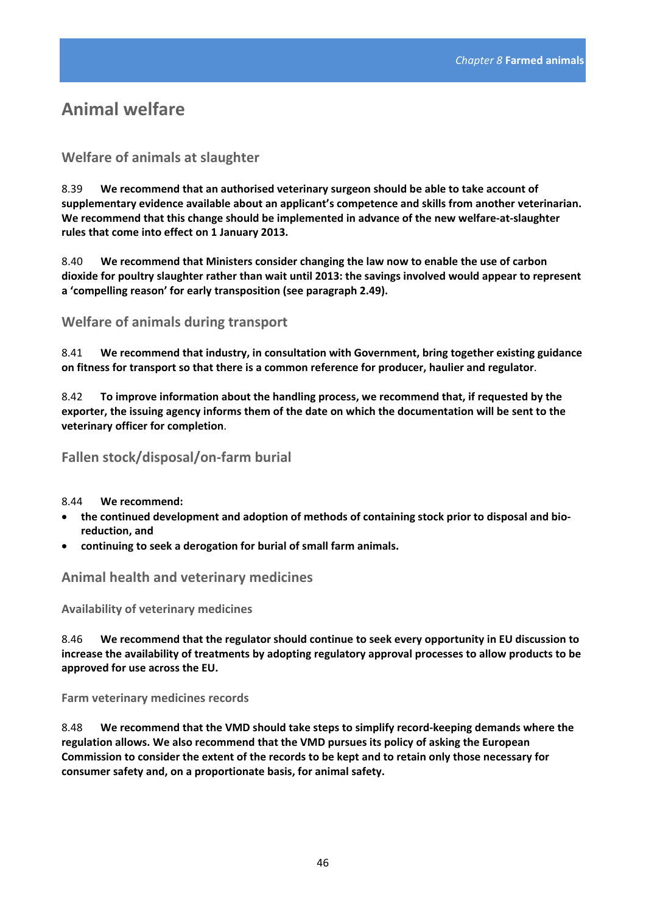## Animal welfare

### Welfare of animals at slaughter

8.39 **We recommend that an authorised veterinary surgeon should be able to take account of supplementary evidence available about an applicant's competence and skills from another veterinarian. We recommend that this change should be implemented in advance of the new welfare-at-slaughter rules that come into effect on 1 January 2013.**

8.40 **We recommend that Ministers consider changing the law now to enable the use of carbon dioxide for poultry slaughter rather than wait until 2013: the savings involved would appear to represent a 'compelling reason' for early transposition (see paragraph 2.49).**

### Welfare of animals during transport

8.41 **We recommend that industry, in consultation with Government, bring together existing guidance on fitness for transport so that there is a common reference for producer, haulier and regulator**.

8.42 **To improve information about the handling process, we recommend that, if requested by the exporter, the issuing agency informs them of the date on which the documentation will be sent to the veterinary officer for completion**.

### Fallen stock/disposal/on-farm burial

8.44 **We recommend:**

- **the continued development and adoption of methods of containing stock prior to disposal and bio-reduction, and**
- **continuing to seek a derogation for burial of small farm animals.**

### Animal health and veterinary medicines

#### Availability of veterinary medicines

8.46 **We recommend that the regulator should continue to seek every opportunity in EU discussion to increase the availability of treatments by adopting regulatory approval processes to allow products to be approved for use across the EU.**

#### Farm veterinary medicines records

8.48 **We recommend that the VMD should take steps to simplify record-keeping demands where the regulation allows. We also recommend that the VMD pursues its policy of asking the European Commission to consider the extent of the records to be kept and to retain only those necessary for consumer safety and, on a proportionate basis, for animal safety.**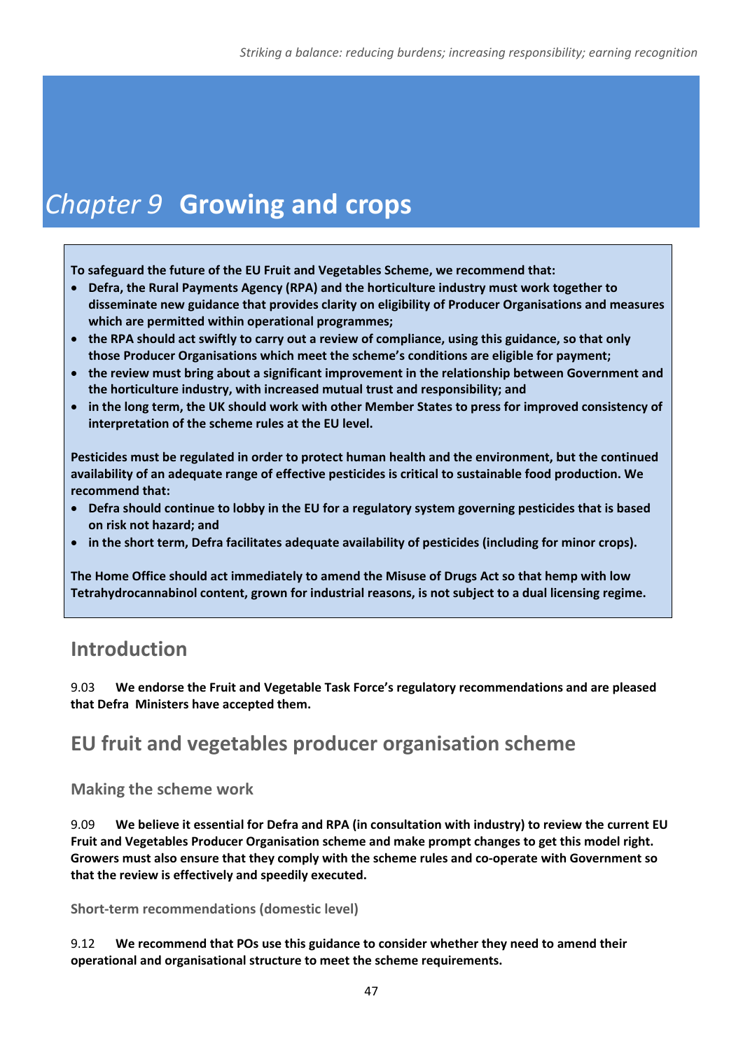# *Chapter 9* Growing and crops

**To safeguard the future of the EU Fruit and Vegetables Scheme, we recommend that:**

- **Defra, the Rural Payments Agency (RPA) and the horticulture industry must work together to disseminate new guidance that provides clarity on eligibility of Producer Organisations and measures which are permitted within operational programmes;**
- **the RPA should act swiftly to carry out a review of compliance, using this guidance, so that only those Producer Organisations which meet the scheme's conditions are eligible for payment;**
- **the review must bring about a significant improvement in the relationship between Government and the horticulture industry, with increased mutual trust and responsibility; and**
- **in the long term, the UK should work with other Member States to press for improved consistency of interpretation of the scheme rules at the EU level.**

**Pesticides must be regulated in order to protect human health and the environment, but the continued availability of an adequate range of effective pesticides is critical to sustainable food production. We recommend that:**

- **Defra should continue to lobby in the EU for a regulatory system governing pesticides that is based on risk not hazard; and**
- **in the short term, Defra facilitates adequate availability of pesticides (including for minor crops).**

**The Home Office should act immediately to amend the Misuse of Drugs Act so that hemp with low Tetrahydrocannabinol content, grown for industrial reasons, is not subject to a dual licensing regime.**

## Introduction

9.03 **We endorse the Fruit and Vegetable Task Force's regulatory recommendations and are pleased that Defra Ministers have accepted them.**

## EU fruit and vegetables producer organisation scheme

### Making the scheme work

9.09 **We believe it essential for Defra and RPA (in consultation with industry) to review the current EU Fruit and Vegetables Producer Organisation scheme and make prompt changes to get this model right. Growers must also ensure that they comply with the scheme rules and co-operate with Government so that the review is effectively and speedily executed.**

#### Short-term recommendations (domestic level)

9.12 **We recommend that POs use this guidance to consider whether they need to amend their operational and organisational structure to meet the scheme requirements.**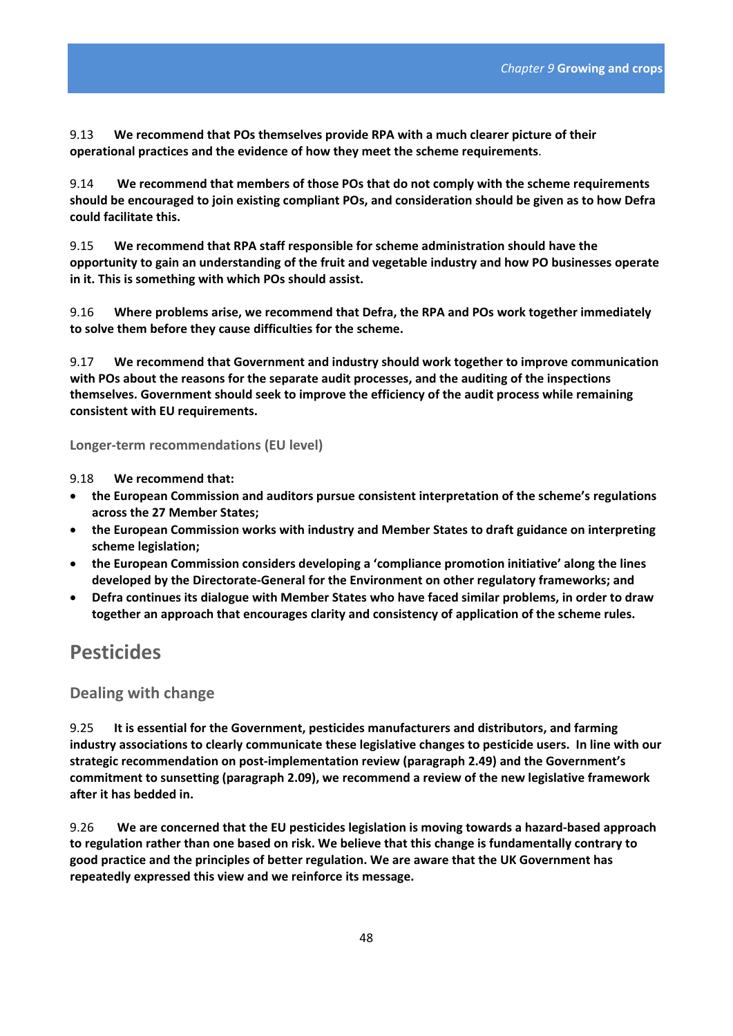9.13 **We recommend that POs themselves provide RPA with a much clearer picture of their operational practices and the evidence of how they meet the scheme requirements**.

9.14 **We recommend that members of those POs that do not comply with the scheme requirements should be encouraged to join existing compliant POs, and consideration should be given as to how Defra could facilitate this.**

9.15 **We recommend that RPA staff responsible for scheme administration should have the opportunity to gain an understanding of the fruit and vegetable industry and how PO businesses operate in it. This is something with which POs should assist.**

9.16 **Where problems arise, we recommend that Defra, the RPA and POs work together immediately to solve them before they cause difficulties for the scheme.**

9.17 **We recommend that Government and industry should work together to improve communication with POs about the reasons for the separate audit processes, and the auditing of the inspections themselves. Government should seek to improve the efficiency of the audit process while remaining consistent with EU requirements.**

### Longer-term recommendations (EU level)

9.18 **We recommend that:**

- **the European Commission and auditors pursue consistent interpretation of the scheme's regulations across the 27 Member States;**
- **the European Commission works with industry and Member States to draft guidance on interpreting scheme legislation;**
- **the European Commission considers developing a 'compliance promotion initiative' along the lines developed by the Directorate-General for the Environment on other regulatory frameworks; and**
- **Defra continues its dialogue with Member States who have faced similar problems, in order to draw together an approach that encourages clarity and consistency of application of the scheme rules.**

## Pesticides

### Dealing with change

9.25 **It is essential for the Government, pesticides manufacturers and distributors, and farming industry associations to clearly communicate these legislative changes to pesticide users. In line with our strategic recommendation on post-implementation review (paragraph 2.49) and the Government's commitment to sunsetting (paragraph 2.09), we recommend a review of the new legislative framework after it has bedded in.**

9.26 **We are concerned that the EU pesticides legislation is moving towards a hazard-based approach to regulation rather than one based on risk. We believe that this change is fundamentally contrary to good practice and the principles of better regulation. We are aware that the UK Government has repeatedly expressed this view and we reinforce its message.**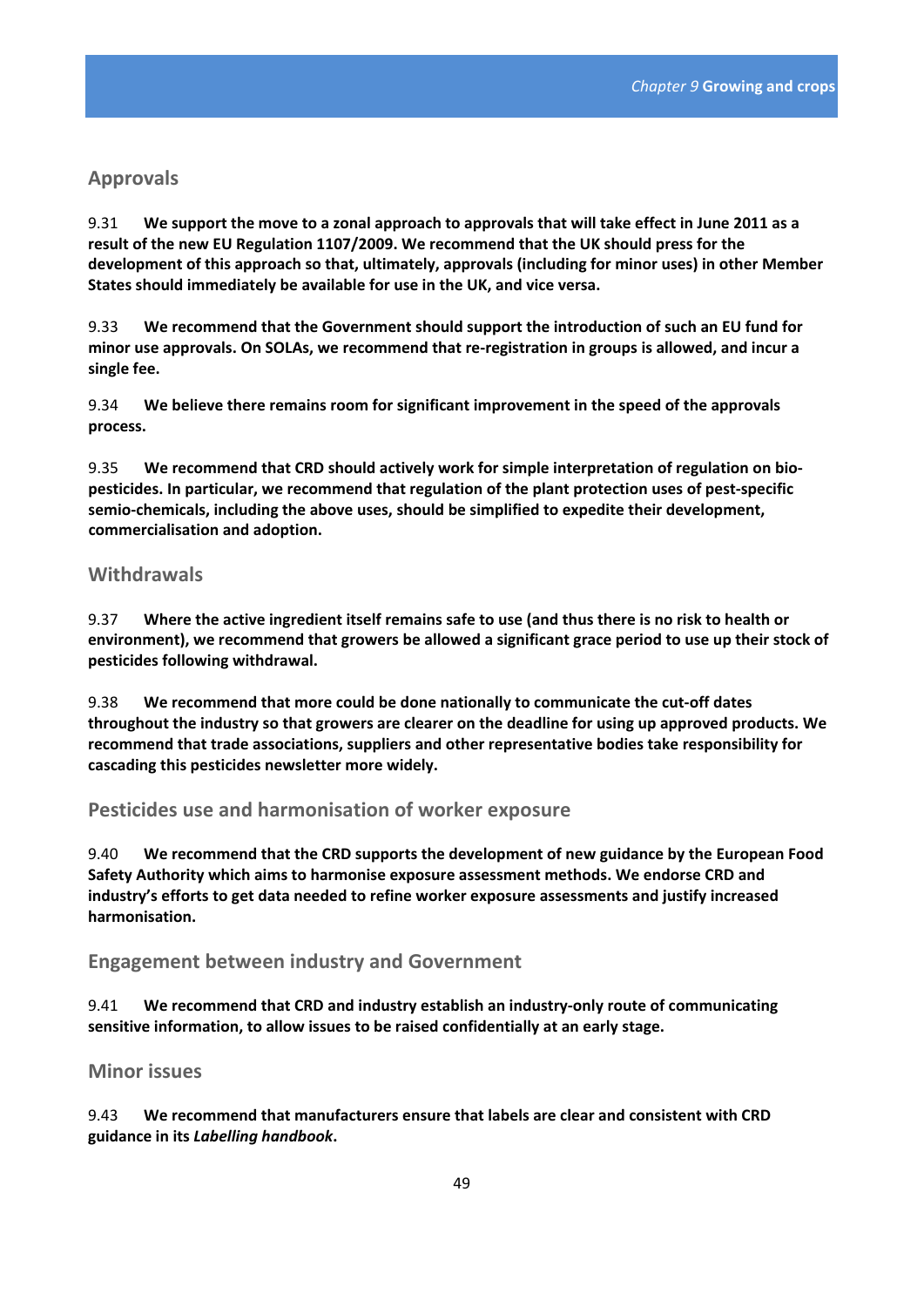## Approvals

9.31 **We support the move to a zonal approach to approvals that will take effect in June 2011 as a result of the new EU Regulation 1107/2009. We recommend that the UK should press for the development of this approach so that, ultimately, approvals (including for minor uses) in other Member States should immediately be available for use in the UK, and vice versa.**

9.33 **We recommend that the Government should support the introduction of such an EU fund for minor use approvals. On SOLAs, we recommend that re-registration in groups is allowed, and incur a single fee.**

9.34 **We believe there remains room for significant improvement in the speed of the approvals process.**

9.35 **We recommend that CRD should actively work for simple interpretation of regulation on bio-pesticides. In particular, we recommend that regulation of the plant protection uses of pest-specific semio-chemicals, including the above uses, should be simplified to expedite their development, commercialisation and adoption.**

## Withdrawals

9.37 **Where the active ingredient itself remains safe to use (and thus there is no risk to health or environment), we recommend that growers be allowed a significant grace period to use up their stock of pesticides following withdrawal.**

9.38 **We recommend that more could be done nationally to communicate the cut-off dates throughout the industry so that growers are clearer on the deadline for using up approved products. We recommend that trade associations, suppliers and other representative bodies take responsibility for cascading this pesticides newsletter more widely.**

## Pesticides use and harmonisation of worker exposure

9.40 **We recommend that the CRD supports the development of new guidance by the European Food Safety Authority which aims to harmonise exposure assessment methods. We endorse CRD and industry's efforts to get data needed to refine worker exposure assessments and justify increased harmonisation.**

## Engagement between industry and Government

9.41 **We recommend that CRD and industry establish an industry-only route of communicating sensitive information, to allow issues to be raised confidentially at an early stage.**

## Minor issues

9.43 **We recommend that manufacturers ensure that labels are clear and consistent with CRD guidance in its *Labelling handbook*.**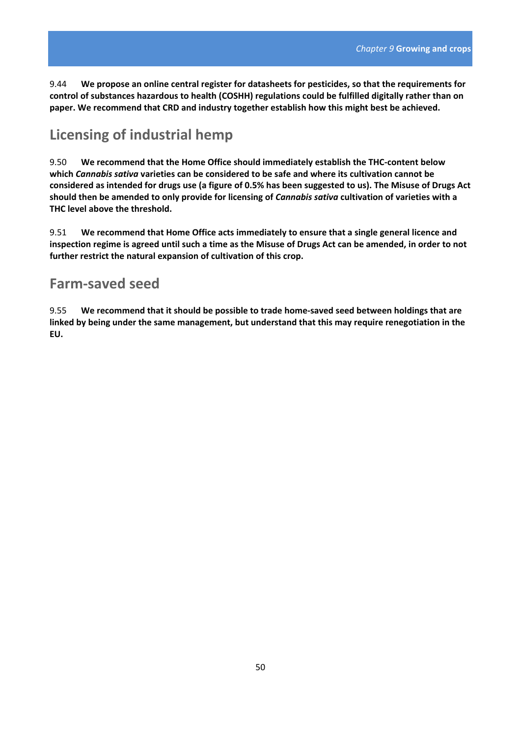9.44 **We propose an online central register for datasheets for pesticides, so that the requirements for control of substances hazardous to health (COSHH) regulations could be fulfilled digitally rather than on paper. We recommend that CRD and industry together establish how this might best be achieved.**

## Licensing of industrial hemp

9.50 **We recommend that the Home Office should immediately establish the THC-content below which *Cannabis sativa* varieties can be considered to be safe and where its cultivation cannot be considered as intended for drugs use (a figure of 0.5% has been suggested to us). The Misuse of Drugs Act should then be amended to only provide for licensing of *Cannabis sativa* cultivation of varieties with a THC level above the threshold.**

9.51 **We recommend that Home Office acts immediately to ensure that a single general licence and inspection regime is agreed until such a time as the Misuse of Drugs Act can be amended, in order to not further restrict the natural expansion of cultivation of this crop.**

## Farm-saved seed

9.55 **We recommend that it should be possible to trade home-saved seed between holdings that are linked by being under the same management, but understand that this may require renegotiation in the EU.**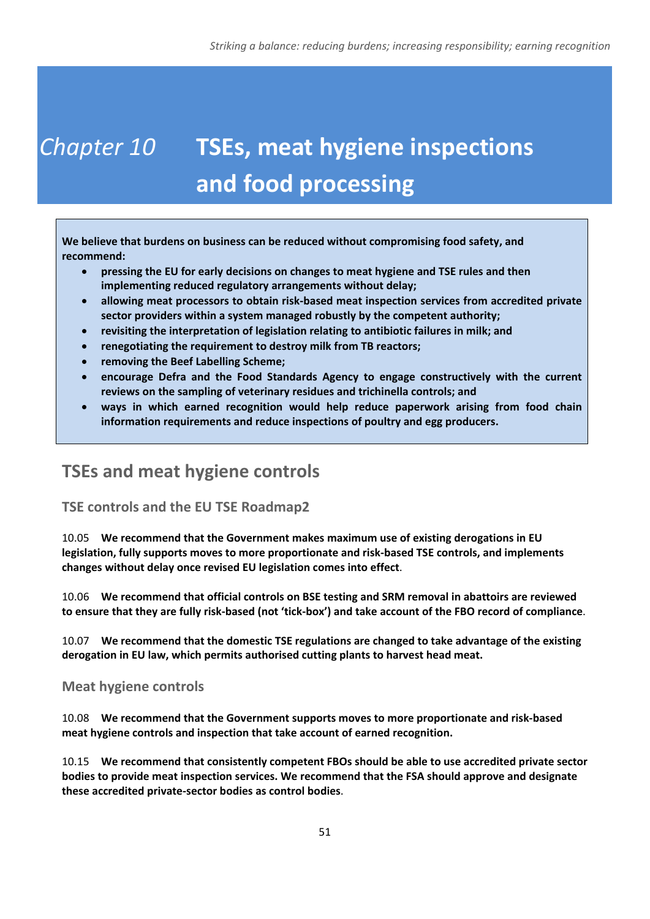# Chapter 10 TSEs, meat hygiene inspections and food processing

**We believe that burdens on business can be reduced without compromising food safety, and recommend:**

- **pressing the EU for early decisions on changes to meat hygiene and TSE rules and then implementing reduced regulatory arrangements without delay;**
- **allowing meat processors to obtain risk-based meat inspection services from accredited private sector providers within a system managed robustly by the competent authority;**
- **revisiting the interpretation of legislation relating to antibiotic failures in milk; and**
- **renegotiating the requirement to destroy milk from TB reactors;**
- **removing the Beef Labelling Scheme;**
- **encourage Defra and the Food Standards Agency to engage constructively with the current reviews on the sampling of veterinary residues and trichinella controls; and**
- **ways in which earned recognition would help reduce paperwork arising from food chain information requirements and reduce inspections of poultry and egg producers.**

## TSEs and meat hygiene controls

### TSE controls and the EU TSE Roadmap2

10.05 **We recommend that the Government makes maximum use of existing derogations in EU legislation, fully supports moves to more proportionate and risk-based TSE controls, and implements changes without delay once revised EU legislation comes into effect**.

10.06 **We recommend that official controls on BSE testing and SRM removal in abattoirs are reviewed to ensure that they are fully risk-based (not 'tick-box') and take account of the FBO record of compliance**.

10.07 **We recommend that the domestic TSE regulations are changed to take advantage of the existing derogation in EU law, which permits authorised cutting plants to harvest head meat.**

### Meat hygiene controls

10.08 **We recommend that the Government supports moves to more proportionate and risk-based meat hygiene controls and inspection that take account of earned recognition.**

10.15 **We recommend that consistently competent FBOs should be able to use accredited private sector bodies to provide meat inspection services. We recommend that the FSA should approve and designate these accredited private-sector bodies as control bodies**.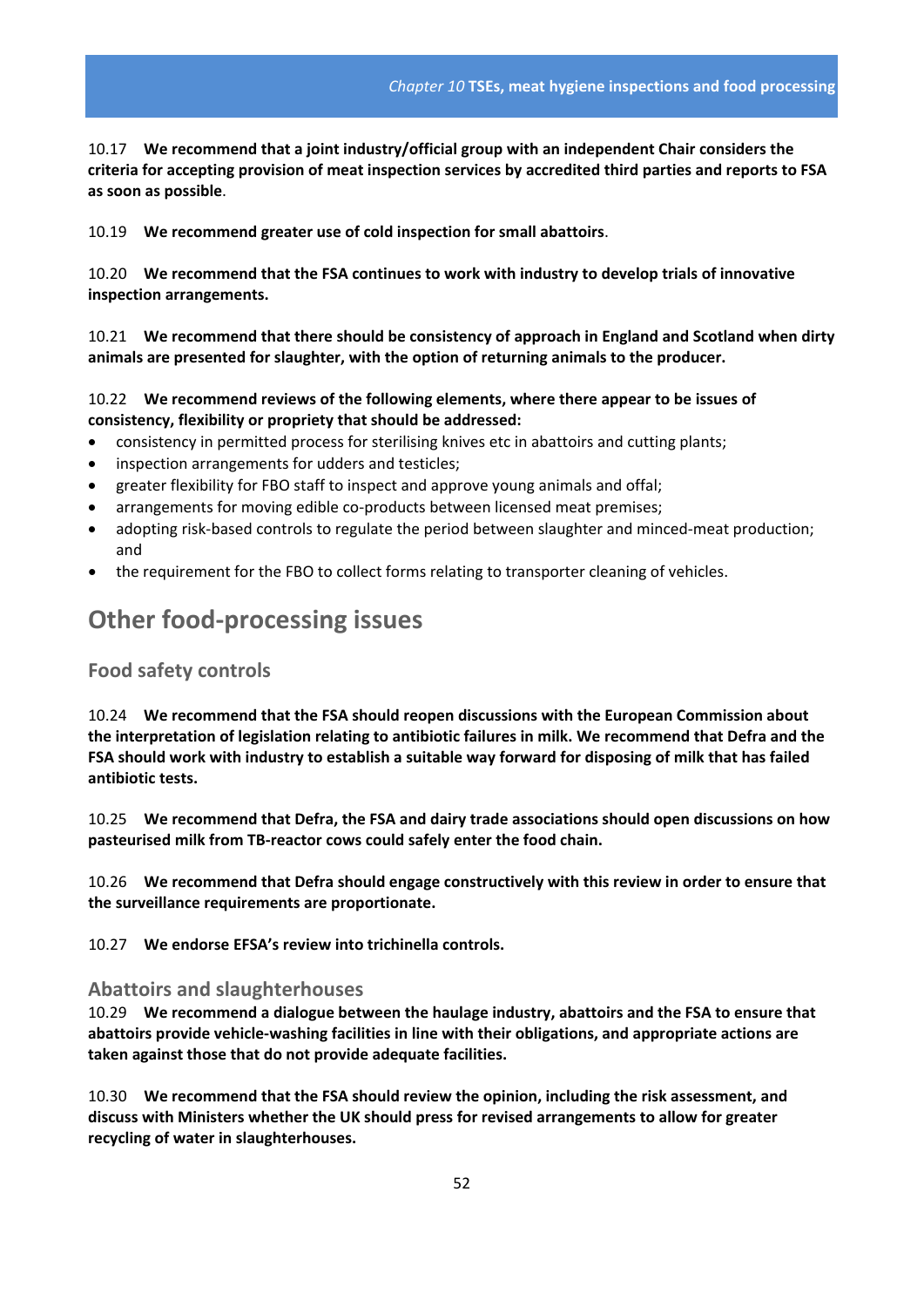10.17 **We recommend that a joint industry/official group with an independent Chair considers the criteria for accepting provision of meat inspection services by accredited third parties and reports to FSA as soon as possible**.

10.19 **We recommend greater use of cold inspection for small abattoirs**.

10.20 **We recommend that the FSA continues to work with industry to develop trials of innovative inspection arrangements.**

10.21 **We recommend that there should be consistency of approach in England and Scotland when dirty animals are presented for slaughter, with the option of returning animals to the producer.**

10.22 **We recommend reviews of the following elements, where there appear to be issues of consistency, flexibility or propriety that should be addressed:**

- consistency in permitted process for sterilising knives etc in abattoirs and cutting plants;
- inspection arrangements for udders and testicles;
- greater flexibility for FBO staff to inspect and approve young animals and offal;
- arrangements for moving edible co-products between licensed meat premises;
- adopting risk-based controls to regulate the period between slaughter and minced-meat production; and
- the requirement for the FBO to collect forms relating to transporter cleaning of vehicles.

## Other food-processing issues

### Food safety controls

10.24 **We recommend that the FSA should reopen discussions with the European Commission about the interpretation of legislation relating to antibiotic failures in milk. We recommend that Defra and the FSA should work with industry to establish a suitable way forward for disposing of milk that has failed antibiotic tests.**

10.25 **We recommend that Defra, the FSA and dairy trade associations should open discussions on how pasteurised milk from TB-reactor cows could safely enter the food chain.**

10.26 **We recommend that Defra should engage constructively with this review in order to ensure that the surveillance requirements are proportionate.**

10.27 **We endorse EFSA's review into trichinella controls.**

### Abattoirs and slaughterhouses

10.29 **We recommend a dialogue between the haulage industry, abattoirs and the FSA to ensure that abattoirs provide vehicle-washing facilities in line with their obligations, and appropriate actions are taken against those that do not provide adequate facilities.**

10.30 **We recommend that the FSA should review the opinion, including the risk assessment, and discuss with Ministers whether the UK should press for revised arrangements to allow for greater recycling of water in slaughterhouses.**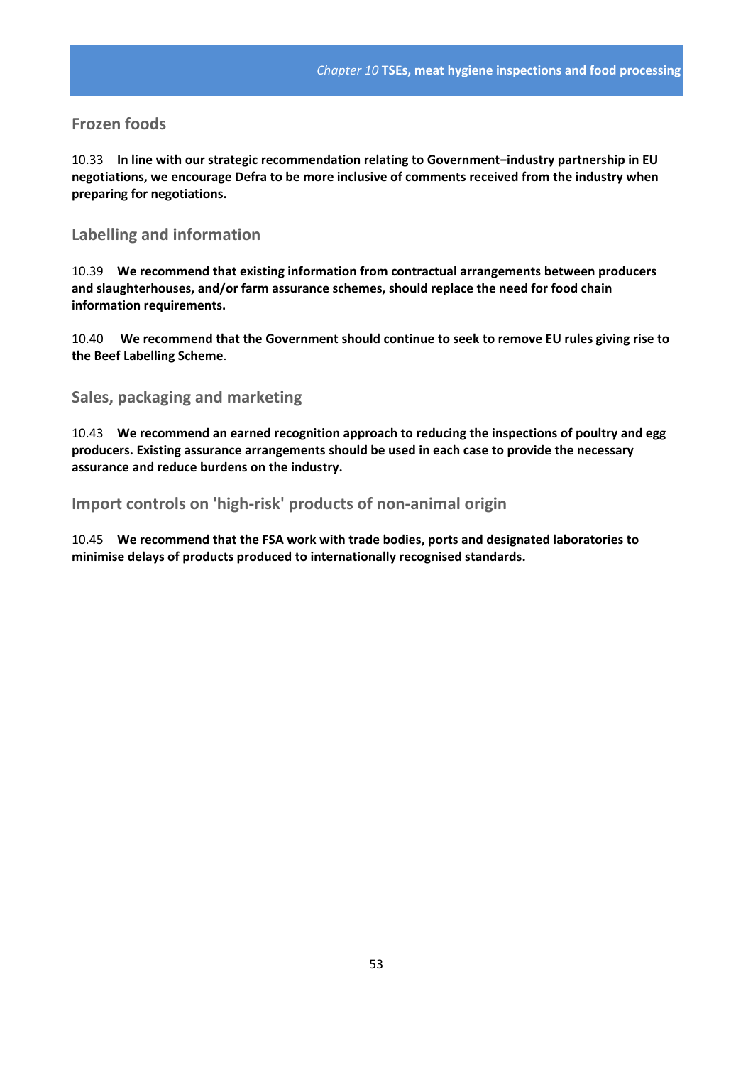## Frozen foods

10.33 **In line with our strategic recommendation relating to Government−industry partnership in EU negotiations, we encourage Defra to be more inclusive of comments received from the industry when preparing for negotiations.**

## Labelling and information

10.39 **We recommend that existing information from contractual arrangements between producers and slaughterhouses, and/or farm assurance schemes, should replace the need for food chain information requirements.**

10.40 **We recommend that the Government should continue to seek to remove EU rules giving rise to the Beef Labelling Scheme**.

## Sales, packaging and marketing

10.43 **We recommend an earned recognition approach to reducing the inspections of poultry and egg producers. Existing assurance arrangements should be used in each case to provide the necessary assurance and reduce burdens on the industry.**

## Import controls on 'high-risk' products of non-animal origin

10.45 **We recommend that the FSA work with trade bodies, ports and designated laboratories to minimise delays of products produced to internationally recognised standards.**